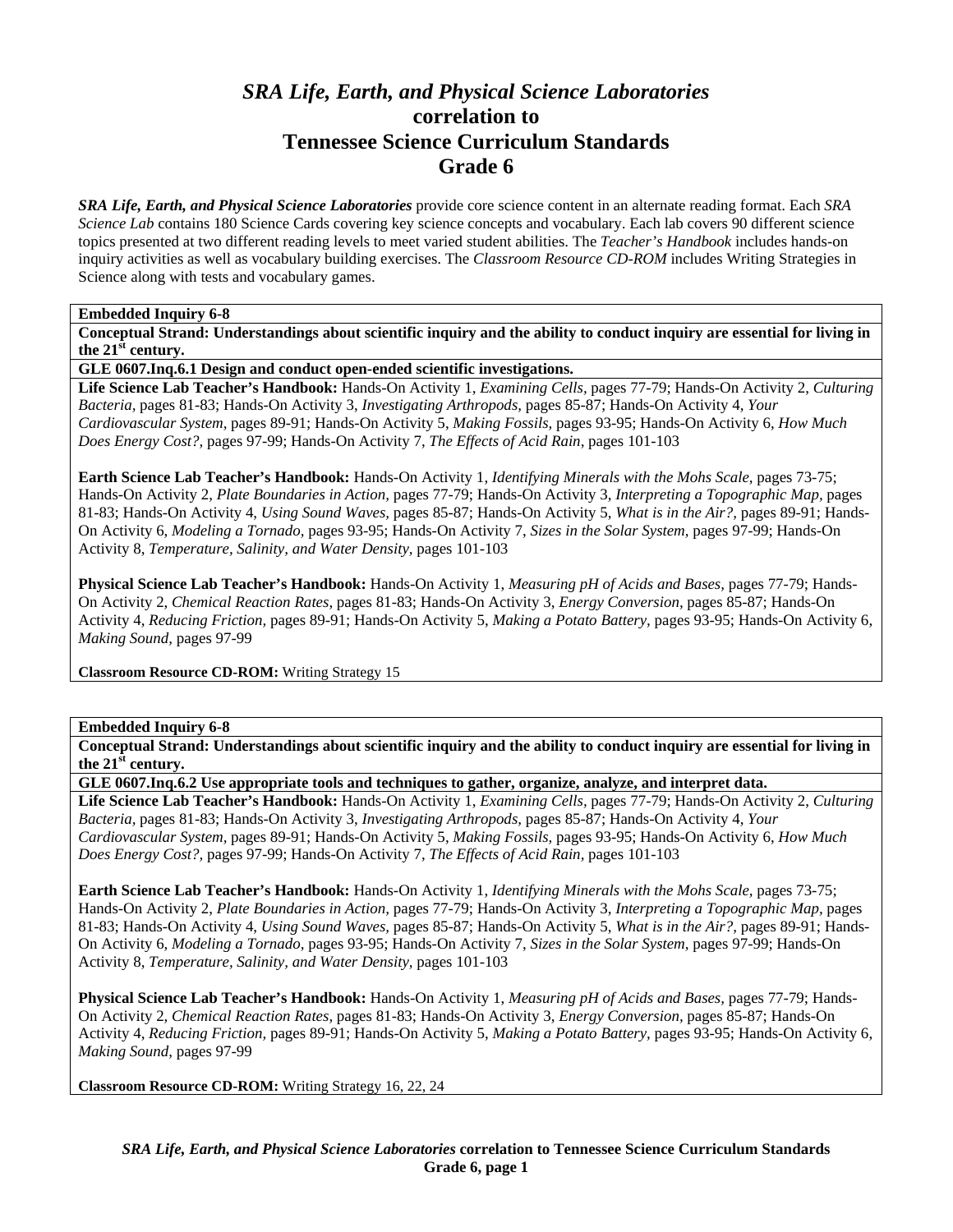# *SRA Life, Earth, and Physical Science Laboratories*
## correlation to
## Tennessee Science Curriculum Standards
## Grade 6

***SRA Life, Earth, and Physical Science Laboratories*** provide core science content in an alternate reading format. Each *SRA Science Lab* contains 180 Science Cards covering key science concepts and vocabulary. Each lab covers 90 different science topics presented at two different reading levels to meet varied student abilities. The *Teacher's Handbook* includes hands-on inquiry activities as well as vocabulary building exercises. The *Classroom Resource CD-ROM* includes Writing Strategies in Science along with tests and vocabulary games.

---

**Embedded Inquiry 6-8**

**Conceptual Strand: Understandings about scientific inquiry and the ability to conduct inquiry are essential for living in the 21st century.**

**GLE 0607.Inq.6.1 Design and conduct open-ended scientific investigations.**

**Life Science Lab Teacher's Handbook:** Hands-On Activity 1, *Examining Cells,* pages 77-79; Hands-On Activity 2, *Culturing Bacteria,* pages 81-83; Hands-On Activity 3, *Investigating Arthropods,* pages 85-87; Hands-On Activity 4, *Your Cardiovascular System,* pages 89-91; Hands-On Activity 5, *Making Fossils,* pages 93-95; Hands-On Activity 6, *How Much Does Energy Cost?,* pages 97-99; Hands-On Activity 7, *The Effects of Acid Rain,* pages 101-103

**Earth Science Lab Teacher's Handbook:** Hands-On Activity 1, *Identifying Minerals with the Mohs Scale,* pages 73-75; Hands-On Activity 2, *Plate Boundaries in Action,* pages 77-79; Hands-On Activity 3, *Interpreting a Topographic Map,* pages 81-83; Hands-On Activity 4, *Using Sound Waves,* pages 85-87; Hands-On Activity 5, *What is in the Air?,* pages 89-91; Hands-On Activity 6, *Modeling a Tornado,* pages 93-95; Hands-On Activity 7, *Sizes in the Solar System,* pages 97-99; Hands-On Activity 8, *Temperature, Salinity, and Water Density,* pages 101-103

**Physical Science Lab Teacher's Handbook:** Hands-On Activity 1, *Measuring pH of Acids and Bases,* pages 77-79; Hands-On Activity 2, *Chemical Reaction Rates,* pages 81-83; Hands-On Activity 3, *Energy Conversion,* pages 85-87; Hands-On Activity 4, *Reducing Friction,* pages 89-91; Hands-On Activity 5, *Making a Potato Battery,* pages 93-95; Hands-On Activity 6, *Making Sound,* pages 97-99

**Classroom Resource CD-ROM:** Writing Strategy 15

---

**Embedded Inquiry 6-8**

**Conceptual Strand: Understandings about scientific inquiry and the ability to conduct inquiry are essential for living in the 21st century.**

**GLE 0607.Inq.6.2 Use appropriate tools and techniques to gather, organize, analyze, and interpret data.**

**Life Science Lab Teacher's Handbook:** Hands-On Activity 1, *Examining Cells,* pages 77-79; Hands-On Activity 2, *Culturing Bacteria,* pages 81-83; Hands-On Activity 3, *Investigating Arthropods,* pages 85-87; Hands-On Activity 4, *Your Cardiovascular System,* pages 89-91; Hands-On Activity 5, *Making Fossils,* pages 93-95; Hands-On Activity 6, *How Much Does Energy Cost?,* pages 97-99; Hands-On Activity 7, *The Effects of Acid Rain,* pages 101-103

**Earth Science Lab Teacher's Handbook:** Hands-On Activity 1, *Identifying Minerals with the Mohs Scale,* pages 73-75; Hands-On Activity 2, *Plate Boundaries in Action,* pages 77-79; Hands-On Activity 3, *Interpreting a Topographic Map,* pages 81-83; Hands-On Activity 4, *Using Sound Waves,* pages 85-87; Hands-On Activity 5, *What is in the Air?,* pages 89-91; Hands-On Activity 6, *Modeling a Tornado,* pages 93-95; Hands-On Activity 7, *Sizes in the Solar System,* pages 97-99; Hands-On Activity 8, *Temperature, Salinity, and Water Density,* pages 101-103

**Physical Science Lab Teacher's Handbook:** Hands-On Activity 1, *Measuring pH of Acids and Bases,* pages 77-79; Hands-On Activity 2, *Chemical Reaction Rates,* pages 81-83; Hands-On Activity 3, *Energy Conversion,* pages 85-87; Hands-On Activity 4, *Reducing Friction,* pages 89-91; Hands-On Activity 5, *Making a Potato Battery,* pages 93-95; Hands-On Activity 6, *Making Sound,* pages 97-99

**Classroom Resource CD-ROM:** Writing Strategy 16, 22, 24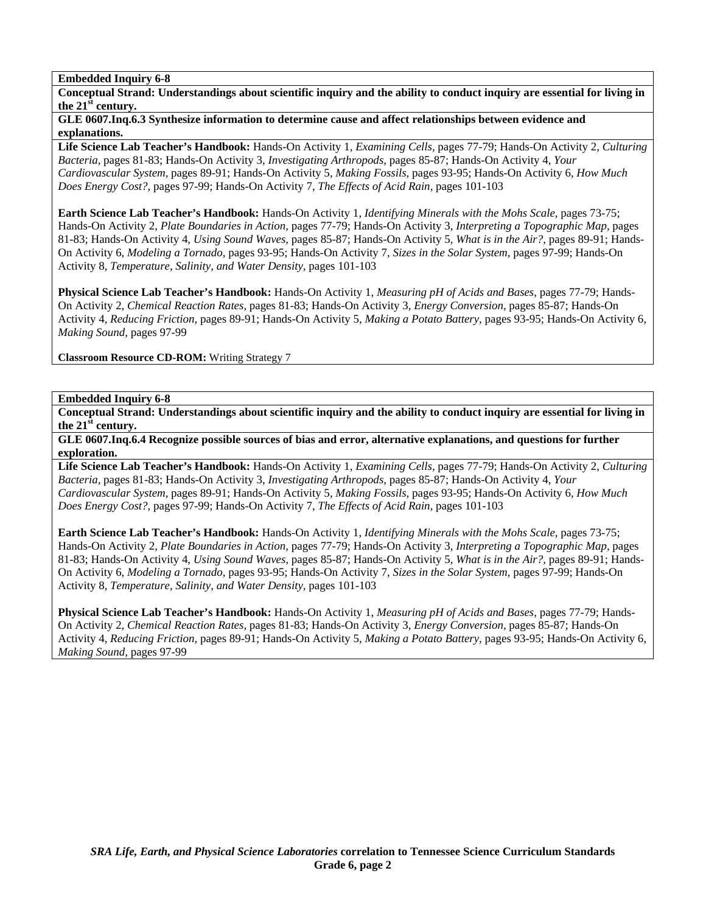**Embedded Inquiry 6-8**

**Conceptual Strand: Understandings about scientific inquiry and the ability to conduct inquiry are essential for living in the 21st century.**

**GLE 0607.Inq.6.3 Synthesize information to determine cause and affect relationships between evidence and explanations.**

**Life Science Lab Teacher's Handbook:** Hands-On Activity 1, *Examining Cells,* pages 77-79; Hands-On Activity 2, *Culturing Bacteria,* pages 81-83; Hands-On Activity 3, *Investigating Arthropods,* pages 85-87; Hands-On Activity 4, *Your Cardiovascular System,* pages 89-91; Hands-On Activity 5, *Making Fossils,* pages 93-95; Hands-On Activity 6, *How Much Does Energy Cost?,* pages 97-99; Hands-On Activity 7, *The Effects of Acid Rain,* pages 101-103

**Earth Science Lab Teacher's Handbook:** Hands-On Activity 1, *Identifying Minerals with the Mohs Scale*, pages 73-75; Hands-On Activity 2, *Plate Boundaries in Action,* pages 77-79; Hands-On Activity 3, *Interpreting a Topographic Map,* pages 81-83; Hands-On Activity 4, *Using Sound Waves,* pages 85-87; Hands-On Activity 5, *What is in the Air?,* pages 89-91; Hands-On Activity 6, *Modeling a Tornado,* pages 93-95; Hands-On Activity 7, *Sizes in the Solar System,* pages 97-99; Hands-On Activity 8, *Temperature, Salinity, and Water Density,* pages 101-103

**Physical Science Lab Teacher's Handbook:** Hands-On Activity 1, *Measuring pH of Acids and Bases,* pages 77-79; Hands-On Activity 2, *Chemical Reaction Rates,* pages 81-83; Hands-On Activity 3, *Energy Conversion,* pages 85-87; Hands-On Activity 4, *Reducing Friction,* pages 89-91; Hands-On Activity 5, *Making a Potato Battery,* pages 93-95; Hands-On Activity 6, *Making Sound,* pages 97-99

**Classroom Resource CD-ROM:** Writing Strategy 7

**Embedded Inquiry 6-8**

**Conceptual Strand: Understandings about scientific inquiry and the ability to conduct inquiry are essential for living in the 21st century.**

**GLE 0607.Inq.6.4 Recognize possible sources of bias and error, alternative explanations, and questions for further exploration.**

**Life Science Lab Teacher's Handbook:** Hands-On Activity 1, *Examining Cells,* pages 77-79; Hands-On Activity 2, *Culturing Bacteria,* pages 81-83; Hands-On Activity 3, *Investigating Arthropods,* pages 85-87; Hands-On Activity 4, *Your Cardiovascular System,* pages 89-91; Hands-On Activity 5, *Making Fossils,* pages 93-95; Hands-On Activity 6, *How Much Does Energy Cost?,* pages 97-99; Hands-On Activity 7, *The Effects of Acid Rain,* pages 101-103

**Earth Science Lab Teacher's Handbook:** Hands-On Activity 1, *Identifying Minerals with the Mohs Scale*, pages 73-75; Hands-On Activity 2, *Plate Boundaries in Action,* pages 77-79; Hands-On Activity 3, *Interpreting a Topographic Map,* pages 81-83; Hands-On Activity 4, *Using Sound Waves,* pages 85-87; Hands-On Activity 5, *What is in the Air?,* pages 89-91; Hands-On Activity 6, *Modeling a Tornado,* pages 93-95; Hands-On Activity 7, *Sizes in the Solar System,* pages 97-99; Hands-On Activity 8, *Temperature, Salinity, and Water Density,* pages 101-103

**Physical Science Lab Teacher's Handbook:** Hands-On Activity 1, *Measuring pH of Acids and Bases,* pages 77-79; Hands-On Activity 2, *Chemical Reaction Rates,* pages 81-83; Hands-On Activity 3, *Energy Conversion,* pages 85-87; Hands-On Activity 4, *Reducing Friction,* pages 89-91; Hands-On Activity 5, *Making a Potato Battery,* pages 93-95; Hands-On Activity 6, *Making Sound,* pages 97-99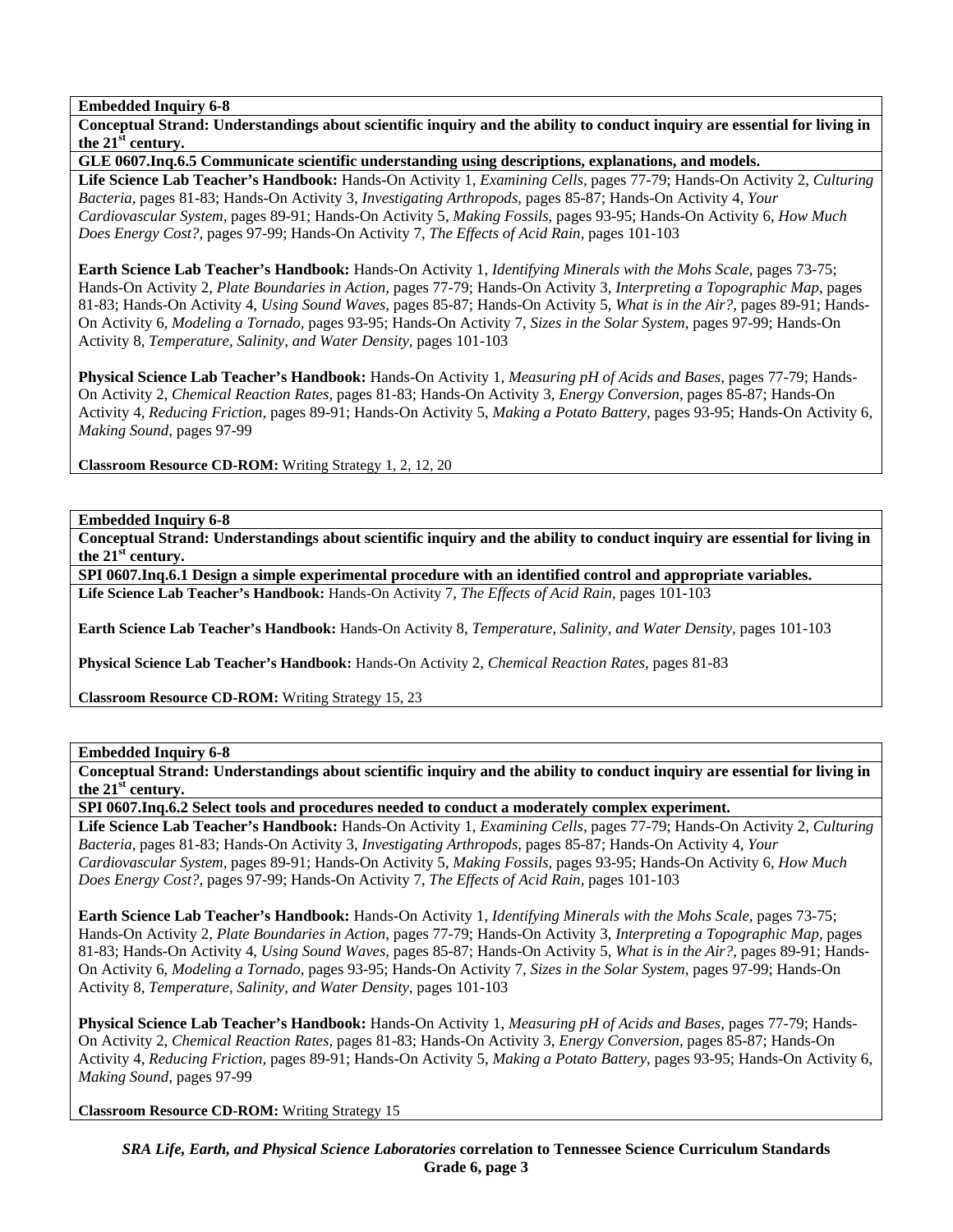**Embedded Inquiry 6-8**

**Conceptual Strand: Understandings about scientific inquiry and the ability to conduct inquiry are essential for living in the 21st century.**

**GLE 0607.Inq.6.5 Communicate scientific understanding using descriptions, explanations, and models.**

**Life Science Lab Teacher's Handbook:** Hands-On Activity 1, *Examining Cells,* pages 77-79; Hands-On Activity 2, *Culturing Bacteria,* pages 81-83; Hands-On Activity 3, *Investigating Arthropods,* pages 85-87; Hands-On Activity 4, *Your Cardiovascular System,* pages 89-91; Hands-On Activity 5, *Making Fossils,* pages 93-95; Hands-On Activity 6, *How Much Does Energy Cost?,* pages 97-99; Hands-On Activity 7, *The Effects of Acid Rain,* pages 101-103

**Earth Science Lab Teacher's Handbook:** Hands-On Activity 1, *Identifying Minerals with the Mohs Scale,* pages 73-75; Hands-On Activity 2, *Plate Boundaries in Action,* pages 77-79; Hands-On Activity 3, *Interpreting a Topographic Map,* pages 81-83; Hands-On Activity 4, *Using Sound Waves,* pages 85-87; Hands-On Activity 5, *What is in the Air?,* pages 89-91; Hands-On Activity 6, *Modeling a Tornado,* pages 93-95; Hands-On Activity 7, *Sizes in the Solar System,* pages 97-99; Hands-On Activity 8, *Temperature, Salinity, and Water Density,* pages 101-103

**Physical Science Lab Teacher's Handbook:** Hands-On Activity 1, *Measuring pH of Acids and Bases,* pages 77-79; Hands-On Activity 2, *Chemical Reaction Rates,* pages 81-83; Hands-On Activity 3, *Energy Conversion,* pages 85-87; Hands-On Activity 4, *Reducing Friction,* pages 89-91; Hands-On Activity 5, *Making a Potato Battery,* pages 93-95; Hands-On Activity 6, *Making Sound,* pages 97-99

**Classroom Resource CD-ROM:** Writing Strategy 1, 2, 12, 20

**Embedded Inquiry 6-8**

**Conceptual Strand: Understandings about scientific inquiry and the ability to conduct inquiry are essential for living in the 21st century.**

**SPI 0607.Inq.6.1 Design a simple experimental procedure with an identified control and appropriate variables.**

**Life Science Lab Teacher's Handbook:** Hands-On Activity 7, *The Effects of Acid Rain,* pages 101-103

**Earth Science Lab Teacher's Handbook:** Hands-On Activity 8, *Temperature, Salinity, and Water Density,* pages 101-103

**Physical Science Lab Teacher's Handbook:** Hands-On Activity 2, *Chemical Reaction Rates,* pages 81-83

**Classroom Resource CD-ROM:** Writing Strategy 15, 23

**Embedded Inquiry 6-8**

**Conceptual Strand: Understandings about scientific inquiry and the ability to conduct inquiry are essential for living in the 21st century.**

**SPI 0607.Inq.6.2 Select tools and procedures needed to conduct a moderately complex experiment.**

**Life Science Lab Teacher's Handbook:** Hands-On Activity 1, *Examining Cells,* pages 77-79; Hands-On Activity 2, *Culturing Bacteria,* pages 81-83; Hands-On Activity 3, *Investigating Arthropods,* pages 85-87; Hands-On Activity 4, *Your Cardiovascular System,* pages 89-91; Hands-On Activity 5, *Making Fossils,* pages 93-95; Hands-On Activity 6, *How Much Does Energy Cost?,* pages 97-99; Hands-On Activity 7, *The Effects of Acid Rain,* pages 101-103

**Earth Science Lab Teacher's Handbook:** Hands-On Activity 1, *Identifying Minerals with the Mohs Scale,* pages 73-75; Hands-On Activity 2, *Plate Boundaries in Action,* pages 77-79; Hands-On Activity 3, *Interpreting a Topographic Map,* pages 81-83; Hands-On Activity 4, *Using Sound Waves,* pages 85-87; Hands-On Activity 5, *What is in the Air?,* pages 89-91; Hands-On Activity 6, *Modeling a Tornado,* pages 93-95; Hands-On Activity 7, *Sizes in the Solar System,* pages 97-99; Hands-On Activity 8, *Temperature, Salinity, and Water Density,* pages 101-103

**Physical Science Lab Teacher's Handbook:** Hands-On Activity 1, *Measuring pH of Acids and Bases,* pages 77-79; Hands-On Activity 2, *Chemical Reaction Rates,* pages 81-83; Hands-On Activity 3, *Energy Conversion,* pages 85-87; Hands-On Activity 4, *Reducing Friction,* pages 89-91; Hands-On Activity 5, *Making a Potato Battery,* pages 93-95; Hands-On Activity 6, *Making Sound,* pages 97-99

**Classroom Resource CD-ROM:** Writing Strategy 15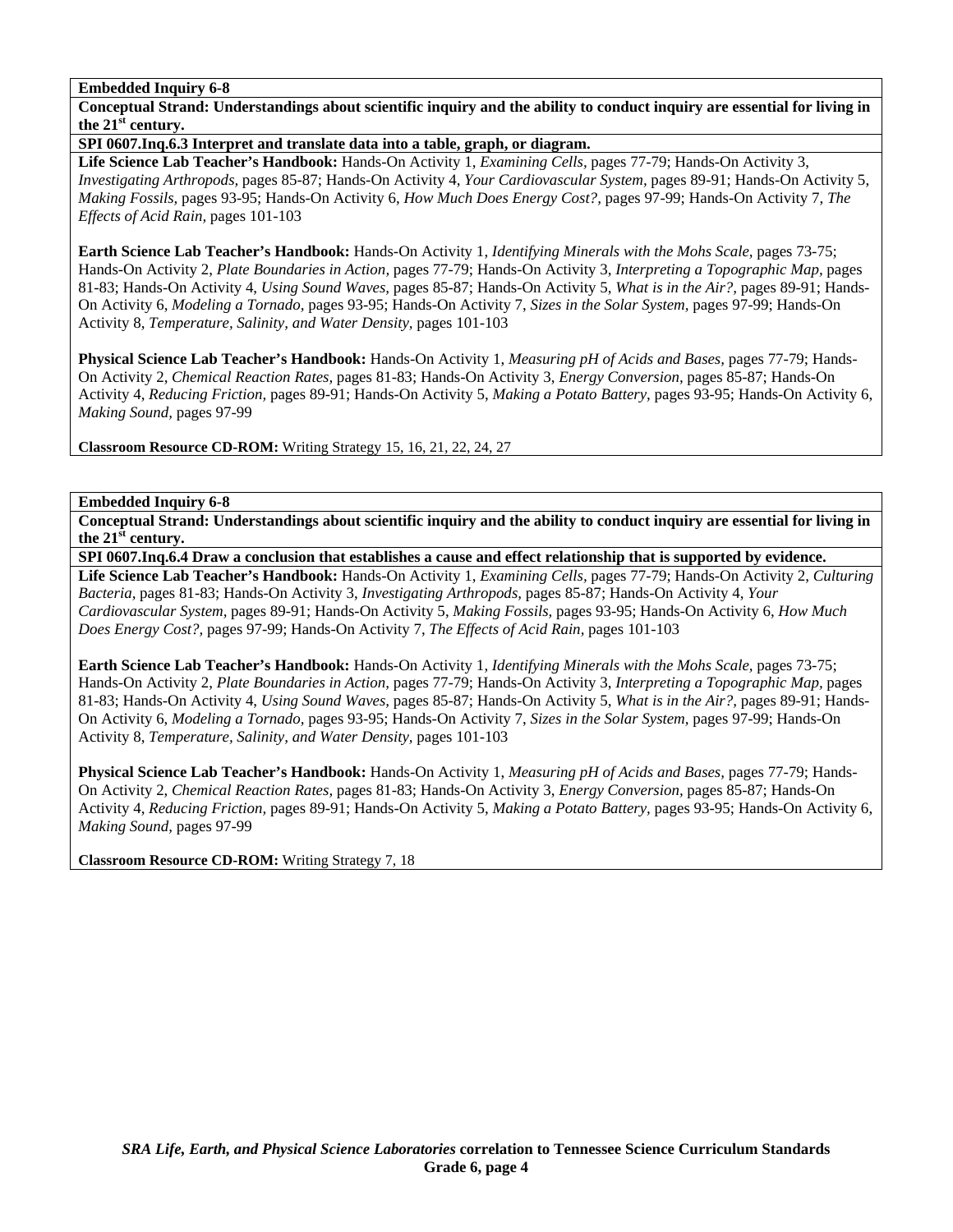**Embedded Inquiry 6-8**

**Conceptual Strand: Understandings about scientific inquiry and the ability to conduct inquiry are essential for living in the 21st century.**

**SPI 0607.Inq.6.3 Interpret and translate data into a table, graph, or diagram.**

**Life Science Lab Teacher's Handbook:** Hands-On Activity 1, *Examining Cells,* pages 77-79; Hands-On Activity 3, *Investigating Arthropods,* pages 85-87; Hands-On Activity 4, *Your Cardiovascular System,* pages 89-91; Hands-On Activity 5, *Making Fossils,* pages 93-95; Hands-On Activity 6, *How Much Does Energy Cost?,* pages 97-99; Hands-On Activity 7, *The Effects of Acid Rain,* pages 101-103

**Earth Science Lab Teacher's Handbook:** Hands-On Activity 1, *Identifying Minerals with the Mohs Scale,* pages 73-75; Hands-On Activity 2, *Plate Boundaries in Action,* pages 77-79; Hands-On Activity 3, *Interpreting a Topographic Map,* pages 81-83; Hands-On Activity 4, *Using Sound Waves,* pages 85-87; Hands-On Activity 5, *What is in the Air?,* pages 89-91; Hands-On Activity 6, *Modeling a Tornado,* pages 93-95; Hands-On Activity 7, *Sizes in the Solar System,* pages 97-99; Hands-On Activity 8, *Temperature, Salinity, and Water Density,* pages 101-103

**Physical Science Lab Teacher's Handbook:** Hands-On Activity 1, *Measuring pH of Acids and Bases,* pages 77-79; Hands-On Activity 2, *Chemical Reaction Rates,* pages 81-83; Hands-On Activity 3, *Energy Conversion,* pages 85-87; Hands-On Activity 4, *Reducing Friction,* pages 89-91; Hands-On Activity 5, *Making a Potato Battery,* pages 93-95; Hands-On Activity 6, *Making Sound,* pages 97-99

**Classroom Resource CD-ROM:** Writing Strategy 15, 16, 21, 22, 24, 27

**Embedded Inquiry 6-8**

**Conceptual Strand: Understandings about scientific inquiry and the ability to conduct inquiry are essential for living in the 21st century.**

**SPI 0607.Inq.6.4 Draw a conclusion that establishes a cause and effect relationship that is supported by evidence.**

**Life Science Lab Teacher's Handbook:** Hands-On Activity 1, *Examining Cells,* pages 77-79; Hands-On Activity 2, *Culturing Bacteria,* pages 81-83; Hands-On Activity 3, *Investigating Arthropods,* pages 85-87; Hands-On Activity 4, *Your Cardiovascular System,* pages 89-91; Hands-On Activity 5, *Making Fossils,* pages 93-95; Hands-On Activity 6, *How Much Does Energy Cost?,* pages 97-99; Hands-On Activity 7, *The Effects of Acid Rain,* pages 101-103

**Earth Science Lab Teacher's Handbook:** Hands-On Activity 1, *Identifying Minerals with the Mohs Scale,* pages 73-75; Hands-On Activity 2, *Plate Boundaries in Action,* pages 77-79; Hands-On Activity 3, *Interpreting a Topographic Map,* pages 81-83; Hands-On Activity 4, *Using Sound Waves,* pages 85-87; Hands-On Activity 5, *What is in the Air?,* pages 89-91; Hands-On Activity 6, *Modeling a Tornado,* pages 93-95; Hands-On Activity 7, *Sizes in the Solar System,* pages 97-99; Hands-On Activity 8, *Temperature, Salinity, and Water Density,* pages 101-103

**Physical Science Lab Teacher's Handbook:** Hands-On Activity 1, *Measuring pH of Acids and Bases,* pages 77-79; Hands-On Activity 2, *Chemical Reaction Rates,* pages 81-83; Hands-On Activity 3, *Energy Conversion,* pages 85-87; Hands-On Activity 4, *Reducing Friction,* pages 89-91; Hands-On Activity 5, *Making a Potato Battery,* pages 93-95; Hands-On Activity 6, *Making Sound,* pages 97-99

**Classroom Resource CD-ROM:** Writing Strategy 7, 18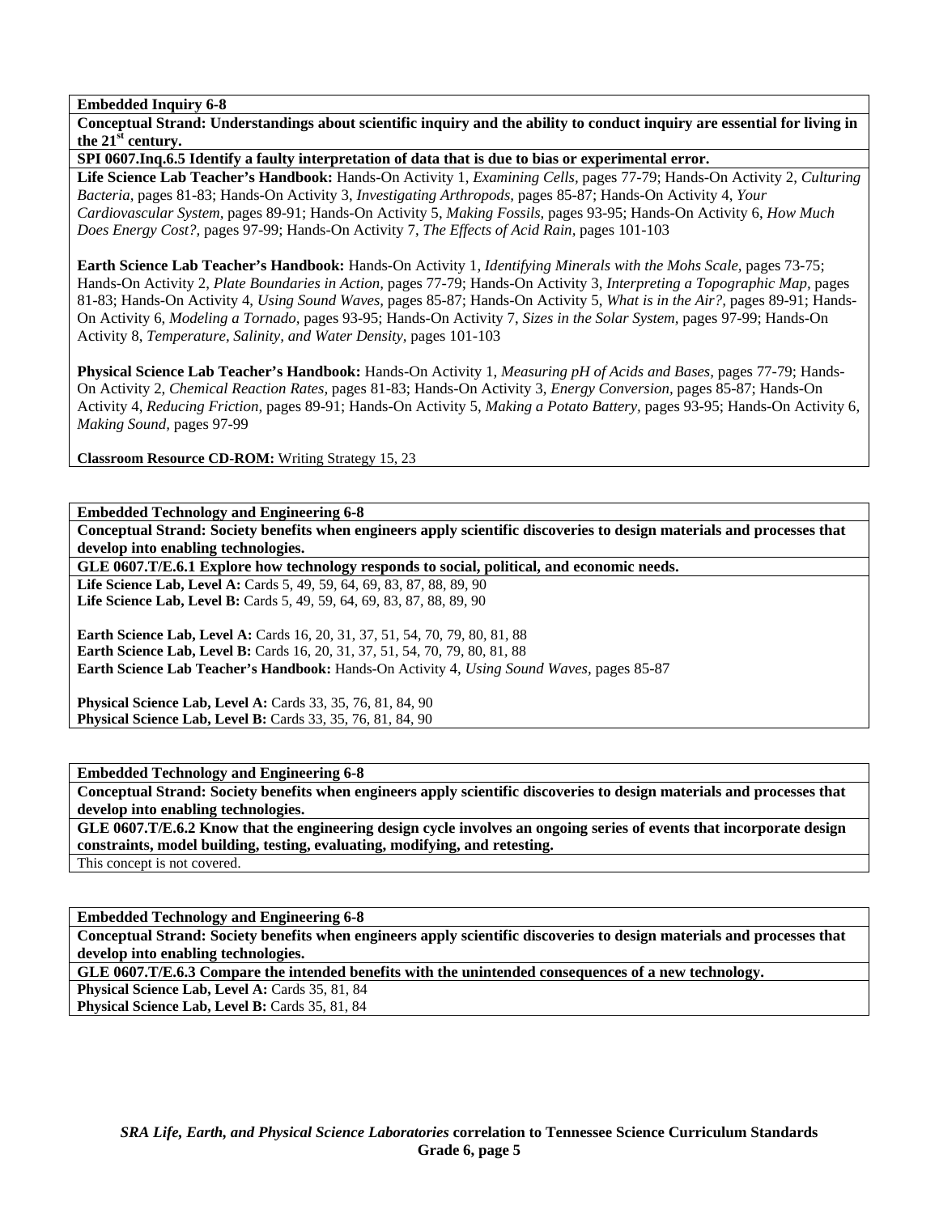**Embedded Inquiry 6-8**

**Conceptual Strand: Understandings about scientific inquiry and the ability to conduct inquiry are essential for living in the 21st century.**

**SPI 0607.Inq.6.5 Identify a faulty interpretation of data that is due to bias or experimental error.**

**Life Science Lab Teacher's Handbook:** Hands-On Activity 1, *Examining Cells,* pages 77-79; Hands-On Activity 2, *Culturing Bacteria,* pages 81-83; Hands-On Activity 3, *Investigating Arthropods,* pages 85-87; Hands-On Activity 4, *Your Cardiovascular System,* pages 89-91; Hands-On Activity 5, *Making Fossils,* pages 93-95; Hands-On Activity 6, *How Much Does Energy Cost?,* pages 97-99; Hands-On Activity 7, *The Effects of Acid Rain,* pages 101-103

**Earth Science Lab Teacher's Handbook:** Hands-On Activity 1, *Identifying Minerals with the Mohs Scale,* pages 73-75; Hands-On Activity 2, *Plate Boundaries in Action,* pages 77-79; Hands-On Activity 3, *Interpreting a Topographic Map,* pages 81-83; Hands-On Activity 4, *Using Sound Waves,* pages 85-87; Hands-On Activity 5, *What is in the Air?,* pages 89-91; Hands-On Activity 6, *Modeling a Tornado,* pages 93-95; Hands-On Activity 7, *Sizes in the Solar System,* pages 97-99; Hands-On Activity 8, *Temperature, Salinity, and Water Density,* pages 101-103

**Physical Science Lab Teacher's Handbook:** Hands-On Activity 1, *Measuring pH of Acids and Bases,* pages 77-79; Hands-On Activity 2, *Chemical Reaction Rates,* pages 81-83; Hands-On Activity 3, *Energy Conversion,* pages 85-87; Hands-On Activity 4, *Reducing Friction,* pages 89-91; Hands-On Activity 5, *Making a Potato Battery,* pages 93-95; Hands-On Activity 6, *Making Sound,* pages 97-99

**Classroom Resource CD-ROM:** Writing Strategy 15, 23

---

**Embedded Technology and Engineering 6-8**

**Conceptual Strand: Society benefits when engineers apply scientific discoveries to design materials and processes that develop into enabling technologies.**

**GLE 0607.T/E.6.1 Explore how technology responds to social, political, and economic needs.**

**Life Science Lab, Level A:** Cards 5, 49, 59, 64, 69, 83, 87, 88, 89, 90
**Life Science Lab, Level B:** Cards 5, 49, 59, 64, 69, 83, 87, 88, 89, 90

**Earth Science Lab, Level A:** Cards 16, 20, 31, 37, 51, 54, 70, 79, 80, 81, 88
**Earth Science Lab, Level B:** Cards 16, 20, 31, 37, 51, 54, 70, 79, 80, 81, 88
**Earth Science Lab Teacher's Handbook:** Hands-On Activity 4, *Using Sound Waves,* pages 85-87

**Physical Science Lab, Level A:** Cards 33, 35, 76, 81, 84, 90
**Physical Science Lab, Level B:** Cards 33, 35, 76, 81, 84, 90

---

**Embedded Technology and Engineering 6-8**

**Conceptual Strand: Society benefits when engineers apply scientific discoveries to design materials and processes that develop into enabling technologies.**

**GLE 0607.T/E.6.2 Know that the engineering design cycle involves an ongoing series of events that incorporate design constraints, model building, testing, evaluating, modifying, and retesting.**

This concept is not covered.

---

**Embedded Technology and Engineering 6-8**

**Conceptual Strand: Society benefits when engineers apply scientific discoveries to design materials and processes that develop into enabling technologies.**

**GLE 0607.T/E.6.3 Compare the intended benefits with the unintended consequences of a new technology.**

**Physical Science Lab, Level A:** Cards 35, 81, 84
**Physical Science Lab, Level B:** Cards 35, 81, 84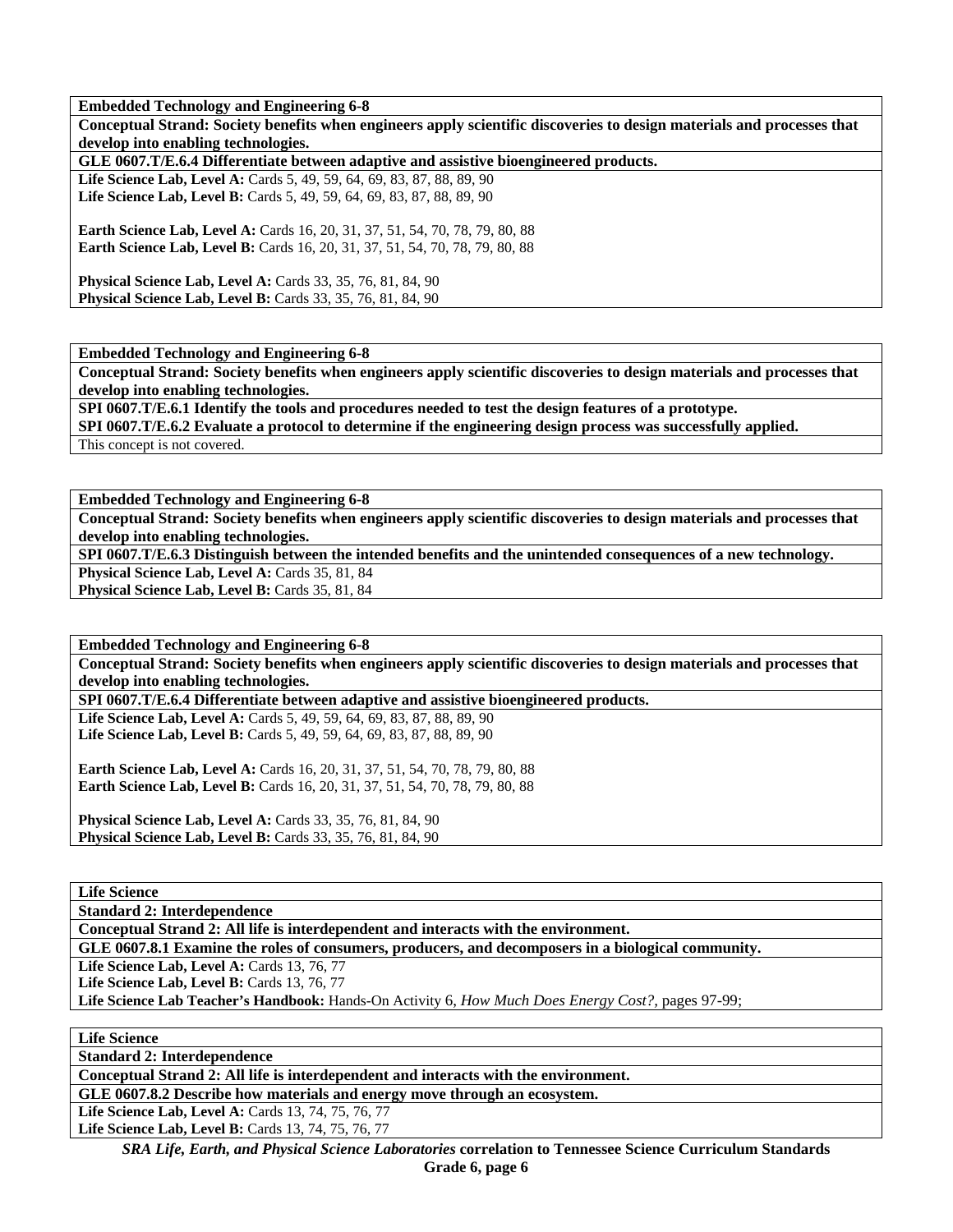**Embedded Technology and Engineering 6-8**

**Conceptual Strand: Society benefits when engineers apply scientific discoveries to design materials and processes that develop into enabling technologies.**

**GLE 0607.T/E.6.4 Differentiate between adaptive and assistive bioengineered products.**

**Life Science Lab, Level A:** Cards 5, 49, 59, 64, 69, 83, 87, 88, 89, 90
**Life Science Lab, Level B:** Cards 5, 49, 59, 64, 69, 83, 87, 88, 89, 90

**Earth Science Lab, Level A:** Cards 16, 20, 31, 37, 51, 54, 70, 78, 79, 80, 88
**Earth Science Lab, Level B:** Cards 16, 20, 31, 37, 51, 54, 70, 78, 79, 80, 88

**Physical Science Lab, Level A:** Cards 33, 35, 76, 81, 84, 90
**Physical Science Lab, Level B:** Cards 33, 35, 76, 81, 84, 90

---

**Embedded Technology and Engineering 6-8**

**Conceptual Strand: Society benefits when engineers apply scientific discoveries to design materials and processes that develop into enabling technologies.**

**SPI 0607.T/E.6.1 Identify the tools and procedures needed to test the design features of a prototype.**

**SPI 0607.T/E.6.2 Evaluate a protocol to determine if the engineering design process was successfully applied.**

This concept is not covered.

---

**Embedded Technology and Engineering 6-8**

**Conceptual Strand: Society benefits when engineers apply scientific discoveries to design materials and processes that develop into enabling technologies.**

**SPI 0607.T/E.6.3 Distinguish between the intended benefits and the unintended consequences of a new technology.**

**Physical Science Lab, Level A:** Cards 35, 81, 84
**Physical Science Lab, Level B:** Cards 35, 81, 84

---

**Embedded Technology and Engineering 6-8**

**Conceptual Strand: Society benefits when engineers apply scientific discoveries to design materials and processes that develop into enabling technologies.**

**SPI 0607.T/E.6.4 Differentiate between adaptive and assistive bioengineered products.**

**Life Science Lab, Level A:** Cards 5, 49, 59, 64, 69, 83, 87, 88, 89, 90
**Life Science Lab, Level B:** Cards 5, 49, 59, 64, 69, 83, 87, 88, 89, 90

**Earth Science Lab, Level A:** Cards 16, 20, 31, 37, 51, 54, 70, 78, 79, 80, 88
**Earth Science Lab, Level B:** Cards 16, 20, 31, 37, 51, 54, 70, 78, 79, 80, 88

**Physical Science Lab, Level A:** Cards 33, 35, 76, 81, 84, 90
**Physical Science Lab, Level B:** Cards 33, 35, 76, 81, 84, 90

---

**Life Science**

**Standard 2: Interdependence**

**Conceptual Strand 2: All life is interdependent and interacts with the environment.**

**GLE 0607.8.1 Examine the roles of consumers, producers, and decomposers in a biological community.**

**Life Science Lab, Level A:** Cards 13, 76, 77
**Life Science Lab, Level B:** Cards 13, 76, 77
**Life Science Lab Teacher's Handbook:** Hands-On Activity 6, *How Much Does Energy Cost?,* pages 97-99;

---

**Life Science**

**Standard 2: Interdependence**

**Conceptual Strand 2: All life is interdependent and interacts with the environment.**

**GLE 0607.8.2 Describe how materials and energy move through an ecosystem.**

**Life Science Lab, Level A:** Cards 13, 74, 75, 76, 77
**Life Science Lab, Level B:** Cards 13, 74, 75, 76, 77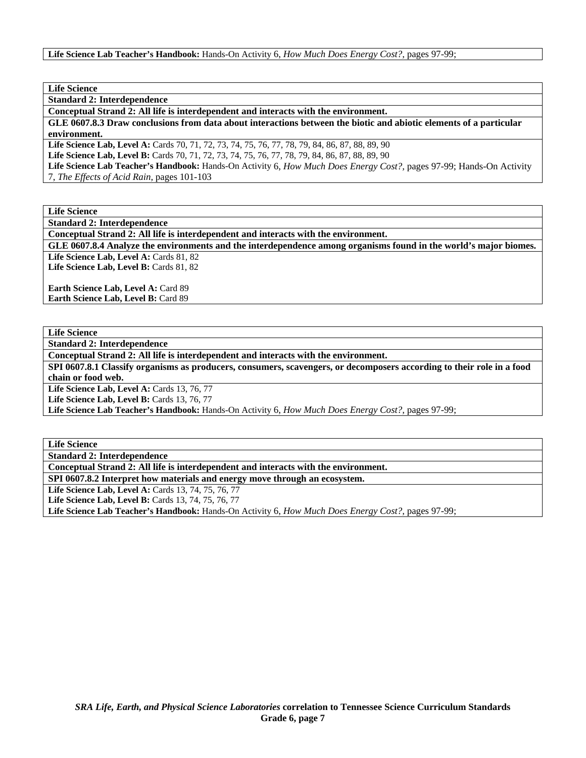**Life Science Lab Teacher's Handbook:** Hands-On Activity 6, *How Much Does Energy Cost?,* pages 97-99;

**Life Science**

**Standard 2: Interdependence**

**Conceptual Strand 2: All life is interdependent and interacts with the environment.**

**GLE 0607.8.3 Draw conclusions from data about interactions between the biotic and abiotic elements of a particular environment.**

**Life Science Lab, Level A:** Cards 70, 71, 72, 73, 74, 75, 76, 77, 78, 79, 84, 86, 87, 88, 89, 90
**Life Science Lab, Level B:** Cards 70, 71, 72, 73, 74, 75, 76, 77, 78, 79, 84, 86, 87, 88, 89, 90
**Life Science Lab Teacher's Handbook:** Hands-On Activity 6, *How Much Does Energy Cost?,* pages 97-99; Hands-On Activity 7, *The Effects of Acid Rain,* pages 101-103

**Life Science**

**Standard 2: Interdependence**

**Conceptual Strand 2: All life is interdependent and interacts with the environment.**

**GLE 0607.8.4 Analyze the environments and the interdependence among organisms found in the world's major biomes.**

**Life Science Lab, Level A:** Cards 81, 82
**Life Science Lab, Level B:** Cards 81, 82

**Earth Science Lab, Level A:** Card 89
**Earth Science Lab, Level B:** Card 89

**Life Science**

**Standard 2: Interdependence**

**Conceptual Strand 2: All life is interdependent and interacts with the environment.**

**SPI 0607.8.1 Classify organisms as producers, consumers, scavengers, or decomposers according to their role in a food chain or food web.**

**Life Science Lab, Level A:** Cards 13, 76, 77
**Life Science Lab, Level B:** Cards 13, 76, 77
**Life Science Lab Teacher's Handbook:** Hands-On Activity 6, *How Much Does Energy Cost?,* pages 97-99;

**Life Science**

**Standard 2: Interdependence**

**Conceptual Strand 2: All life is interdependent and interacts with the environment.**

**SPI 0607.8.2 Interpret how materials and energy move through an ecosystem.**

**Life Science Lab, Level A:** Cards 13, 74, 75, 76, 77
**Life Science Lab, Level B:** Cards 13, 74, 75, 76, 77
**Life Science Lab Teacher's Handbook:** Hands-On Activity 6, *How Much Does Energy Cost?,* pages 97-99;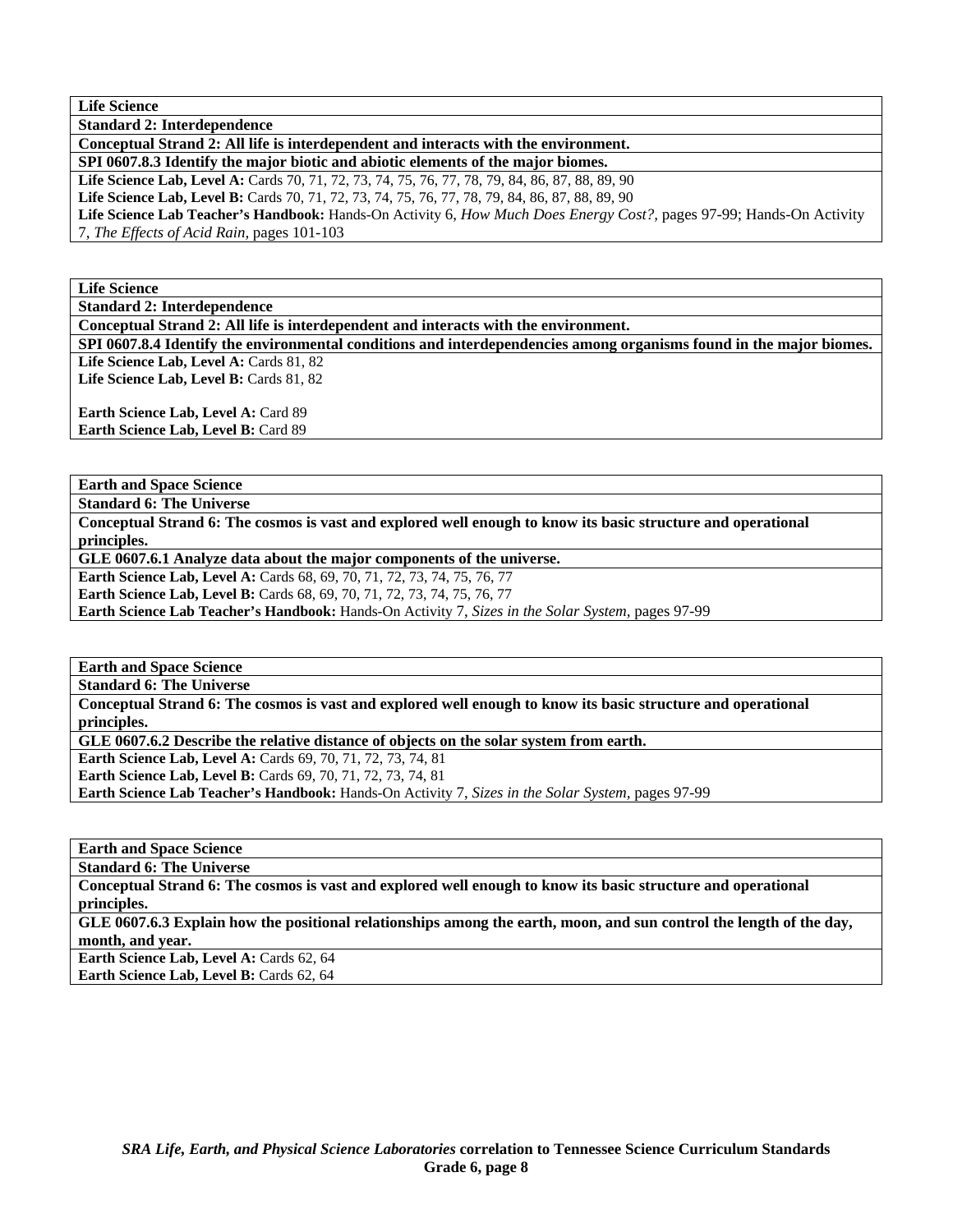| **Life Science** |
|---|
| **Standard 2: Interdependence** |
| **Conceptual Strand 2: All life is interdependent and interacts with the environment.** |
| **SPI 0607.8.3 Identify the major biotic and abiotic elements of the major biomes.** |
| **Life Science Lab, Level A:** Cards 70, 71, 72, 73, 74, 75, 76, 77, 78, 79, 84, 86, 87, 88, 89, 90<br>**Life Science Lab, Level B:** Cards 70, 71, 72, 73, 74, 75, 76, 77, 78, 79, 84, 86, 87, 88, 89, 90<br>**Life Science Lab Teacher's Handbook:** Hands-On Activity 6, *How Much Does Energy Cost?,* pages 97-99; Hands-On Activity 7, *The Effects of Acid Rain,* pages 101-103 |

| **Life Science** |
|---|
| **Standard 2: Interdependence** |
| **Conceptual Strand 2: All life is interdependent and interacts with the environment.** |
| **SPI 0607.8.4 Identify the environmental conditions and interdependencies among organisms found in the major biomes.** |
| **Life Science Lab, Level A:** Cards 81, 82<br>**Life Science Lab, Level B:** Cards 81, 82<br><br>**Earth Science Lab, Level A:** Card 89<br>**Earth Science Lab, Level B:** Card 89 |

| **Earth and Space Science** |
|---|
| **Standard 6: The Universe** |
| **Conceptual Strand 6: The cosmos is vast and explored well enough to know its basic structure and operational principles.** |
| **GLE 0607.6.1 Analyze data about the major components of the universe.** |
| **Earth Science Lab, Level A:** Cards 68, 69, 70, 71, 72, 73, 74, 75, 76, 77<br>**Earth Science Lab, Level B:** Cards 68, 69, 70, 71, 72, 73, 74, 75, 76, 77<br>**Earth Science Lab Teacher's Handbook:** Hands-On Activity 7, *Sizes in the Solar System,* pages 97-99 |

| **Earth and Space Science** |
|---|
| **Standard 6: The Universe** |
| **Conceptual Strand 6: The cosmos is vast and explored well enough to know its basic structure and operational principles.** |
| **GLE 0607.6.2 Describe the relative distance of objects on the solar system from earth.** |
| **Earth Science Lab, Level A:** Cards 69, 70, 71, 72, 73, 74, 81<br>**Earth Science Lab, Level B:** Cards 69, 70, 71, 72, 73, 74, 81<br>**Earth Science Lab Teacher's Handbook:** Hands-On Activity 7, *Sizes in the Solar System,* pages 97-99 |

| **Earth and Space Science** |
|---|
| **Standard 6: The Universe** |
| **Conceptual Strand 6: The cosmos is vast and explored well enough to know its basic structure and operational principles.** |
| **GLE 0607.6.3 Explain how the positional relationships among the earth, moon, and sun control the length of the day, month, and year.** |
| **Earth Science Lab, Level A:** Cards 62, 64<br>**Earth Science Lab, Level B:** Cards 62, 64 |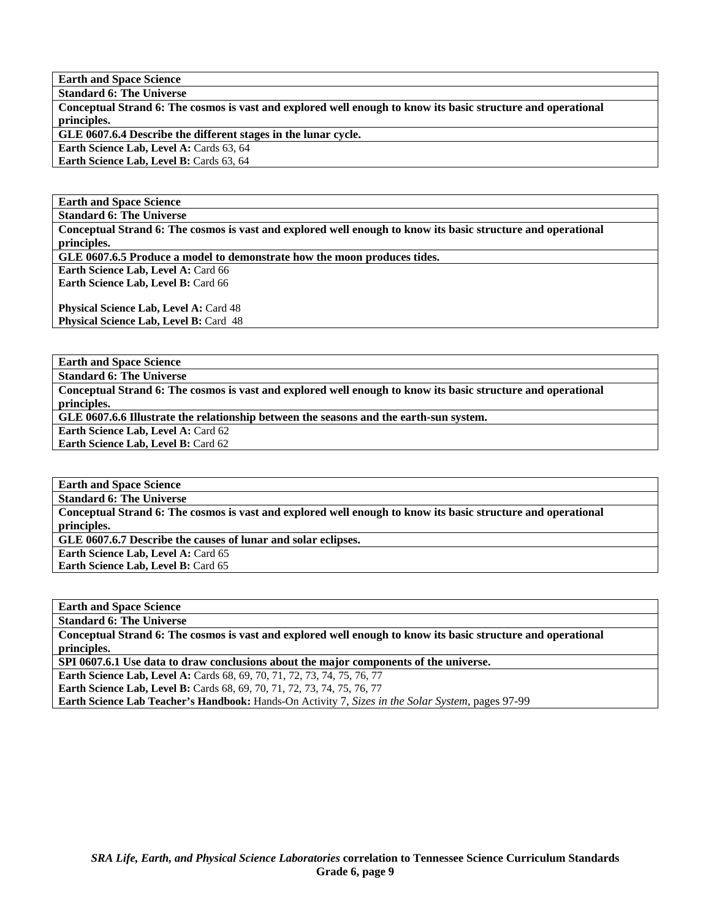| **Earth and Space Science** |
|---|
| **Standard 6: The Universe** |
| **Conceptual Strand 6: The cosmos is vast and explored well enough to know its basic structure and operational principles.** |
| **GLE 0607.6.4 Describe the different stages in the lunar cycle.** |
| **Earth Science Lab, Level A:** Cards 63, 64<br>**Earth Science Lab, Level B:** Cards 63, 64 |

| **Earth and Space Science** |
|---|
| **Standard 6: The Universe** |
| **Conceptual Strand 6: The cosmos is vast and explored well enough to know its basic structure and operational principles.** |
| **GLE 0607.6.5 Produce a model to demonstrate how the moon produces tides.** |
| **Earth Science Lab, Level A:** Card 66<br>**Earth Science Lab, Level B:** Card 66<br><br>**Physical Science Lab, Level A:** Card 48<br>**Physical Science Lab, Level B:** Card 48 |

| **Earth and Space Science** |
|---|
| **Standard 6: The Universe** |
| **Conceptual Strand 6: The cosmos is vast and explored well enough to know its basic structure and operational principles.** |
| **GLE 0607.6.6 Illustrate the relationship between the seasons and the earth-sun system.** |
| **Earth Science Lab, Level A:** Card 62<br>**Earth Science Lab, Level B:** Card 62 |

| **Earth and Space Science** |
|---|
| **Standard 6: The Universe** |
| **Conceptual Strand 6: The cosmos is vast and explored well enough to know its basic structure and operational principles.** |
| **GLE 0607.6.7 Describe the causes of lunar and solar eclipses.** |
| **Earth Science Lab, Level A:** Card 65<br>**Earth Science Lab, Level B:** Card 65 |

| **Earth and Space Science** |
|---|
| **Standard 6: The Universe** |
| **Conceptual Strand 6: The cosmos is vast and explored well enough to know its basic structure and operational principles.** |
| **SPI 0607.6.1 Use data to draw conclusions about the major components of the universe.** |
| **Earth Science Lab, Level A:** Cards 68, 69, 70, 71, 72, 73, 74, 75, 76, 77<br>**Earth Science Lab, Level B:** Cards 68, 69, 70, 71, 72, 73, 74, 75, 76, 77<br>**Earth Science Lab Teacher's Handbook:** Hands-On Activity 7, *Sizes in the Solar System*, pages 97-99 |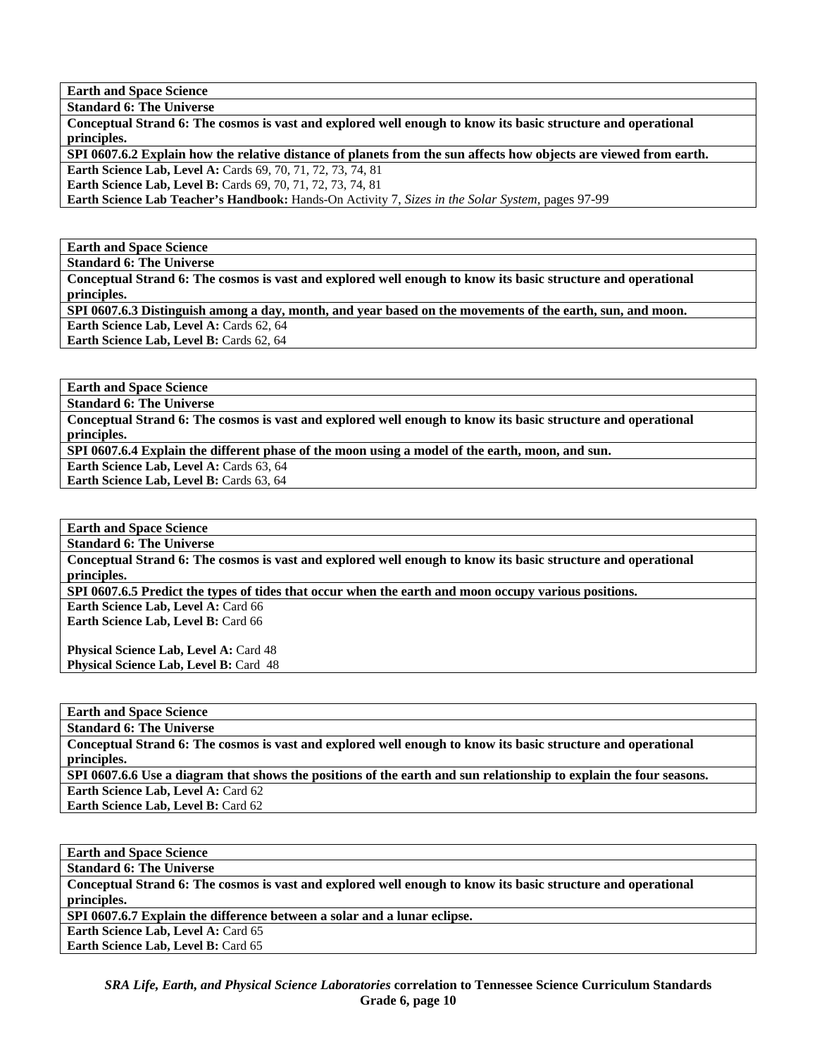| **Earth and Space Science** |
|---|
| **Standard 6: The Universe** |
| **Conceptual Strand 6: The cosmos is vast and explored well enough to know its basic structure and operational principles.** |
| **SPI 0607.6.2 Explain how the relative distance of planets from the sun affects how objects are viewed from earth.** |
| **Earth Science Lab, Level A:** Cards 69, 70, 71, 72, 73, 74, 81<br>**Earth Science Lab, Level B:** Cards 69, 70, 71, 72, 73, 74, 81<br>**Earth Science Lab Teacher's Handbook:** Hands-On Activity 7, *Sizes in the Solar System*, pages 97-99 |

| **Earth and Space Science** |
|---|
| **Standard 6: The Universe** |
| **Conceptual Strand 6: The cosmos is vast and explored well enough to know its basic structure and operational principles.** |
| **SPI 0607.6.3 Distinguish among a day, month, and year based on the movements of the earth, sun, and moon.** |
| **Earth Science Lab, Level A:** Cards 62, 64<br>**Earth Science Lab, Level B:** Cards 62, 64 |

| **Earth and Space Science** |
|---|
| **Standard 6: The Universe** |
| **Conceptual Strand 6: The cosmos is vast and explored well enough to know its basic structure and operational principles.** |
| **SPI 0607.6.4 Explain the different phase of the moon using a model of the earth, moon, and sun.** |
| **Earth Science Lab, Level A:** Cards 63, 64<br>**Earth Science Lab, Level B:** Cards 63, 64 |

| **Earth and Space Science** |
|---|
| **Standard 6: The Universe** |
| **Conceptual Strand 6: The cosmos is vast and explored well enough to know its basic structure and operational principles.** |
| **SPI 0607.6.5 Predict the types of tides that occur when the earth and moon occupy various positions.** |
| **Earth Science Lab, Level A:** Card 66<br>**Earth Science Lab, Level B:** Card 66<br><br>**Physical Science Lab, Level A:** Card 48<br>**Physical Science Lab, Level B:** Card 48 |

| **Earth and Space Science** |
|---|
| **Standard 6: The Universe** |
| **Conceptual Strand 6: The cosmos is vast and explored well enough to know its basic structure and operational principles.** |
| **SPI 0607.6.6 Use a diagram that shows the positions of the earth and sun relationship to explain the four seasons.** |
| **Earth Science Lab, Level A:** Card 62<br>**Earth Science Lab, Level B:** Card 62 |

| **Earth and Space Science** |
|---|
| **Standard 6: The Universe** |
| **Conceptual Strand 6: The cosmos is vast and explored well enough to know its basic structure and operational principles.** |
| **SPI 0607.6.7 Explain the difference between a solar and a lunar eclipse.** |
| **Earth Science Lab, Level A:** Card 65<br>**Earth Science Lab, Level B:** Card 65 |

***SRA Life, Earth, and Physical Science Laboratories*** **correlation to Tennessee Science Curriculum Standards Grade 6, page 10**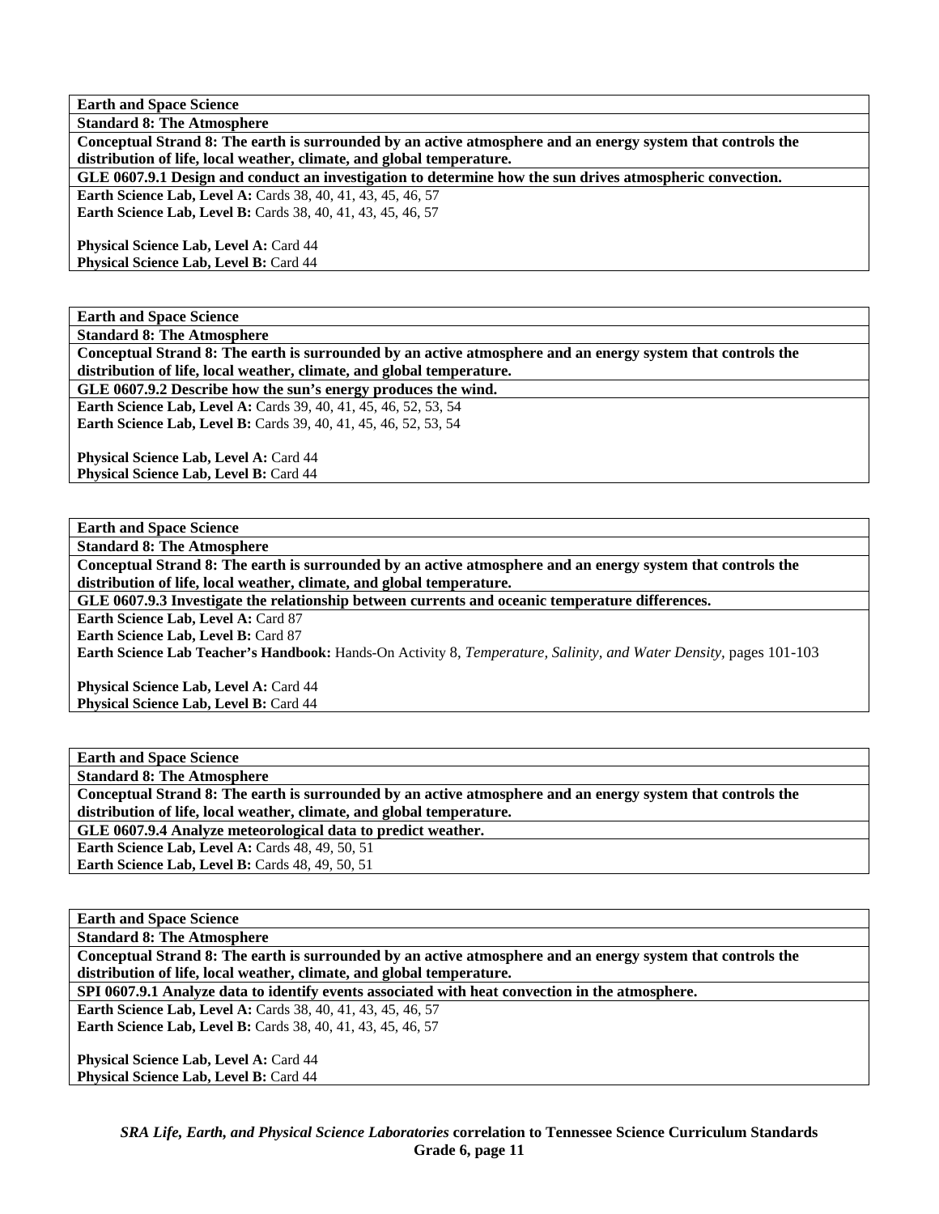| **Earth and Space Science** |
|---|
| **Standard 8: The Atmosphere** |
| **Conceptual Strand 8: The earth is surrounded by an active atmosphere and an energy system that controls the distribution of life, local weather, climate, and global temperature.** |
| **GLE 0607.9.1 Design and conduct an investigation to determine how the sun drives atmospheric convection.** |
| **Earth Science Lab, Level A:** Cards 38, 40, 41, 43, 45, 46, 57<br>**Earth Science Lab, Level B:** Cards 38, 40, 41, 43, 45, 46, 57<br><br>**Physical Science Lab, Level A:** Card 44<br>**Physical Science Lab, Level B:** Card 44 |

| **Earth and Space Science** |
|---|
| **Standard 8: The Atmosphere** |
| **Conceptual Strand 8: The earth is surrounded by an active atmosphere and an energy system that controls the distribution of life, local weather, climate, and global temperature.** |
| **GLE 0607.9.2 Describe how the sun's energy produces the wind.** |
| **Earth Science Lab, Level A:** Cards 39, 40, 41, 45, 46, 52, 53, 54<br>**Earth Science Lab, Level B:** Cards 39, 40, 41, 45, 46, 52, 53, 54<br><br>**Physical Science Lab, Level A:** Card 44<br>**Physical Science Lab, Level B:** Card 44 |

| **Earth and Space Science** |
|---|
| **Standard 8: The Atmosphere** |
| **Conceptual Strand 8: The earth is surrounded by an active atmosphere and an energy system that controls the distribution of life, local weather, climate, and global temperature.** |
| **GLE 0607.9.3 Investigate the relationship between currents and oceanic temperature differences.** |
| **Earth Science Lab, Level A:** Card 87<br>**Earth Science Lab, Level B:** Card 87<br>**Earth Science Lab Teacher's Handbook:** Hands-On Activity 8, *Temperature, Salinity, and Water Density*, pages 101-103<br><br>**Physical Science Lab, Level A:** Card 44<br>**Physical Science Lab, Level B:** Card 44 |

| **Earth and Space Science** |
|---|
| **Standard 8: The Atmosphere** |
| **Conceptual Strand 8: The earth is surrounded by an active atmosphere and an energy system that controls the distribution of life, local weather, climate, and global temperature.** |
| **GLE 0607.9.4 Analyze meteorological data to predict weather.** |
| **Earth Science Lab, Level A:** Cards 48, 49, 50, 51<br>**Earth Science Lab, Level B:** Cards 48, 49, 50, 51 |

| **Earth and Space Science** |
|---|
| **Standard 8: The Atmosphere** |
| **Conceptual Strand 8: The earth is surrounded by an active atmosphere and an energy system that controls the distribution of life, local weather, climate, and global temperature.** |
| **SPI 0607.9.1 Analyze data to identify events associated with heat convection in the atmosphere.** |
| **Earth Science Lab, Level A:** Cards 38, 40, 41, 43, 45, 46, 57<br>**Earth Science Lab, Level B:** Cards 38, 40, 41, 43, 45, 46, 57<br><br>**Physical Science Lab, Level A:** Card 44<br>**Physical Science Lab, Level B:** Card 44 |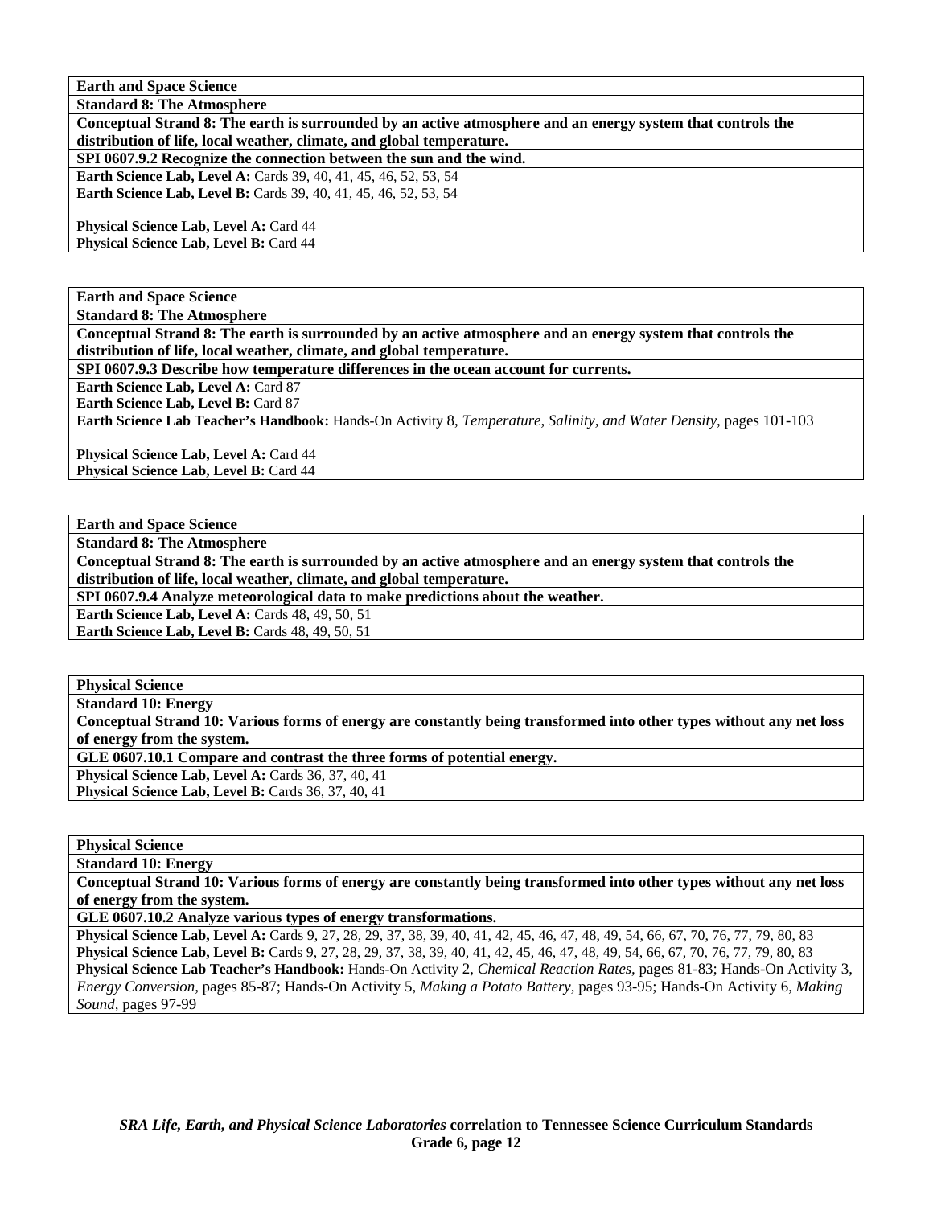| **Earth and Space Science** |
|---|
| **Standard 8: The Atmosphere** |
| **Conceptual Strand 8: The earth is surrounded by an active atmosphere and an energy system that controls the distribution of life, local weather, climate, and global temperature.** |
| **SPI 0607.9.2 Recognize the connection between the sun and the wind.** |
| **Earth Science Lab, Level A:** Cards 39, 40, 41, 45, 46, 52, 53, 54<br>**Earth Science Lab, Level B:** Cards 39, 40, 41, 45, 46, 52, 53, 54<br><br>**Physical Science Lab, Level A:** Card 44<br>**Physical Science Lab, Level B:** Card 44 |

| **Earth and Space Science** |
|---|
| **Standard 8: The Atmosphere** |
| **Conceptual Strand 8: The earth is surrounded by an active atmosphere and an energy system that controls the distribution of life, local weather, climate, and global temperature.** |
| **SPI 0607.9.3 Describe how temperature differences in the ocean account for currents.** |
| **Earth Science Lab, Level A:** Card 87<br>**Earth Science Lab, Level B:** Card 87<br>**Earth Science Lab Teacher's Handbook:** Hands-On Activity 8, *Temperature, Salinity, and Water Density,* pages 101-103<br><br>**Physical Science Lab, Level A:** Card 44<br>**Physical Science Lab, Level B:** Card 44 |

| **Earth and Space Science** |
|---|
| **Standard 8: The Atmosphere** |
| **Conceptual Strand 8: The earth is surrounded by an active atmosphere and an energy system that controls the distribution of life, local weather, climate, and global temperature.** |
| **SPI 0607.9.4 Analyze meteorological data to make predictions about the weather.** |
| **Earth Science Lab, Level A:** Cards 48, 49, 50, 51<br>**Earth Science Lab, Level B:** Cards 48, 49, 50, 51 |

| **Physical Science** |
|---|
| **Standard 10: Energy** |
| **Conceptual Strand 10: Various forms of energy are constantly being transformed into other types without any net loss of energy from the system.** |
| **GLE 0607.10.1 Compare and contrast the three forms of potential energy.** |
| **Physical Science Lab, Level A:** Cards 36, 37, 40, 41<br>**Physical Science Lab, Level B:** Cards 36, 37, 40, 41 |

| **Physical Science** |
|---|
| **Standard 10: Energy** |
| **Conceptual Strand 10: Various forms of energy are constantly being transformed into other types without any net loss of energy from the system.** |
| **GLE 0607.10.2 Analyze various types of energy transformations.** |
| **Physical Science Lab, Level A:** Cards 9, 27, 28, 29, 37, 38, 39, 40, 41, 42, 45, 46, 47, 48, 49, 54, 66, 67, 70, 76, 77, 79, 80, 83<br>**Physical Science Lab, Level B:** Cards 9, 27, 28, 29, 37, 38, 39, 40, 41, 42, 45, 46, 47, 48, 49, 54, 66, 67, 70, 76, 77, 79, 80, 83<br>**Physical Science Lab Teacher's Handbook:** Hands-On Activity 2, *Chemical Reaction Rates,* pages 81-83; Hands-On Activity 3, *Energy Conversion,* pages 85-87; Hands-On Activity 5, *Making a Potato Battery,* pages 93-95; Hands-On Activity 6, *Making Sound,* pages 97-99 |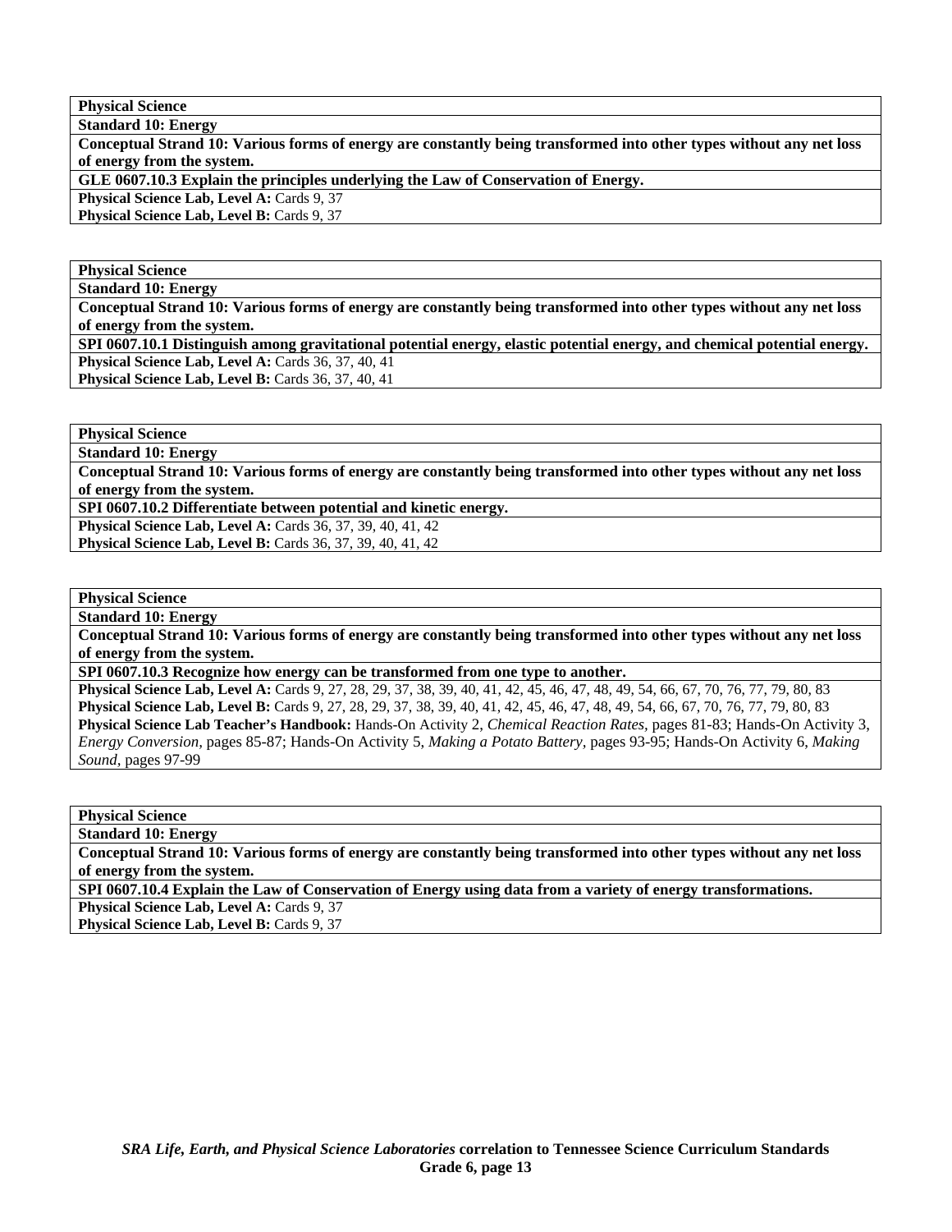| **Physical Science** |
| --- |
| **Standard 10: Energy** |
| **Conceptual Strand 10: Various forms of energy are constantly being transformed into other types without any net loss of energy from the system.** |
| **GLE 0607.10.3 Explain the principles underlying the Law of Conservation of Energy.** |
| **Physical Science Lab, Level A:** Cards 9, 37<br>**Physical Science Lab, Level B:** Cards 9, 37 |

| **Physical Science** |
| --- |
| **Standard 10: Energy** |
| **Conceptual Strand 10: Various forms of energy are constantly being transformed into other types without any net loss of energy from the system.** |
| **SPI 0607.10.1 Distinguish among gravitational potential energy, elastic potential energy, and chemical potential energy.** |
| **Physical Science Lab, Level A:** Cards 36, 37, 40, 41<br>**Physical Science Lab, Level B:** Cards 36, 37, 40, 41 |

| **Physical Science** |
| --- |
| **Standard 10: Energy** |
| **Conceptual Strand 10: Various forms of energy are constantly being transformed into other types without any net loss of energy from the system.** |
| **SPI 0607.10.2 Differentiate between potential and kinetic energy.** |
| **Physical Science Lab, Level A:** Cards 36, 37, 39, 40, 41, 42<br>**Physical Science Lab, Level B:** Cards 36, 37, 39, 40, 41, 42 |

| **Physical Science** |
| --- |
| **Standard 10: Energy** |
| **Conceptual Strand 10: Various forms of energy are constantly being transformed into other types without any net loss of energy from the system.** |
| **SPI 0607.10.3 Recognize how energy can be transformed from one type to another.** |
| **Physical Science Lab, Level A:** Cards 9, 27, 28, 29, 37, 38, 39, 40, 41, 42, 45, 46, 47, 48, 49, 54, 66, 67, 70, 76, 77, 79, 80, 83<br>**Physical Science Lab, Level B:** Cards 9, 27, 28, 29, 37, 38, 39, 40, 41, 42, 45, 46, 47, 48, 49, 54, 66, 67, 70, 76, 77, 79, 80, 83<br>**Physical Science Lab Teacher's Handbook:** Hands-On Activity 2, *Chemical Reaction Rates,* pages 81-83; Hands-On Activity 3, *Energy Conversion,* pages 85-87; Hands-On Activity 5, *Making a Potato Battery,* pages 93-95; Hands-On Activity 6, *Making Sound,* pages 97-99 |

| **Physical Science** |
| --- |
| **Standard 10: Energy** |
| **Conceptual Strand 10: Various forms of energy are constantly being transformed into other types without any net loss of energy from the system.** |
| **SPI 0607.10.4 Explain the Law of Conservation of Energy using data from a variety of energy transformations.** |
| **Physical Science Lab, Level A:** Cards 9, 37<br>**Physical Science Lab, Level B:** Cards 9, 37 |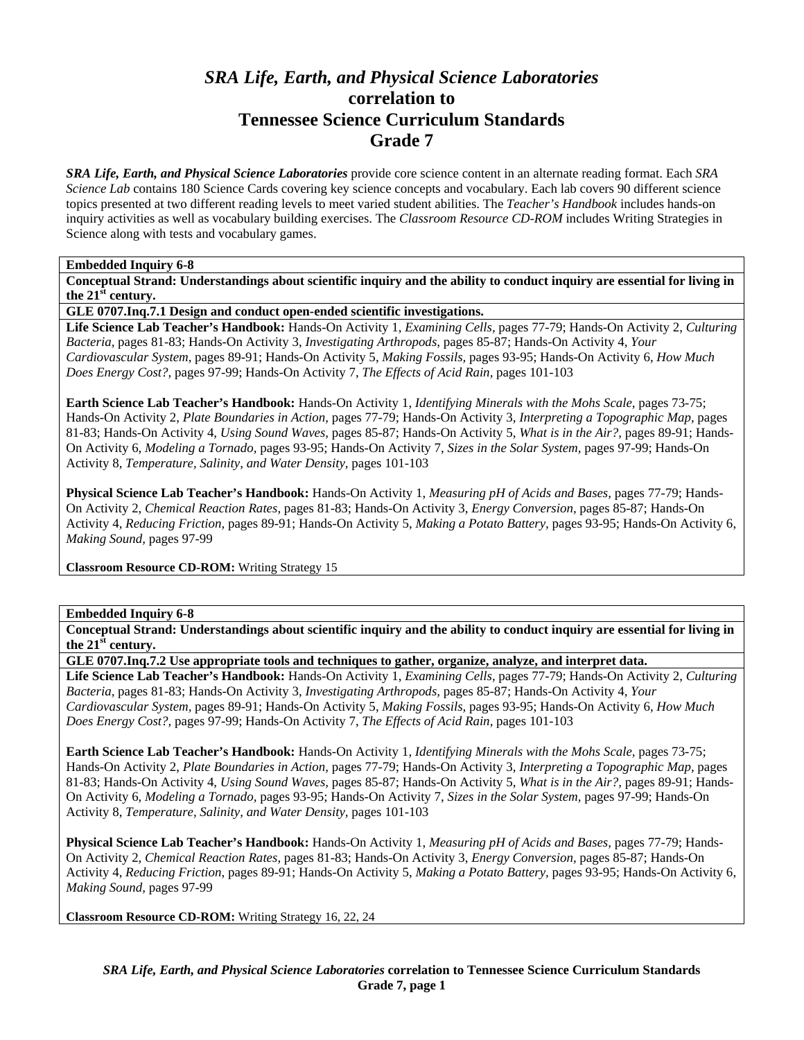# *SRA Life, Earth, and Physical Science Laboratories* correlation to Tennessee Science Curriculum Standards Grade 7

***SRA Life, Earth, and Physical Science Laboratories*** provide core science content in an alternate reading format. Each *SRA Science Lab* contains 180 Science Cards covering key science concepts and vocabulary. Each lab covers 90 different science topics presented at two different reading levels to meet varied student abilities. The *Teacher's Handbook* includes hands-on inquiry activities as well as vocabulary building exercises. The *Classroom Resource CD-ROM* includes Writing Strategies in Science along with tests and vocabulary games.

**Embedded Inquiry 6-8**

**Conceptual Strand: Understandings about scientific inquiry and the ability to conduct inquiry are essential for living in the 21st century.**

**GLE 0707.Inq.7.1 Design and conduct open-ended scientific investigations.**

**Life Science Lab Teacher's Handbook:** Hands-On Activity 1, *Examining Cells,* pages 77-79; Hands-On Activity 2, *Culturing Bacteria,* pages 81-83; Hands-On Activity 3, *Investigating Arthropods,* pages 85-87; Hands-On Activity 4, *Your Cardiovascular System,* pages 89-91; Hands-On Activity 5, *Making Fossils,* pages 93-95; Hands-On Activity 6, *How Much Does Energy Cost?,* pages 97-99; Hands-On Activity 7, *The Effects of Acid Rain,* pages 101-103

**Earth Science Lab Teacher's Handbook:** Hands-On Activity 1, *Identifying Minerals with the Mohs Scale,* pages 73-75; Hands-On Activity 2, *Plate Boundaries in Action,* pages 77-79; Hands-On Activity 3, *Interpreting a Topographic Map,* pages 81-83; Hands-On Activity 4, *Using Sound Waves,* pages 85-87; Hands-On Activity 5, *What is in the Air?,* pages 89-91; Hands-On Activity 6, *Modeling a Tornado,* pages 93-95; Hands-On Activity 7, *Sizes in the Solar System,* pages 97-99; Hands-On Activity 8, *Temperature, Salinity, and Water Density,* pages 101-103

**Physical Science Lab Teacher's Handbook:** Hands-On Activity 1, *Measuring pH of Acids and Bases,* pages 77-79; Hands-On Activity 2, *Chemical Reaction Rates,* pages 81-83; Hands-On Activity 3, *Energy Conversion,* pages 85-87; Hands-On Activity 4, *Reducing Friction,* pages 89-91; Hands-On Activity 5, *Making a Potato Battery,* pages 93-95; Hands-On Activity 6, *Making Sound,* pages 97-99

**Classroom Resource CD-ROM:** Writing Strategy 15

**Embedded Inquiry 6-8**

**Conceptual Strand: Understandings about scientific inquiry and the ability to conduct inquiry are essential for living in the 21st century.**

**GLE 0707.Inq.7.2 Use appropriate tools and techniques to gather, organize, analyze, and interpret data.**

**Life Science Lab Teacher's Handbook:** Hands-On Activity 1, *Examining Cells,* pages 77-79; Hands-On Activity 2, *Culturing Bacteria,* pages 81-83; Hands-On Activity 3, *Investigating Arthropods,* pages 85-87; Hands-On Activity 4, *Your Cardiovascular System,* pages 89-91; Hands-On Activity 5, *Making Fossils,* pages 93-95; Hands-On Activity 6, *How Much Does Energy Cost?,* pages 97-99; Hands-On Activity 7, *The Effects of Acid Rain,* pages 101-103

**Earth Science Lab Teacher's Handbook:** Hands-On Activity 1, *Identifying Minerals with the Mohs Scale,* pages 73-75; Hands-On Activity 2, *Plate Boundaries in Action,* pages 77-79; Hands-On Activity 3, *Interpreting a Topographic Map,* pages 81-83; Hands-On Activity 4, *Using Sound Waves,* pages 85-87; Hands-On Activity 5, *What is in the Air?,* pages 89-91; Hands-On Activity 6, *Modeling a Tornado,* pages 93-95; Hands-On Activity 7, *Sizes in the Solar System,* pages 97-99; Hands-On Activity 8, *Temperature, Salinity, and Water Density,* pages 101-103

**Physical Science Lab Teacher's Handbook:** Hands-On Activity 1, *Measuring pH of Acids and Bases,* pages 77-79; Hands-On Activity 2, *Chemical Reaction Rates,* pages 81-83; Hands-On Activity 3, *Energy Conversion,* pages 85-87; Hands-On Activity 4, *Reducing Friction,* pages 89-91; Hands-On Activity 5, *Making a Potato Battery,* pages 93-95; Hands-On Activity 6, *Making Sound,* pages 97-99

**Classroom Resource CD-ROM:** Writing Strategy 16, 22, 24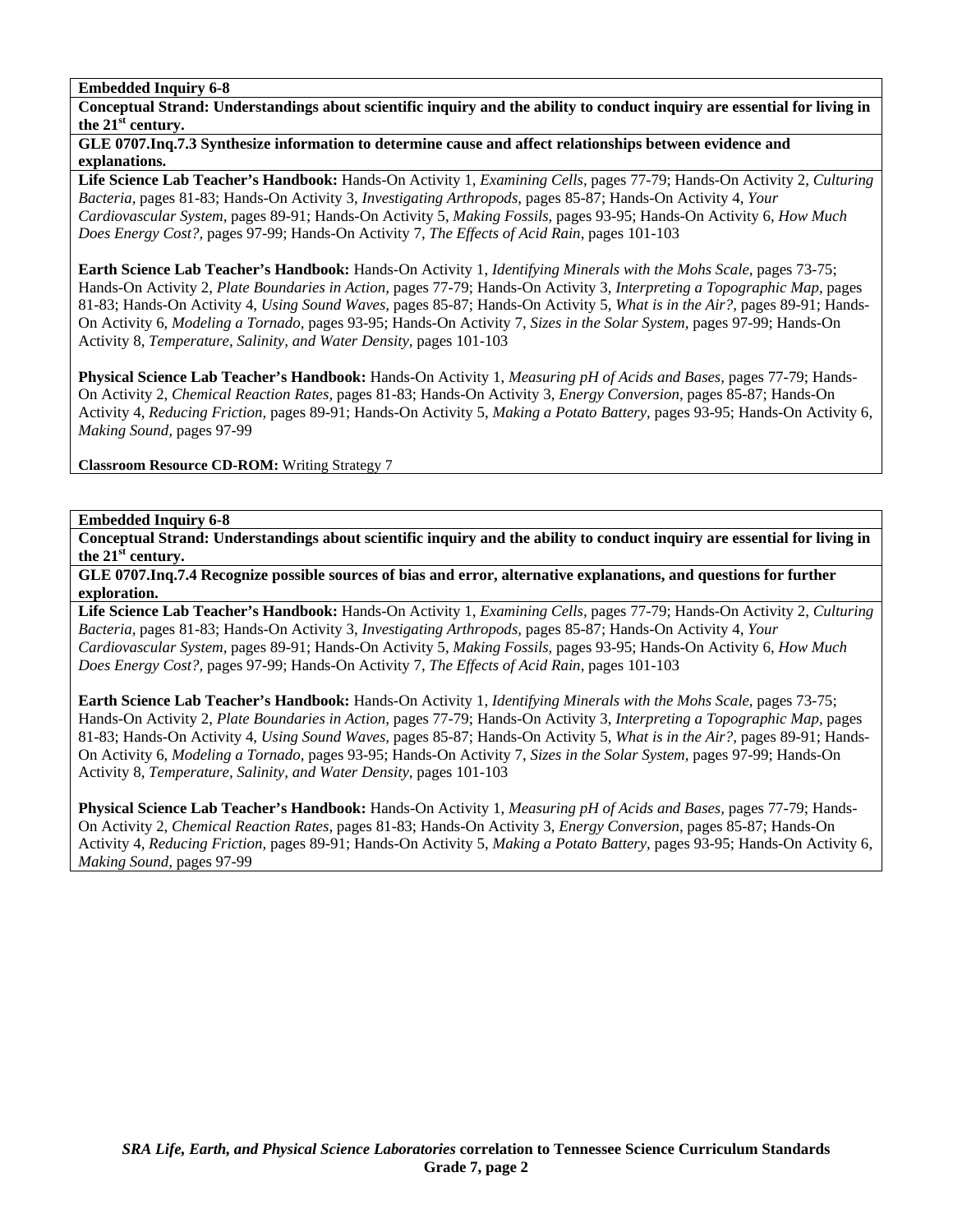**Embedded Inquiry 6-8**

**Conceptual Strand: Understandings about scientific inquiry and the ability to conduct inquiry are essential for living in the 21st century.**

**GLE 0707.Inq.7.3 Synthesize information to determine cause and affect relationships between evidence and explanations.**

**Life Science Lab Teacher's Handbook:** Hands-On Activity 1, *Examining Cells,* pages 77-79; Hands-On Activity 2, *Culturing Bacteria,* pages 81-83; Hands-On Activity 3, *Investigating Arthropods,* pages 85-87; Hands-On Activity 4, *Your Cardiovascular System,* pages 89-91; Hands-On Activity 5, *Making Fossils,* pages 93-95; Hands-On Activity 6, *How Much Does Energy Cost?,* pages 97-99; Hands-On Activity 7, *The Effects of Acid Rain,* pages 101-103

**Earth Science Lab Teacher's Handbook:** Hands-On Activity 1, *Identifying Minerals with the Mohs Scale,* pages 73-75; Hands-On Activity 2, *Plate Boundaries in Action,* pages 77-79; Hands-On Activity 3, *Interpreting a Topographic Map,* pages 81-83; Hands-On Activity 4, *Using Sound Waves,* pages 85-87; Hands-On Activity 5, *What is in the Air?,* pages 89-91; Hands-On Activity 6, *Modeling a Tornado,* pages 93-95; Hands-On Activity 7, *Sizes in the Solar System,* pages 97-99; Hands-On Activity 8, *Temperature, Salinity, and Water Density,* pages 101-103

**Physical Science Lab Teacher's Handbook:** Hands-On Activity 1, *Measuring pH of Acids and Bases,* pages 77-79; Hands-On Activity 2, *Chemical Reaction Rates,* pages 81-83; Hands-On Activity 3, *Energy Conversion,* pages 85-87; Hands-On Activity 4, *Reducing Friction,* pages 89-91; Hands-On Activity 5, *Making a Potato Battery,* pages 93-95; Hands-On Activity 6, *Making Sound,* pages 97-99

**Classroom Resource CD-ROM:** Writing Strategy 7

**Embedded Inquiry 6-8**

**Conceptual Strand: Understandings about scientific inquiry and the ability to conduct inquiry are essential for living in the 21st century.**

**GLE 0707.Inq.7.4 Recognize possible sources of bias and error, alternative explanations, and questions for further exploration.**

**Life Science Lab Teacher's Handbook:** Hands-On Activity 1, *Examining Cells,* pages 77-79; Hands-On Activity 2, *Culturing Bacteria,* pages 81-83; Hands-On Activity 3, *Investigating Arthropods,* pages 85-87; Hands-On Activity 4, *Your Cardiovascular System,* pages 89-91; Hands-On Activity 5, *Making Fossils,* pages 93-95; Hands-On Activity 6, *How Much Does Energy Cost?,* pages 97-99; Hands-On Activity 7, *The Effects of Acid Rain,* pages 101-103

**Earth Science Lab Teacher's Handbook:** Hands-On Activity 1, *Identifying Minerals with the Mohs Scale,* pages 73-75; Hands-On Activity 2, *Plate Boundaries in Action,* pages 77-79; Hands-On Activity 3, *Interpreting a Topographic Map,* pages 81-83; Hands-On Activity 4, *Using Sound Waves,* pages 85-87; Hands-On Activity 5, *What is in the Air?,* pages 89-91; Hands-On Activity 6, *Modeling a Tornado,* pages 93-95; Hands-On Activity 7, *Sizes in the Solar System,* pages 97-99; Hands-On Activity 8, *Temperature, Salinity, and Water Density,* pages 101-103

**Physical Science Lab Teacher's Handbook:** Hands-On Activity 1, *Measuring pH of Acids and Bases,* pages 77-79; Hands-On Activity 2, *Chemical Reaction Rates,* pages 81-83; Hands-On Activity 3, *Energy Conversion,* pages 85-87; Hands-On Activity 4, *Reducing Friction,* pages 89-91; Hands-On Activity 5, *Making a Potato Battery,* pages 93-95; Hands-On Activity 6, *Making Sound,* pages 97-99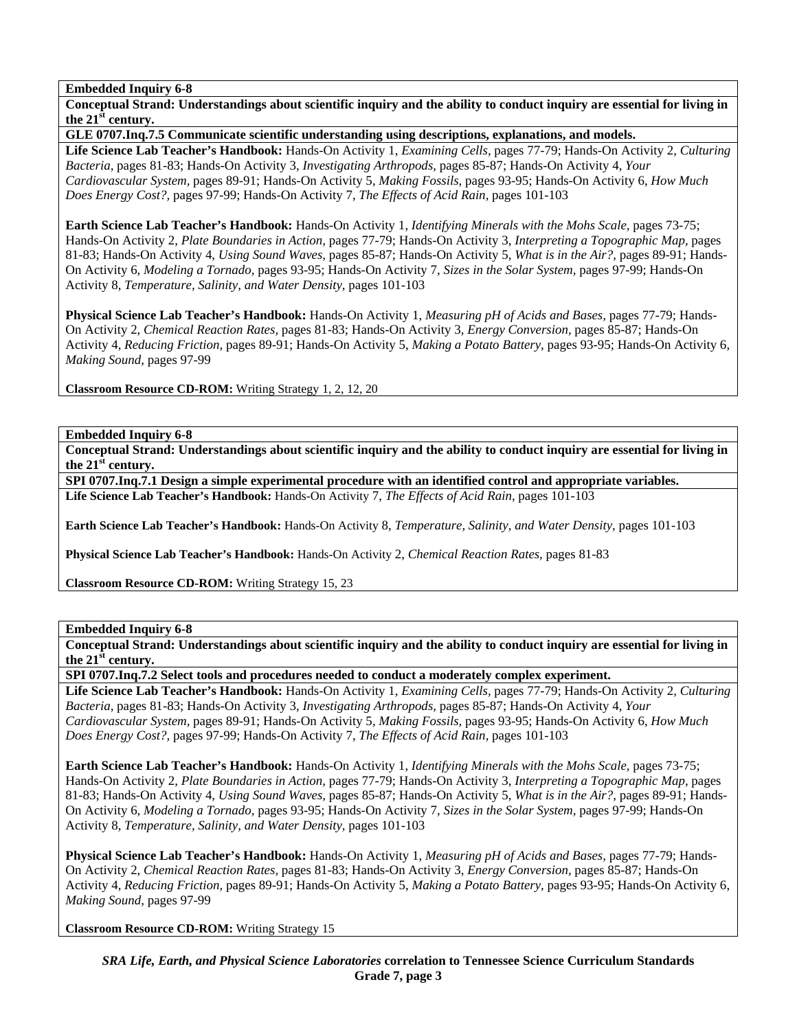**Embedded Inquiry 6-8**

**Conceptual Strand: Understandings about scientific inquiry and the ability to conduct inquiry are essential for living in the 21st century.**

**GLE 0707.Inq.7.5 Communicate scientific understanding using descriptions, explanations, and models.**

**Life Science Lab Teacher's Handbook:** Hands-On Activity 1, *Examining Cells,* pages 77-79; Hands-On Activity 2, *Culturing Bacteria,* pages 81-83; Hands-On Activity 3, *Investigating Arthropods,* pages 85-87; Hands-On Activity 4, *Your Cardiovascular System,* pages 89-91; Hands-On Activity 5, *Making Fossils,* pages 93-95; Hands-On Activity 6, *How Much Does Energy Cost?,* pages 97-99; Hands-On Activity 7, *The Effects of Acid Rain,* pages 101-103

**Earth Science Lab Teacher's Handbook:** Hands-On Activity 1, *Identifying Minerals with the Mohs Scale,* pages 73-75; Hands-On Activity 2, *Plate Boundaries in Action,* pages 77-79; Hands-On Activity 3, *Interpreting a Topographic Map,* pages 81-83; Hands-On Activity 4, *Using Sound Waves,* pages 85-87; Hands-On Activity 5, *What is in the Air?,* pages 89-91; Hands-On Activity 6, *Modeling a Tornado,* pages 93-95; Hands-On Activity 7, *Sizes in the Solar System,* pages 97-99; Hands-On Activity 8, *Temperature, Salinity, and Water Density,* pages 101-103

**Physical Science Lab Teacher's Handbook:** Hands-On Activity 1, *Measuring pH of Acids and Bases,* pages 77-79; Hands-On Activity 2, *Chemical Reaction Rates,* pages 81-83; Hands-On Activity 3, *Energy Conversion,* pages 85-87; Hands-On Activity 4, *Reducing Friction,* pages 89-91; Hands-On Activity 5, *Making a Potato Battery,* pages 93-95; Hands-On Activity 6, *Making Sound,* pages 97-99

**Classroom Resource CD-ROM:** Writing Strategy 1, 2, 12, 20

**Embedded Inquiry 6-8**

**Conceptual Strand: Understandings about scientific inquiry and the ability to conduct inquiry are essential for living in the 21st century.**

**SPI 0707.Inq.7.1 Design a simple experimental procedure with an identified control and appropriate variables.**

**Life Science Lab Teacher's Handbook:** Hands-On Activity 7, *The Effects of Acid Rain,* pages 101-103

**Earth Science Lab Teacher's Handbook:** Hands-On Activity 8, *Temperature, Salinity, and Water Density,* pages 101-103

**Physical Science Lab Teacher's Handbook:** Hands-On Activity 2, *Chemical Reaction Rates,* pages 81-83

**Classroom Resource CD-ROM:** Writing Strategy 15, 23

**Embedded Inquiry 6-8**

**Conceptual Strand: Understandings about scientific inquiry and the ability to conduct inquiry are essential for living in the 21st century.**

**SPI 0707.Inq.7.2 Select tools and procedures needed to conduct a moderately complex experiment.**

**Life Science Lab Teacher's Handbook:** Hands-On Activity 1, *Examining Cells,* pages 77-79; Hands-On Activity 2, *Culturing Bacteria,* pages 81-83; Hands-On Activity 3, *Investigating Arthropods,* pages 85-87; Hands-On Activity 4, *Your Cardiovascular System,* pages 89-91; Hands-On Activity 5, *Making Fossils,* pages 93-95; Hands-On Activity 6, *How Much Does Energy Cost?,* pages 97-99; Hands-On Activity 7, *The Effects of Acid Rain,* pages 101-103

**Earth Science Lab Teacher's Handbook:** Hands-On Activity 1, *Identifying Minerals with the Mohs Scale,* pages 73-75; Hands-On Activity 2, *Plate Boundaries in Action,* pages 77-79; Hands-On Activity 3, *Interpreting a Topographic Map,* pages 81-83; Hands-On Activity 4, *Using Sound Waves,* pages 85-87; Hands-On Activity 5, *What is in the Air?,* pages 89-91; Hands-On Activity 6, *Modeling a Tornado,* pages 93-95; Hands-On Activity 7, *Sizes in the Solar System,* pages 97-99; Hands-On Activity 8, *Temperature, Salinity, and Water Density,* pages 101-103

**Physical Science Lab Teacher's Handbook:** Hands-On Activity 1, *Measuring pH of Acids and Bases,* pages 77-79; Hands-On Activity 2, *Chemical Reaction Rates,* pages 81-83; Hands-On Activity 3, *Energy Conversion,* pages 85-87; Hands-On Activity 4, *Reducing Friction,* pages 89-91; Hands-On Activity 5, *Making a Potato Battery,* pages 93-95; Hands-On Activity 6, *Making Sound,* pages 97-99

**Classroom Resource CD-ROM:** Writing Strategy 15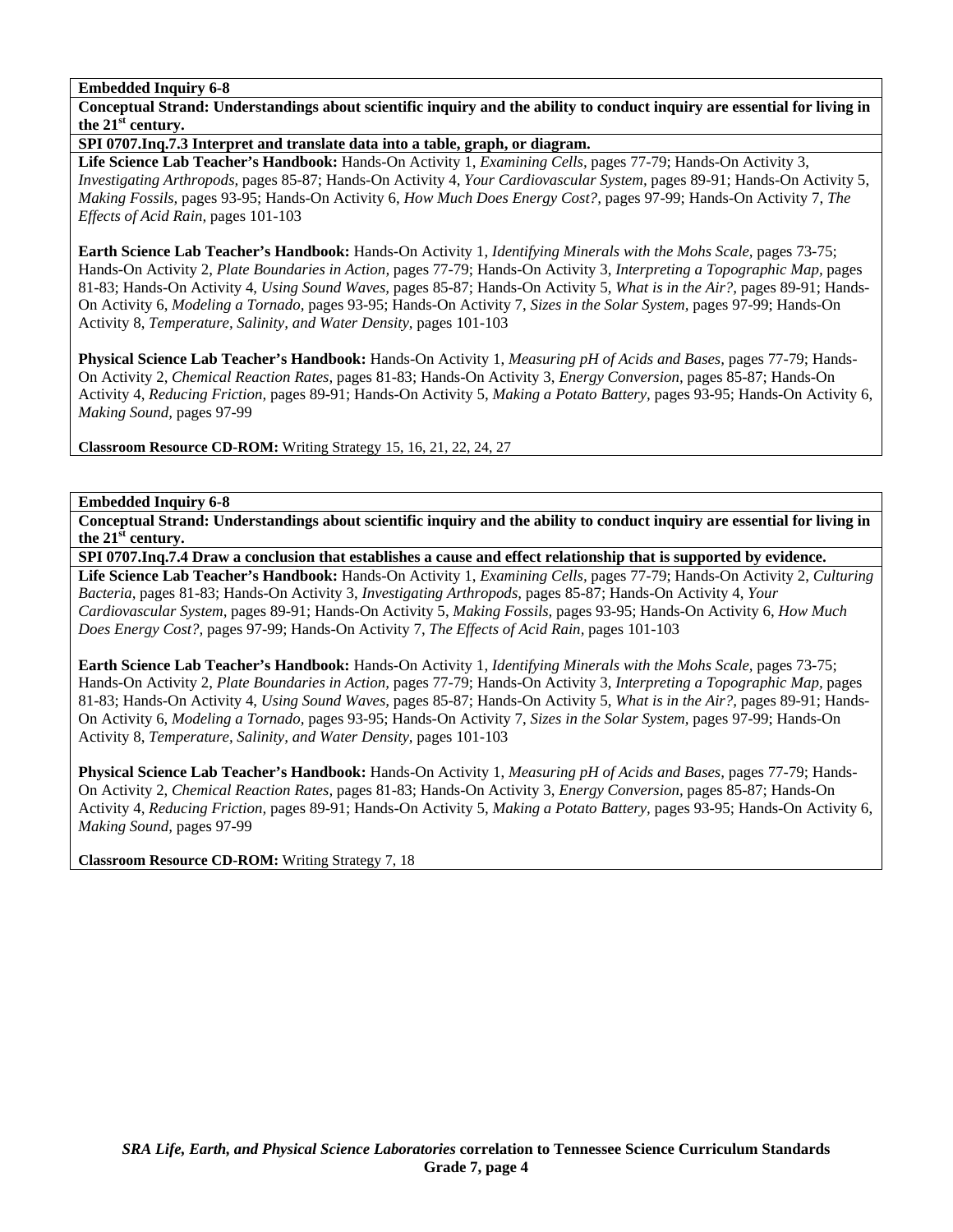**Embedded Inquiry 6-8**

**Conceptual Strand: Understandings about scientific inquiry and the ability to conduct inquiry are essential for living in the 21st century.**

**SPI 0707.Inq.7.3 Interpret and translate data into a table, graph, or diagram.**

**Life Science Lab Teacher's Handbook:** Hands-On Activity 1, *Examining Cells,* pages 77-79; Hands-On Activity 3, *Investigating Arthropods,* pages 85-87; Hands-On Activity 4, *Your Cardiovascular System,* pages 89-91; Hands-On Activity 5, *Making Fossils,* pages 93-95; Hands-On Activity 6, *How Much Does Energy Cost?,* pages 97-99; Hands-On Activity 7, *The Effects of Acid Rain,* pages 101-103

**Earth Science Lab Teacher's Handbook:** Hands-On Activity 1, *Identifying Minerals with the Mohs Scale,* pages 73-75; Hands-On Activity 2, *Plate Boundaries in Action,* pages 77-79; Hands-On Activity 3, *Interpreting a Topographic Map,* pages 81-83; Hands-On Activity 4, *Using Sound Waves,* pages 85-87; Hands-On Activity 5, *What is in the Air?,* pages 89-91; Hands-On Activity 6, *Modeling a Tornado,* pages 93-95; Hands-On Activity 7, *Sizes in the Solar System,* pages 97-99; Hands-On Activity 8, *Temperature, Salinity, and Water Density,* pages 101-103

**Physical Science Lab Teacher's Handbook:** Hands-On Activity 1, *Measuring pH of Acids and Bases,* pages 77-79; Hands-On Activity 2, *Chemical Reaction Rates,* pages 81-83; Hands-On Activity 3, *Energy Conversion,* pages 85-87; Hands-On Activity 4, *Reducing Friction,* pages 89-91; Hands-On Activity 5, *Making a Potato Battery,* pages 93-95; Hands-On Activity 6, *Making Sound,* pages 97-99

**Classroom Resource CD-ROM:** Writing Strategy 15, 16, 21, 22, 24, 27

**Embedded Inquiry 6-8**

**Conceptual Strand: Understandings about scientific inquiry and the ability to conduct inquiry are essential for living in the 21st century.**

**SPI 0707.Inq.7.4 Draw a conclusion that establishes a cause and effect relationship that is supported by evidence.**

**Life Science Lab Teacher's Handbook:** Hands-On Activity 1, *Examining Cells,* pages 77-79; Hands-On Activity 2, *Culturing Bacteria,* pages 81-83; Hands-On Activity 3, *Investigating Arthropods,* pages 85-87; Hands-On Activity 4, *Your Cardiovascular System,* pages 89-91; Hands-On Activity 5, *Making Fossils,* pages 93-95; Hands-On Activity 6, *How Much Does Energy Cost?,* pages 97-99; Hands-On Activity 7, *The Effects of Acid Rain,* pages 101-103

**Earth Science Lab Teacher's Handbook:** Hands-On Activity 1, *Identifying Minerals with the Mohs Scale,* pages 73-75; Hands-On Activity 2, *Plate Boundaries in Action,* pages 77-79; Hands-On Activity 3, *Interpreting a Topographic Map,* pages 81-83; Hands-On Activity 4, *Using Sound Waves,* pages 85-87; Hands-On Activity 5, *What is in the Air?,* pages 89-91; Hands-On Activity 6, *Modeling a Tornado,* pages 93-95; Hands-On Activity 7, *Sizes in the Solar System,* pages 97-99; Hands-On Activity 8, *Temperature, Salinity, and Water Density,* pages 101-103

**Physical Science Lab Teacher's Handbook:** Hands-On Activity 1, *Measuring pH of Acids and Bases,* pages 77-79; Hands-On Activity 2, *Chemical Reaction Rates,* pages 81-83; Hands-On Activity 3, *Energy Conversion,* pages 85-87; Hands-On Activity 4, *Reducing Friction,* pages 89-91; Hands-On Activity 5, *Making a Potato Battery,* pages 93-95; Hands-On Activity 6, *Making Sound,* pages 97-99

**Classroom Resource CD-ROM:** Writing Strategy 7, 18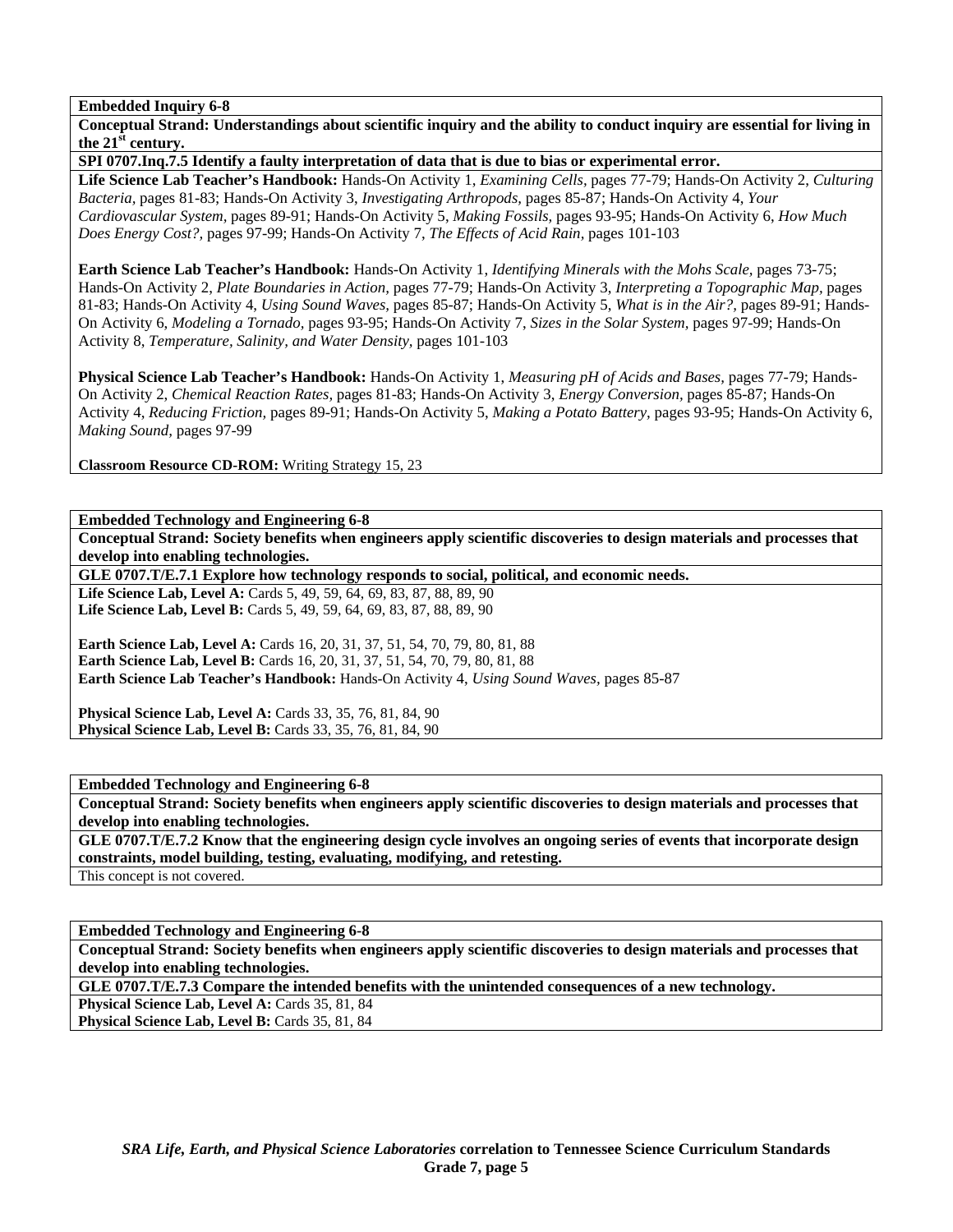**Embedded Inquiry 6-8**

**Conceptual Strand: Understandings about scientific inquiry and the ability to conduct inquiry are essential for living in the 21st century.**

**SPI 0707.Inq.7.5 Identify a faulty interpretation of data that is due to bias or experimental error.**

**Life Science Lab Teacher's Handbook:** Hands-On Activity 1, *Examining Cells,* pages 77-79; Hands-On Activity 2, *Culturing Bacteria,* pages 81-83; Hands-On Activity 3, *Investigating Arthropods,* pages 85-87; Hands-On Activity 4, *Your Cardiovascular System,* pages 89-91; Hands-On Activity 5, *Making Fossils,* pages 93-95; Hands-On Activity 6, *How Much Does Energy Cost?,* pages 97-99; Hands-On Activity 7, *The Effects of Acid Rain,* pages 101-103

**Earth Science Lab Teacher's Handbook:** Hands-On Activity 1, *Identifying Minerals with the Mohs Scale,* pages 73-75; Hands-On Activity 2, *Plate Boundaries in Action,* pages 77-79; Hands-On Activity 3, *Interpreting a Topographic Map,* pages 81-83; Hands-On Activity 4, *Using Sound Waves,* pages 85-87; Hands-On Activity 5, *What is in the Air?,* pages 89-91; Hands-On Activity 6, *Modeling a Tornado,* pages 93-95; Hands-On Activity 7, *Sizes in the Solar System,* pages 97-99; Hands-On Activity 8, *Temperature, Salinity, and Water Density,* pages 101-103

**Physical Science Lab Teacher's Handbook:** Hands-On Activity 1, *Measuring pH of Acids and Bases,* pages 77-79; Hands-On Activity 2, *Chemical Reaction Rates,* pages 81-83; Hands-On Activity 3, *Energy Conversion,* pages 85-87; Hands-On Activity 4, *Reducing Friction,* pages 89-91; Hands-On Activity 5, *Making a Potato Battery,* pages 93-95; Hands-On Activity 6, *Making Sound,* pages 97-99

**Classroom Resource CD-ROM:** Writing Strategy 15, 23

---

**Embedded Technology and Engineering 6-8**

**Conceptual Strand: Society benefits when engineers apply scientific discoveries to design materials and processes that develop into enabling technologies.**

**GLE 0707.T/E.7.1 Explore how technology responds to social, political, and economic needs.**

**Life Science Lab, Level A:** Cards 5, 49, 59, 64, 69, 83, 87, 88, 89, 90
**Life Science Lab, Level B:** Cards 5, 49, 59, 64, 69, 83, 87, 88, 89, 90

**Earth Science Lab, Level A:** Cards 16, 20, 31, 37, 51, 54, 70, 79, 80, 81, 88
**Earth Science Lab, Level B:** Cards 16, 20, 31, 37, 51, 54, 70, 79, 80, 81, 88
**Earth Science Lab Teacher's Handbook:** Hands-On Activity 4, *Using Sound Waves,* pages 85-87

**Physical Science Lab, Level A:** Cards 33, 35, 76, 81, 84, 90
**Physical Science Lab, Level B:** Cards 33, 35, 76, 81, 84, 90

---

**Embedded Technology and Engineering 6-8**

**Conceptual Strand: Society benefits when engineers apply scientific discoveries to design materials and processes that develop into enabling technologies.**

**GLE 0707.T/E.7.2 Know that the engineering design cycle involves an ongoing series of events that incorporate design constraints, model building, testing, evaluating, modifying, and retesting.**

This concept is not covered.

---

**Embedded Technology and Engineering 6-8**

**Conceptual Strand: Society benefits when engineers apply scientific discoveries to design materials and processes that develop into enabling technologies.**

**GLE 0707.T/E.7.3 Compare the intended benefits with the unintended consequences of a new technology.**

**Physical Science Lab, Level A:** Cards 35, 81, 84
**Physical Science Lab, Level B:** Cards 35, 81, 84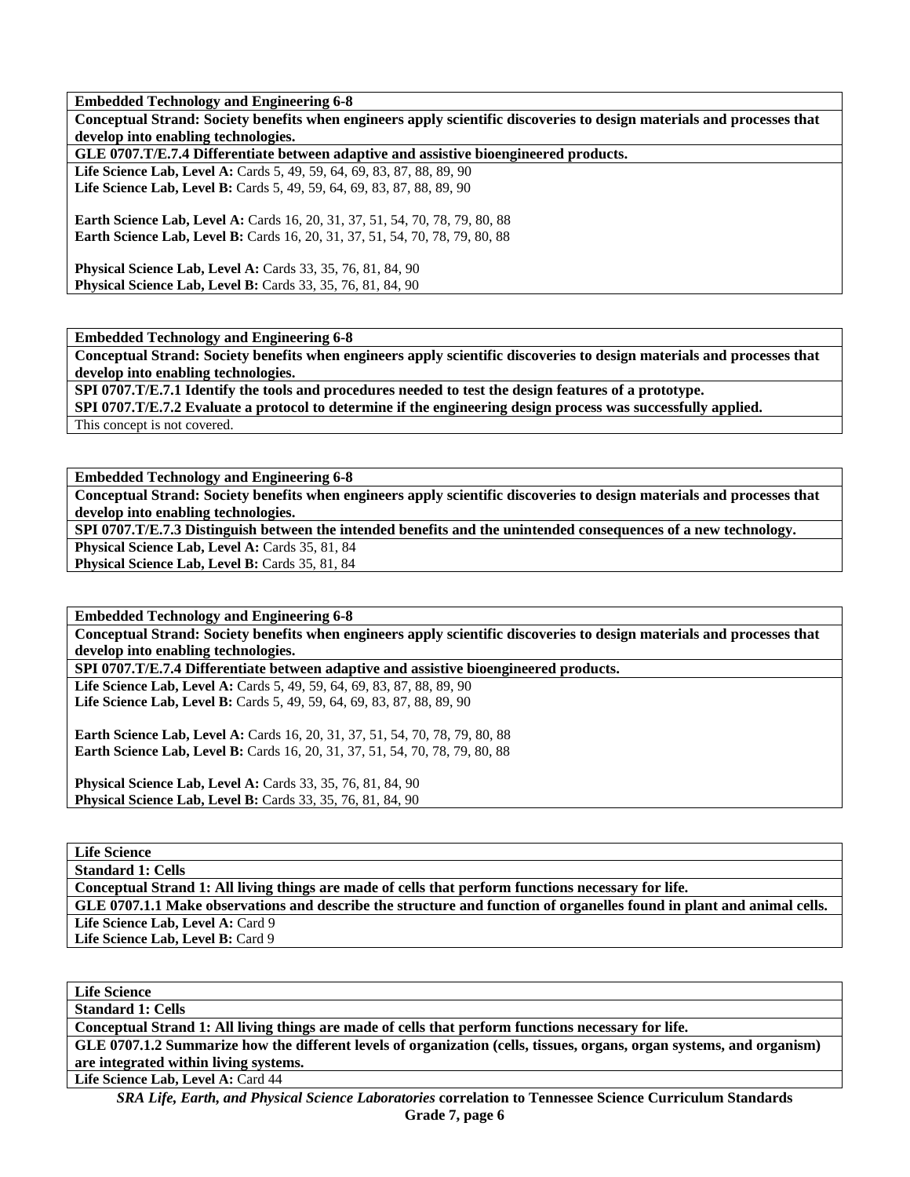**Embedded Technology and Engineering 6-8**

**Conceptual Strand: Society benefits when engineers apply scientific discoveries to design materials and processes that develop into enabling technologies.**

**GLE 0707.T/E.7.4 Differentiate between adaptive and assistive bioengineered products.**

**Life Science Lab, Level A:** Cards 5, 49, 59, 64, 69, 83, 87, 88, 89, 90
**Life Science Lab, Level B:** Cards 5, 49, 59, 64, 69, 83, 87, 88, 89, 90

**Earth Science Lab, Level A:** Cards 16, 20, 31, 37, 51, 54, 70, 78, 79, 80, 88
**Earth Science Lab, Level B:** Cards 16, 20, 31, 37, 51, 54, 70, 78, 79, 80, 88

**Physical Science Lab, Level A:** Cards 33, 35, 76, 81, 84, 90
**Physical Science Lab, Level B:** Cards 33, 35, 76, 81, 84, 90

---

**Embedded Technology and Engineering 6-8**

**Conceptual Strand: Society benefits when engineers apply scientific discoveries to design materials and processes that develop into enabling technologies.**

**SPI 0707.T/E.7.1 Identify the tools and procedures needed to test the design features of a prototype.**
**SPI 0707.T/E.7.2 Evaluate a protocol to determine if the engineering design process was successfully applied.**

This concept is not covered.

---

**Embedded Technology and Engineering 6-8**

**Conceptual Strand: Society benefits when engineers apply scientific discoveries to design materials and processes that develop into enabling technologies.**

**SPI 0707.T/E.7.3 Distinguish between the intended benefits and the unintended consequences of a new technology.**

**Physical Science Lab, Level A:** Cards 35, 81, 84
**Physical Science Lab, Level B:** Cards 35, 81, 84

---

**Embedded Technology and Engineering 6-8**

**Conceptual Strand: Society benefits when engineers apply scientific discoveries to design materials and processes that develop into enabling technologies.**

**SPI 0707.T/E.7.4 Differentiate between adaptive and assistive bioengineered products.**

**Life Science Lab, Level A:** Cards 5, 49, 59, 64, 69, 83, 87, 88, 89, 90
**Life Science Lab, Level B:** Cards 5, 49, 59, 64, 69, 83, 87, 88, 89, 90

**Earth Science Lab, Level A:** Cards 16, 20, 31, 37, 51, 54, 70, 78, 79, 80, 88
**Earth Science Lab, Level B:** Cards 16, 20, 31, 37, 51, 54, 70, 78, 79, 80, 88

**Physical Science Lab, Level A:** Cards 33, 35, 76, 81, 84, 90
**Physical Science Lab, Level B:** Cards 33, 35, 76, 81, 84, 90

---

**Life Science**

**Standard 1: Cells**

**Conceptual Strand 1: All living things are made of cells that perform functions necessary for life.**

**GLE 0707.1.1 Make observations and describe the structure and function of organelles found in plant and animal cells.**

**Life Science Lab, Level A:** Card 9
**Life Science Lab, Level B:** Card 9

---

**Life Science**

**Standard 1: Cells**

**Conceptual Strand 1: All living things are made of cells that perform functions necessary for life.**

**GLE 0707.1.2 Summarize how the different levels of organization (cells, tissues, organs, organ systems, and organism) are integrated within living systems.**

**Life Science Lab, Level A:** Card 44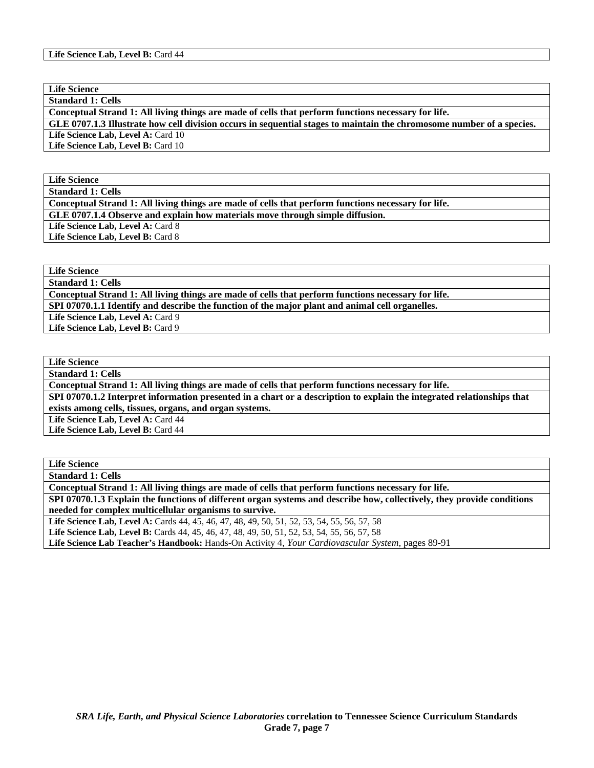**Life Science Lab, Level B:** Card 44

**Life Science**

**Standard 1: Cells**

**Conceptual Strand 1: All living things are made of cells that perform functions necessary for life.**

**GLE 0707.1.3 Illustrate how cell division occurs in sequential stages to maintain the chromosome number of a species.**

**Life Science Lab, Level A:** Card 10
**Life Science Lab, Level B:** Card 10

**Life Science**

**Standard 1: Cells**

**Conceptual Strand 1: All living things are made of cells that perform functions necessary for life.**

**GLE 0707.1.4 Observe and explain how materials move through simple diffusion.**

**Life Science Lab, Level A:** Card 8
**Life Science Lab, Level B:** Card 8

**Life Science**

**Standard 1: Cells**

**Conceptual Strand 1: All living things are made of cells that perform functions necessary for life.**

**SPI 07070.1.1 Identify and describe the function of the major plant and animal cell organelles.**

**Life Science Lab, Level A:** Card 9
**Life Science Lab, Level B:** Card 9

**Life Science**

**Standard 1: Cells**

**Conceptual Strand 1: All living things are made of cells that perform functions necessary for life.**

**SPI 07070.1.2 Interpret information presented in a chart or a description to explain the integrated relationships that exists among cells, tissues, organs, and organ systems.**

**Life Science Lab, Level A:** Card 44
**Life Science Lab, Level B:** Card 44

**Life Science**

**Standard 1: Cells**

**Conceptual Strand 1: All living things are made of cells that perform functions necessary for life.**

**SPI 07070.1.3 Explain the functions of different organ systems and describe how, collectively, they provide conditions needed for complex multicellular organisms to survive.**

**Life Science Lab, Level A:** Cards 44, 45, 46, 47, 48, 49, 50, 51, 52, 53, 54, 55, 56, 57, 58
**Life Science Lab, Level B:** Cards 44, 45, 46, 47, 48, 49, 50, 51, 52, 53, 54, 55, 56, 57, 58
**Life Science Lab Teacher's Handbook:** Hands-On Activity 4, *Your Cardiovascular System,* pages 89-91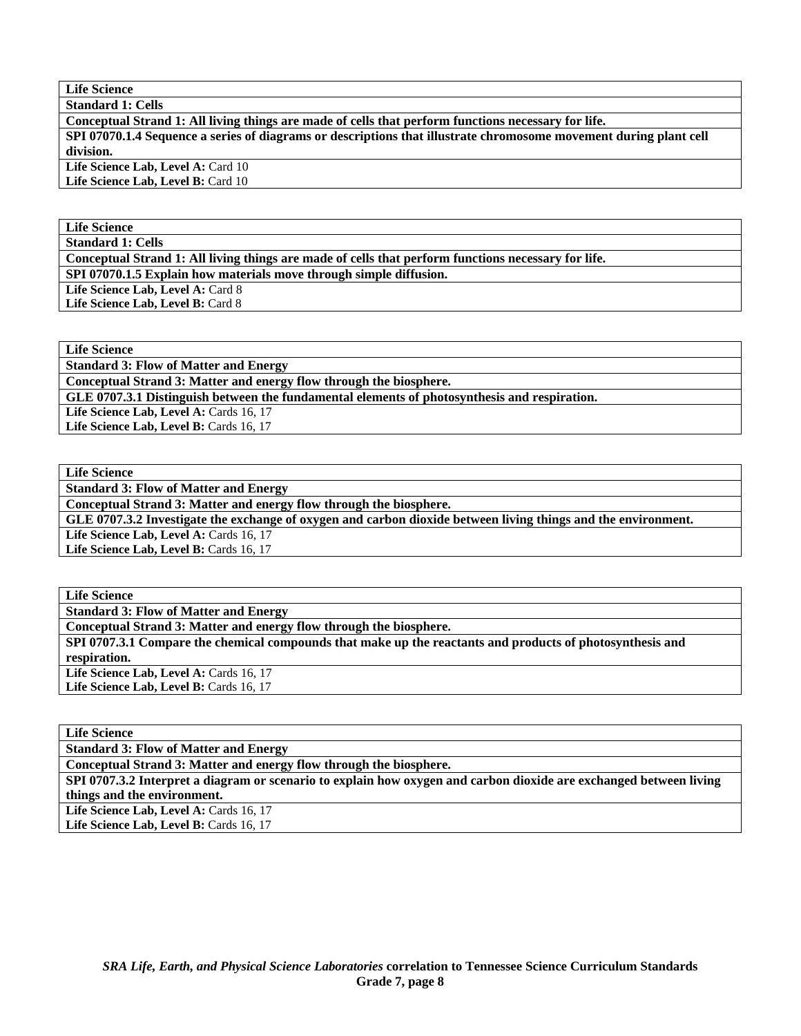| **Life Science** |
|---|
| **Standard 1: Cells** |
| **Conceptual Strand 1: All living things are made of cells that perform functions necessary for life.** |
| **SPI 07070.1.4 Sequence a series of diagrams or descriptions that illustrate chromosome movement during plant cell division.** |
| **Life Science Lab, Level A:** Card 10<br>**Life Science Lab, Level B:** Card 10 |

| **Life Science** |
|---|
| **Standard 1: Cells** |
| **Conceptual Strand 1: All living things are made of cells that perform functions necessary for life.** |
| **SPI 07070.1.5 Explain how materials move through simple diffusion.** |
| **Life Science Lab, Level A:** Card 8<br>**Life Science Lab, Level B:** Card 8 |

| **Life Science** |
|---|
| **Standard 3: Flow of Matter and Energy** |
| **Conceptual Strand 3: Matter and energy flow through the biosphere.** |
| **GLE 0707.3.1 Distinguish between the fundamental elements of photosynthesis and respiration.** |
| **Life Science Lab, Level A:** Cards 16, 17<br>**Life Science Lab, Level B:** Cards 16, 17 |

| **Life Science** |
|---|
| **Standard 3: Flow of Matter and Energy** |
| **Conceptual Strand 3: Matter and energy flow through the biosphere.** |
| **GLE 0707.3.2 Investigate the exchange of oxygen and carbon dioxide between living things and the environment.** |
| **Life Science Lab, Level A:** Cards 16, 17<br>**Life Science Lab, Level B:** Cards 16, 17 |

| **Life Science** |
|---|
| **Standard 3: Flow of Matter and Energy** |
| **Conceptual Strand 3: Matter and energy flow through the biosphere.** |
| **SPI 0707.3.1 Compare the chemical compounds that make up the reactants and products of photosynthesis and respiration.** |
| **Life Science Lab, Level A:** Cards 16, 17<br>**Life Science Lab, Level B:** Cards 16, 17 |

| **Life Science** |
|---|
| **Standard 3: Flow of Matter and Energy** |
| **Conceptual Strand 3: Matter and energy flow through the biosphere.** |
| **SPI 0707.3.2 Interpret a diagram or scenario to explain how oxygen and carbon dioxide are exchanged between living things and the environment.** |
| **Life Science Lab, Level A:** Cards 16, 17<br>**Life Science Lab, Level B:** Cards 16, 17 |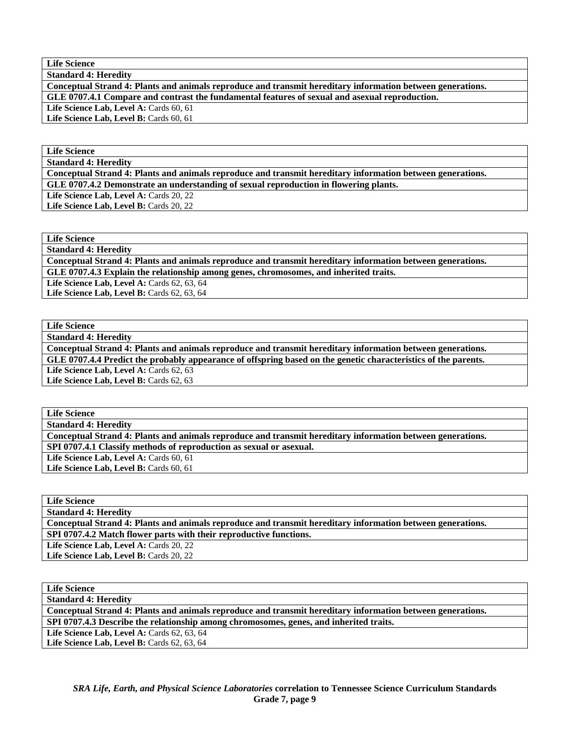| **Life Science** |
|---|
| **Standard 4: Heredity** |
| **Conceptual Strand 4: Plants and animals reproduce and transmit hereditary information between generations.** |
| **GLE 0707.4.1 Compare and contrast the fundamental features of sexual and asexual reproduction.** |
| **Life Science Lab, Level A:** Cards 60, 61 |
| **Life Science Lab, Level B:** Cards 60, 61 |

| **Life Science** |
|---|
| **Standard 4: Heredity** |
| **Conceptual Strand 4: Plants and animals reproduce and transmit hereditary information between generations.** |
| **GLE 0707.4.2 Demonstrate an understanding of sexual reproduction in flowering plants.** |
| **Life Science Lab, Level A:** Cards 20, 22 |
| **Life Science Lab, Level B:** Cards 20, 22 |

| **Life Science** |
|---|
| **Standard 4: Heredity** |
| **Conceptual Strand 4: Plants and animals reproduce and transmit hereditary information between generations.** |
| **GLE 0707.4.3 Explain the relationship among genes, chromosomes, and inherited traits.** |
| **Life Science Lab, Level A:** Cards 62, 63, 64 |
| **Life Science Lab, Level B:** Cards 62, 63, 64 |

| **Life Science** |
|---|
| **Standard 4: Heredity** |
| **Conceptual Strand 4: Plants and animals reproduce and transmit hereditary information between generations.** |
| **GLE 0707.4.4 Predict the probably appearance of offspring based on the genetic characteristics of the parents.** |
| **Life Science Lab, Level A:** Cards 62, 63 |
| **Life Science Lab, Level B:** Cards 62, 63 |

| **Life Science** |
|---|
| **Standard 4: Heredity** |
| **Conceptual Strand 4: Plants and animals reproduce and transmit hereditary information between generations.** |
| **SPI 0707.4.1 Classify methods of reproduction as sexual or asexual.** |
| **Life Science Lab, Level A:** Cards 60, 61 |
| **Life Science Lab, Level B:** Cards 60, 61 |

| **Life Science** |
|---|
| **Standard 4: Heredity** |
| **Conceptual Strand 4: Plants and animals reproduce and transmit hereditary information between generations.** |
| **SPI 0707.4.2 Match flower parts with their reproductive functions.** |
| **Life Science Lab, Level A:** Cards 20, 22 |
| **Life Science Lab, Level B:** Cards 20, 22 |

| **Life Science** |
|---|
| **Standard 4: Heredity** |
| **Conceptual Strand 4: Plants and animals reproduce and transmit hereditary information between generations.** |
| **SPI 0707.4.3 Describe the relationship among chromosomes, genes, and inherited traits.** |
| **Life Science Lab, Level A:** Cards 62, 63, 64 |
| **Life Science Lab, Level B:** Cards 62, 63, 64 |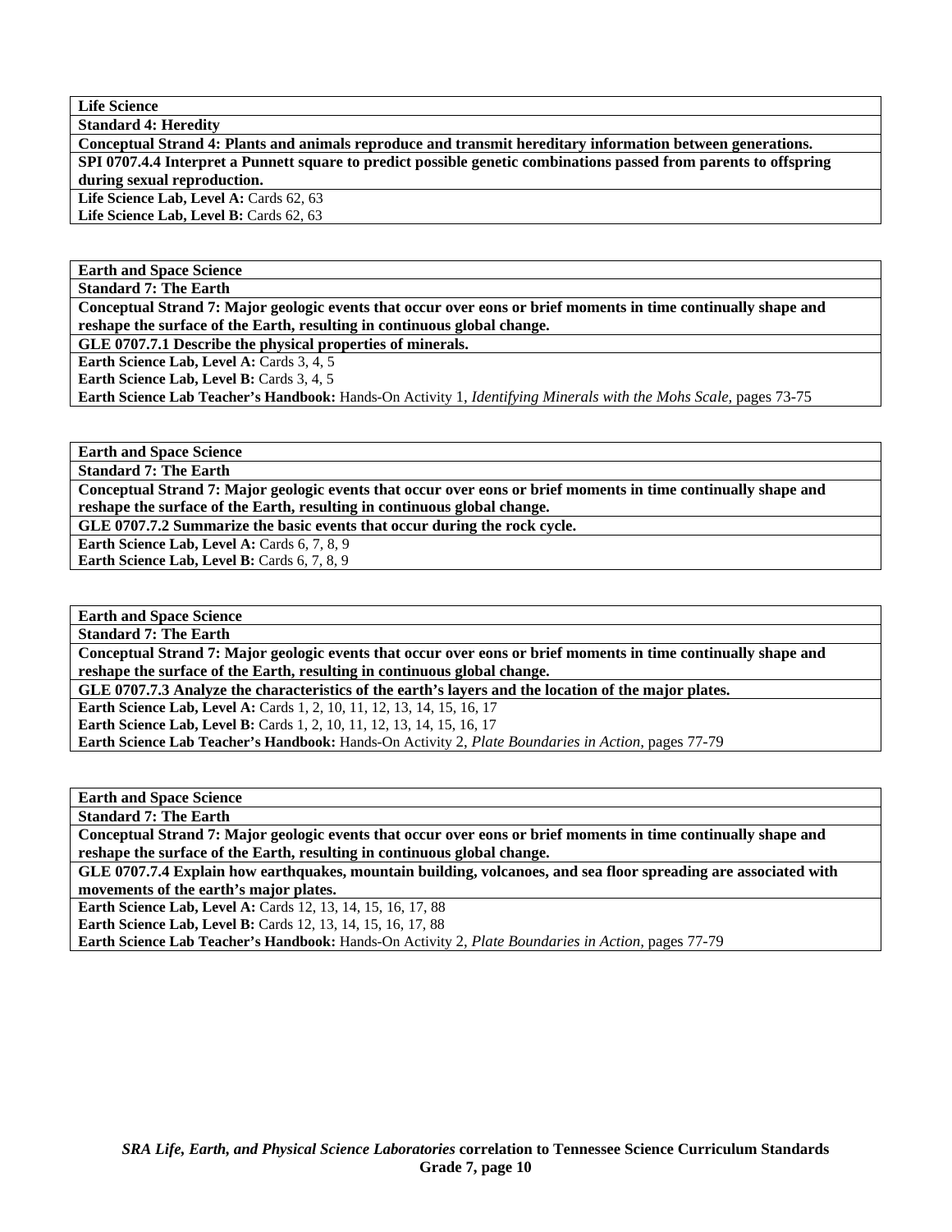| **Life Science** |
| --- |
| **Standard 4: Heredity** |
| **Conceptual Strand 4: Plants and animals reproduce and transmit hereditary information between generations.** |
| **SPI 0707.4.4 Interpret a Punnett square to predict possible genetic combinations passed from parents to offspring during sexual reproduction.** |
| **Life Science Lab, Level A:** Cards 62, 63<br>**Life Science Lab, Level B:** Cards 62, 63 |

| **Earth and Space Science** |
| --- |
| **Standard 7: The Earth** |
| **Conceptual Strand 7: Major geologic events that occur over eons or brief moments in time continually shape and reshape the surface of the Earth, resulting in continuous global change.** |
| **GLE 0707.7.1 Describe the physical properties of minerals.** |
| **Earth Science Lab, Level A:** Cards 3, 4, 5<br>**Earth Science Lab, Level B:** Cards 3, 4, 5<br>**Earth Science Lab Teacher's Handbook:** Hands-On Activity 1, *Identifying Minerals with the Mohs Scale,* pages 73-75 |

| **Earth and Space Science** |
| --- |
| **Standard 7: The Earth** |
| **Conceptual Strand 7: Major geologic events that occur over eons or brief moments in time continually shape and reshape the surface of the Earth, resulting in continuous global change.** |
| **GLE 0707.7.2 Summarize the basic events that occur during the rock cycle.** |
| **Earth Science Lab, Level A:** Cards 6, 7, 8, 9<br>**Earth Science Lab, Level B:** Cards 6, 7, 8, 9 |

| **Earth and Space Science** |
| --- |
| **Standard 7: The Earth** |
| **Conceptual Strand 7: Major geologic events that occur over eons or brief moments in time continually shape and reshape the surface of the Earth, resulting in continuous global change.** |
| **GLE 0707.7.3 Analyze the characteristics of the earth's layers and the location of the major plates.** |
| **Earth Science Lab, Level A:** Cards 1, 2, 10, 11, 12, 13, 14, 15, 16, 17<br>**Earth Science Lab, Level B:** Cards 1, 2, 10, 11, 12, 13, 14, 15, 16, 17<br>**Earth Science Lab Teacher's Handbook:** Hands-On Activity 2, *Plate Boundaries in Action,* pages 77-79 |

| **Earth and Space Science** |
| --- |
| **Standard 7: The Earth** |
| **Conceptual Strand 7: Major geologic events that occur over eons or brief moments in time continually shape and reshape the surface of the Earth, resulting in continuous global change.** |
| **GLE 0707.7.4 Explain how earthquakes, mountain building, volcanoes, and sea floor spreading are associated with movements of the earth's major plates.** |
| **Earth Science Lab, Level A:** Cards 12, 13, 14, 15, 16, 17, 88<br>**Earth Science Lab, Level B:** Cards 12, 13, 14, 15, 16, 17, 88<br>**Earth Science Lab Teacher's Handbook:** Hands-On Activity 2, *Plate Boundaries in Action,* pages 77-79 |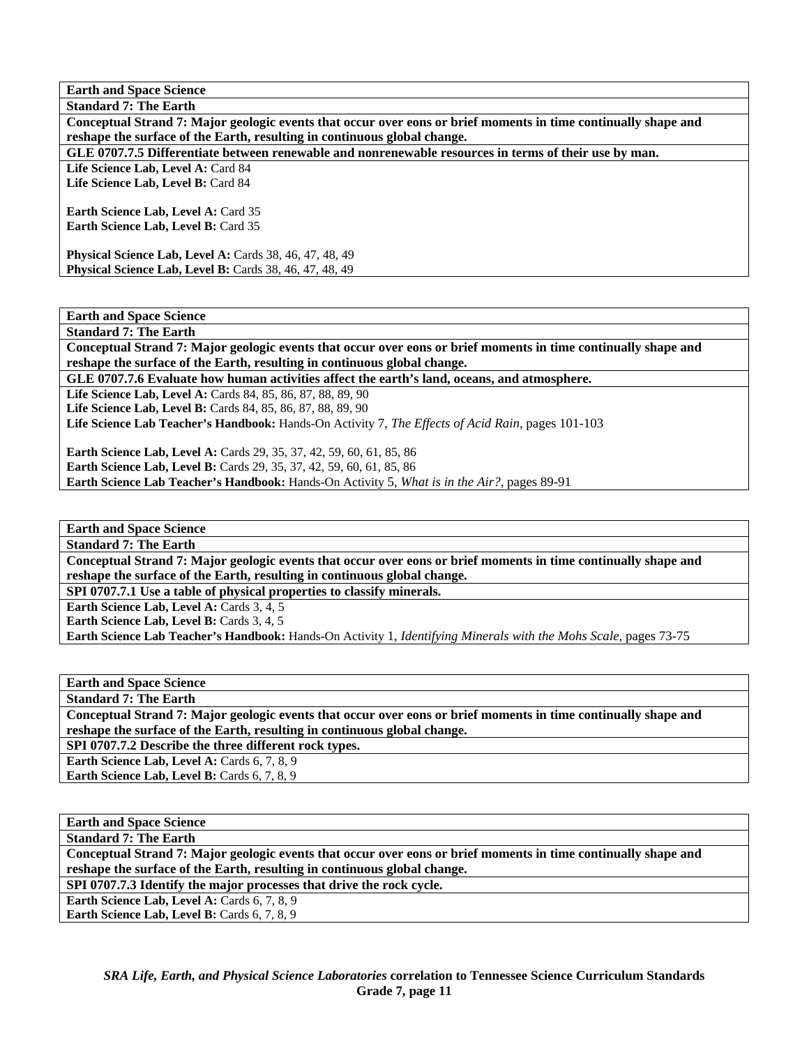**Earth and Space Science**

**Standard 7: The Earth**

**Conceptual Strand 7: Major geologic events that occur over eons or brief moments in time continually shape and reshape the surface of the Earth, resulting in continuous global change.**

**GLE 0707.7.5 Differentiate between renewable and nonrenewable resources in terms of their use by man.**

**Life Science Lab, Level A:** Card 84
**Life Science Lab, Level B:** Card 84

**Earth Science Lab, Level A:** Card 35
**Earth Science Lab, Level B:** Card 35

**Physical Science Lab, Level A:** Cards 38, 46, 47, 48, 49
**Physical Science Lab, Level B:** Cards 38, 46, 47, 48, 49

---

**Earth and Space Science**

**Standard 7: The Earth**

**Conceptual Strand 7: Major geologic events that occur over eons or brief moments in time continually shape and reshape the surface of the Earth, resulting in continuous global change.**

**GLE 0707.7.6 Evaluate how human activities affect the earth's land, oceans, and atmosphere.**

**Life Science Lab, Level A:** Cards 84, 85, 86, 87, 88, 89, 90
**Life Science Lab, Level B:** Cards 84, 85, 86, 87, 88, 89, 90
**Life Science Lab Teacher's Handbook:** Hands-On Activity 7, *The Effects of Acid Rain,* pages 101-103

**Earth Science Lab, Level A:** Cards 29, 35, 37, 42, 59, 60, 61, 85, 86
**Earth Science Lab, Level B:** Cards 29, 35, 37, 42, 59, 60, 61, 85, 86
**Earth Science Lab Teacher's Handbook:** Hands-On Activity 5, *What is in the Air?,* pages 89-91

---

**Earth and Space Science**

**Standard 7: The Earth**

**Conceptual Strand 7: Major geologic events that occur over eons or brief moments in time continually shape and reshape the surface of the Earth, resulting in continuous global change.**

**SPI 0707.7.1 Use a table of physical properties to classify minerals.**

**Earth Science Lab, Level A:** Cards 3, 4, 5
**Earth Science Lab, Level B:** Cards 3, 4, 5
**Earth Science Lab Teacher's Handbook:** Hands-On Activity 1, *Identifying Minerals with the Mohs Scale,* pages 73-75

---

**Earth and Space Science**

**Standard 7: The Earth**

**Conceptual Strand 7: Major geologic events that occur over eons or brief moments in time continually shape and reshape the surface of the Earth, resulting in continuous global change.**

**SPI 0707.7.2 Describe the three different rock types.**

**Earth Science Lab, Level A:** Cards 6, 7, 8, 9
**Earth Science Lab, Level B:** Cards 6, 7, 8, 9

---

**Earth and Space Science**

**Standard 7: The Earth**

**Conceptual Strand 7: Major geologic events that occur over eons or brief moments in time continually shape and reshape the surface of the Earth, resulting in continuous global change.**

**SPI 0707.7.3 Identify the major processes that drive the rock cycle.**

**Earth Science Lab, Level A:** Cards 6, 7, 8, 9
**Earth Science Lab, Level B:** Cards 6, 7, 8, 9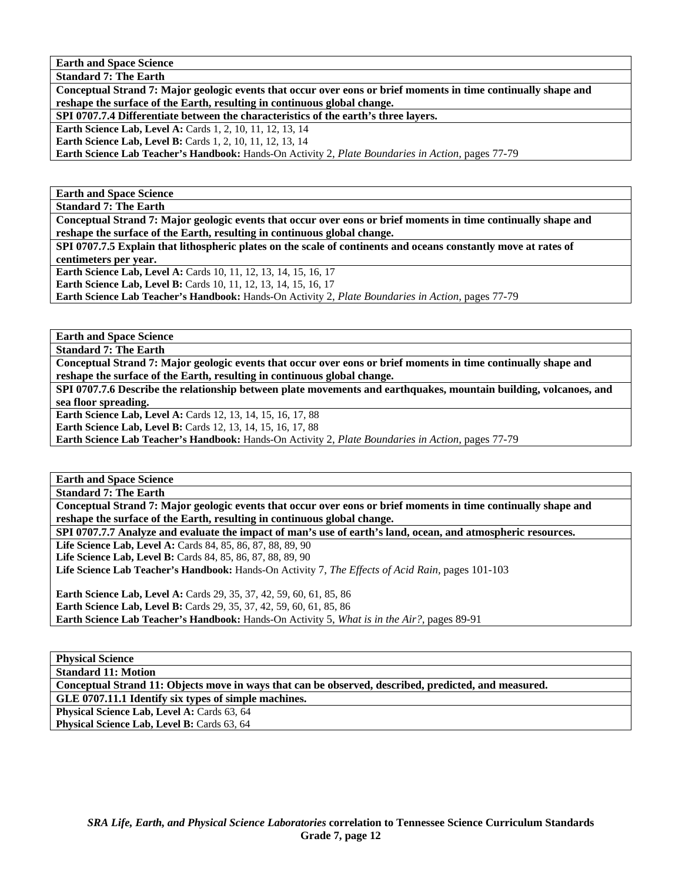**Earth and Space Science**

**Standard 7: The Earth**

**Conceptual Strand 7: Major geologic events that occur over eons or brief moments in time continually shape and reshape the surface of the Earth, resulting in continuous global change.**

**SPI 0707.7.4 Differentiate between the characteristics of the earth's three layers.**

**Earth Science Lab, Level A:** Cards 1, 2, 10, 11, 12, 13, 14
**Earth Science Lab, Level B:** Cards 1, 2, 10, 11, 12, 13, 14
**Earth Science Lab Teacher's Handbook:** Hands-On Activity 2, *Plate Boundaries in Action,* pages 77-79

**Earth and Space Science**

**Standard 7: The Earth**

**Conceptual Strand 7: Major geologic events that occur over eons or brief moments in time continually shape and reshape the surface of the Earth, resulting in continuous global change.**

**SPI 0707.7.5 Explain that lithospheric plates on the scale of continents and oceans constantly move at rates of centimeters per year.**

**Earth Science Lab, Level A:** Cards 10, 11, 12, 13, 14, 15, 16, 17
**Earth Science Lab, Level B:** Cards 10, 11, 12, 13, 14, 15, 16, 17
**Earth Science Lab Teacher's Handbook:** Hands-On Activity 2, *Plate Boundaries in Action,* pages 77-79

**Earth and Space Science**

**Standard 7: The Earth**

**Conceptual Strand 7: Major geologic events that occur over eons or brief moments in time continually shape and reshape the surface of the Earth, resulting in continuous global change.**

**SPI 0707.7.6 Describe the relationship between plate movements and earthquakes, mountain building, volcanoes, and sea floor spreading.**

**Earth Science Lab, Level A:** Cards 12, 13, 14, 15, 16, 17, 88
**Earth Science Lab, Level B:** Cards 12, 13, 14, 15, 16, 17, 88
**Earth Science Lab Teacher's Handbook:** Hands-On Activity 2, *Plate Boundaries in Action,* pages 77-79

**Earth and Space Science**

**Standard 7: The Earth**

**Conceptual Strand 7: Major geologic events that occur over eons or brief moments in time continually shape and reshape the surface of the Earth, resulting in continuous global change.**

**SPI 0707.7.7 Analyze and evaluate the impact of man's use of earth's land, ocean, and atmospheric resources.**

**Life Science Lab, Level A:** Cards 84, 85, 86, 87, 88, 89, 90
**Life Science Lab, Level B:** Cards 84, 85, 86, 87, 88, 89, 90
**Life Science Lab Teacher's Handbook:** Hands-On Activity 7, *The Effects of Acid Rain,* pages 101-103

**Earth Science Lab, Level A:** Cards 29, 35, 37, 42, 59, 60, 61, 85, 86
**Earth Science Lab, Level B:** Cards 29, 35, 37, 42, 59, 60, 61, 85, 86
**Earth Science Lab Teacher's Handbook:** Hands-On Activity 5, *What is in the Air?,* pages 89-91

**Physical Science**

**Standard 11: Motion**

**Conceptual Strand 11: Objects move in ways that can be observed, described, predicted, and measured.**

**GLE 0707.11.1 Identify six types of simple machines.**

**Physical Science Lab, Level A:** Cards 63, 64
**Physical Science Lab, Level B:** Cards 63, 64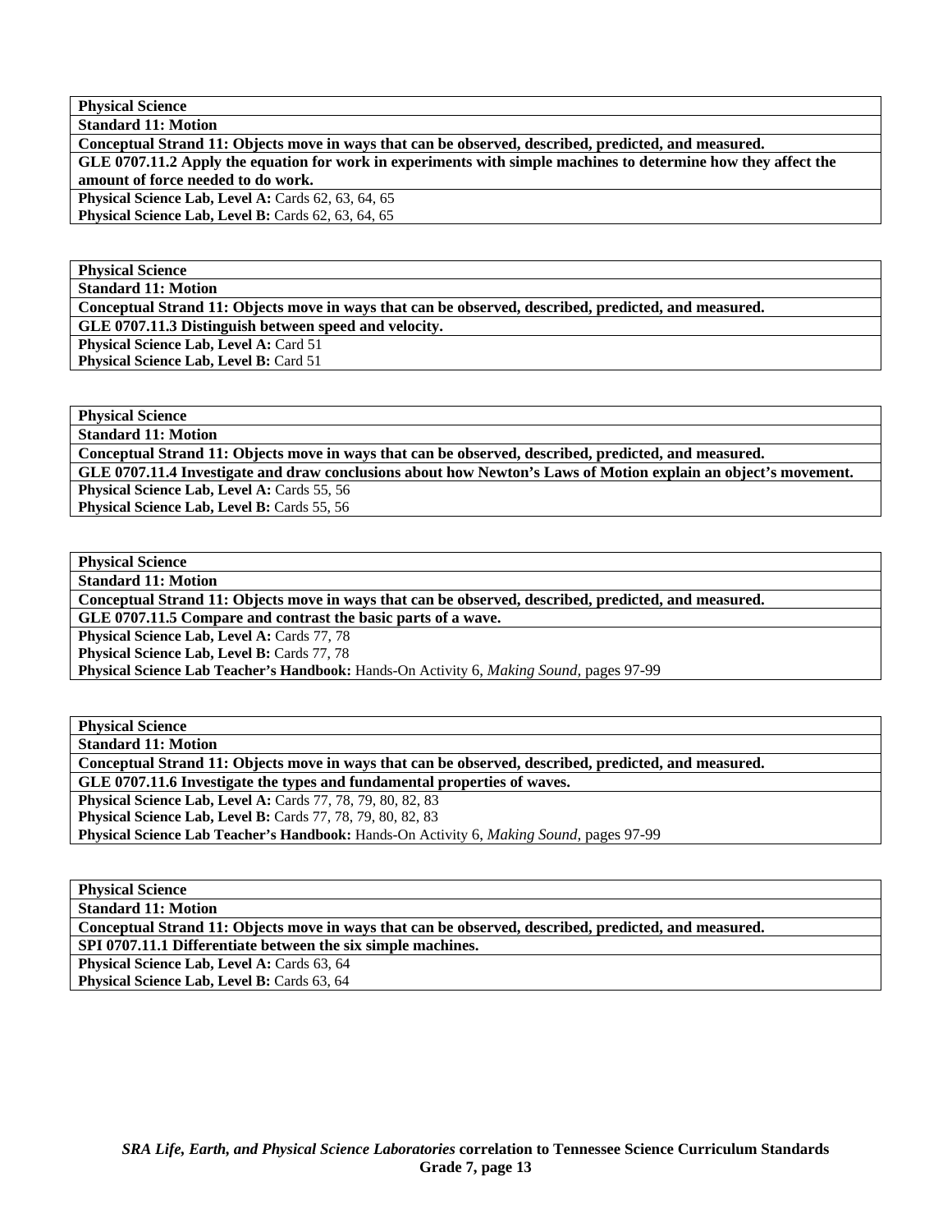| **Physical Science** |
|---|
| **Standard 11: Motion** |
| **Conceptual Strand 11: Objects move in ways that can be observed, described, predicted, and measured.** |
| **GLE 0707.11.2 Apply the equation for work in experiments with simple machines to determine how they affect the amount of force needed to do work.** |
| **Physical Science Lab, Level A:** Cards 62, 63, 64, 65<br>**Physical Science Lab, Level B:** Cards 62, 63, 64, 65 |

| **Physical Science** |
|---|
| **Standard 11: Motion** |
| **Conceptual Strand 11: Objects move in ways that can be observed, described, predicted, and measured.** |
| **GLE 0707.11.3 Distinguish between speed and velocity.** |
| **Physical Science Lab, Level A:** Card 51<br>**Physical Science Lab, Level B:** Card 51 |

| **Physical Science** |
|---|
| **Standard 11: Motion** |
| **Conceptual Strand 11: Objects move in ways that can be observed, described, predicted, and measured.** |
| **GLE 0707.11.4 Investigate and draw conclusions about how Newton's Laws of Motion explain an object's movement.** |
| **Physical Science Lab, Level A:** Cards 55, 56<br>**Physical Science Lab, Level B:** Cards 55, 56 |

| **Physical Science** |
|---|
| **Standard 11: Motion** |
| **Conceptual Strand 11: Objects move in ways that can be observed, described, predicted, and measured.** |
| **GLE 0707.11.5 Compare and contrast the basic parts of a wave.** |
| **Physical Science Lab, Level A:** Cards 77, 78<br>**Physical Science Lab, Level B:** Cards 77, 78<br>**Physical Science Lab Teacher's Handbook:** Hands-On Activity 6, *Making Sound,* pages 97-99 |

| **Physical Science** |
|---|
| **Standard 11: Motion** |
| **Conceptual Strand 11: Objects move in ways that can be observed, described, predicted, and measured.** |
| **GLE 0707.11.6 Investigate the types and fundamental properties of waves.** |
| **Physical Science Lab, Level A:** Cards 77, 78, 79, 80, 82, 83<br>**Physical Science Lab, Level B:** Cards 77, 78, 79, 80, 82, 83<br>**Physical Science Lab Teacher's Handbook:** Hands-On Activity 6, *Making Sound,* pages 97-99 |

| **Physical Science** |
|---|
| **Standard 11: Motion** |
| **Conceptual Strand 11: Objects move in ways that can be observed, described, predicted, and measured.** |
| **SPI 0707.11.1 Differentiate between the six simple machines.** |
| **Physical Science Lab, Level A:** Cards 63, 64<br>**Physical Science Lab, Level B:** Cards 63, 64 |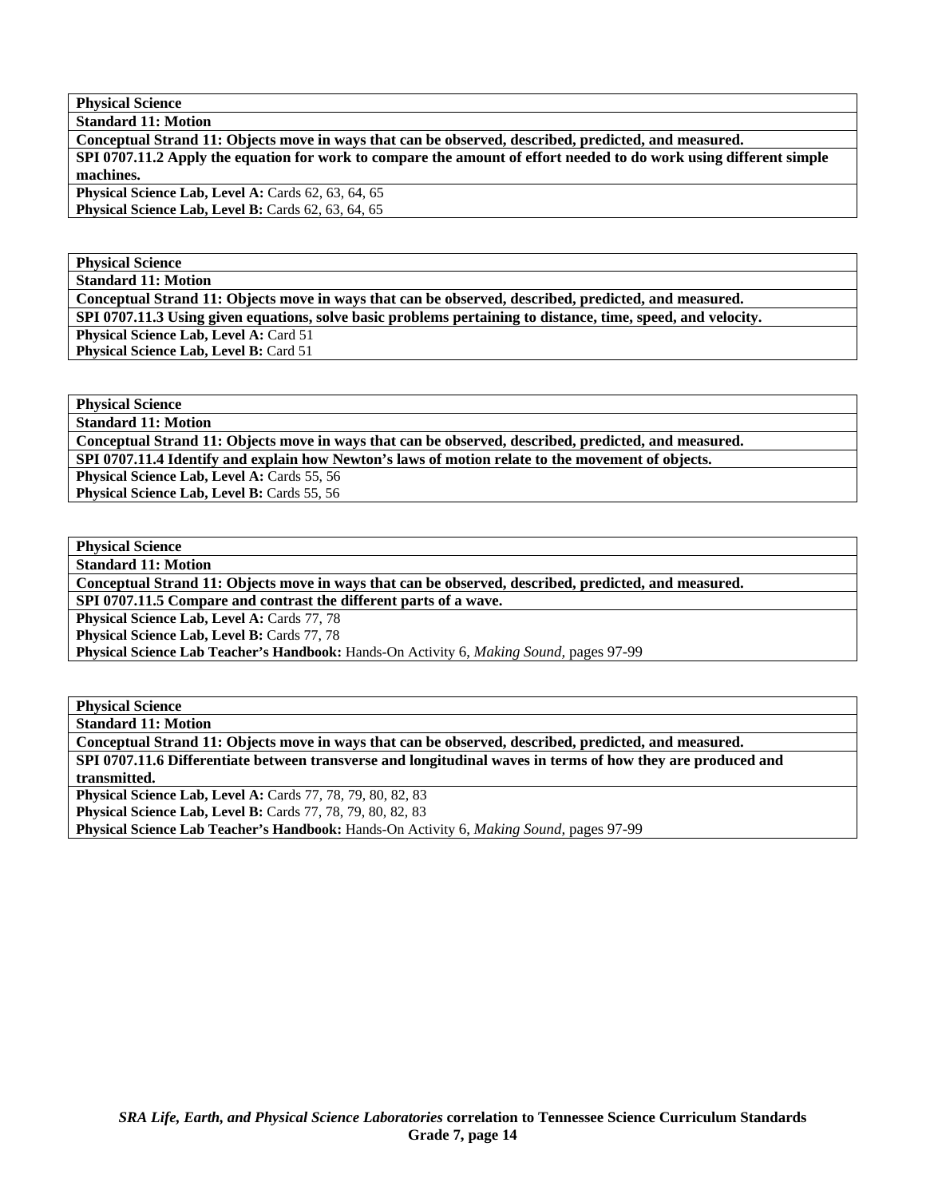| Physical Science |
| --- |
| **Standard 11: Motion** |
| **Conceptual Strand 11: Objects move in ways that can be observed, described, predicted, and measured.** |
| **SPI 0707.11.2 Apply the equation for work to compare the amount of effort needed to do work using different simple machines.** |
| **Physical Science Lab, Level A:** Cards 62, 63, 64, 65<br>**Physical Science Lab, Level B:** Cards 62, 63, 64, 65 |

| Physical Science |
| --- |
| **Standard 11: Motion** |
| **Conceptual Strand 11: Objects move in ways that can be observed, described, predicted, and measured.** |
| **SPI 0707.11.3 Using given equations, solve basic problems pertaining to distance, time, speed, and velocity.** |
| **Physical Science Lab, Level A:** Card 51<br>**Physical Science Lab, Level B:** Card 51 |

| Physical Science |
| --- |
| **Standard 11: Motion** |
| **Conceptual Strand 11: Objects move in ways that can be observed, described, predicted, and measured.** |
| **SPI 0707.11.4 Identify and explain how Newton's laws of motion relate to the movement of objects.** |
| **Physical Science Lab, Level A:** Cards 55, 56<br>**Physical Science Lab, Level B:** Cards 55, 56 |

| Physical Science |
| --- |
| **Standard 11: Motion** |
| **Conceptual Strand 11: Objects move in ways that can be observed, described, predicted, and measured.** |
| **SPI 0707.11.5 Compare and contrast the different parts of a wave.** |
| **Physical Science Lab, Level A:** Cards 77, 78<br>**Physical Science Lab, Level B:** Cards 77, 78<br>**Physical Science Lab Teacher's Handbook:** Hands-On Activity 6, *Making Sound,* pages 97-99 |

| Physical Science |
| --- |
| **Standard 11: Motion** |
| **Conceptual Strand 11: Objects move in ways that can be observed, described, predicted, and measured.** |
| **SPI 0707.11.6 Differentiate between transverse and longitudinal waves in terms of how they are produced and transmitted.** |
| **Physical Science Lab, Level A:** Cards 77, 78, 79, 80, 82, 83<br>**Physical Science Lab, Level B:** Cards 77, 78, 79, 80, 82, 83<br>**Physical Science Lab Teacher's Handbook:** Hands-On Activity 6, *Making Sound,* pages 97-99 |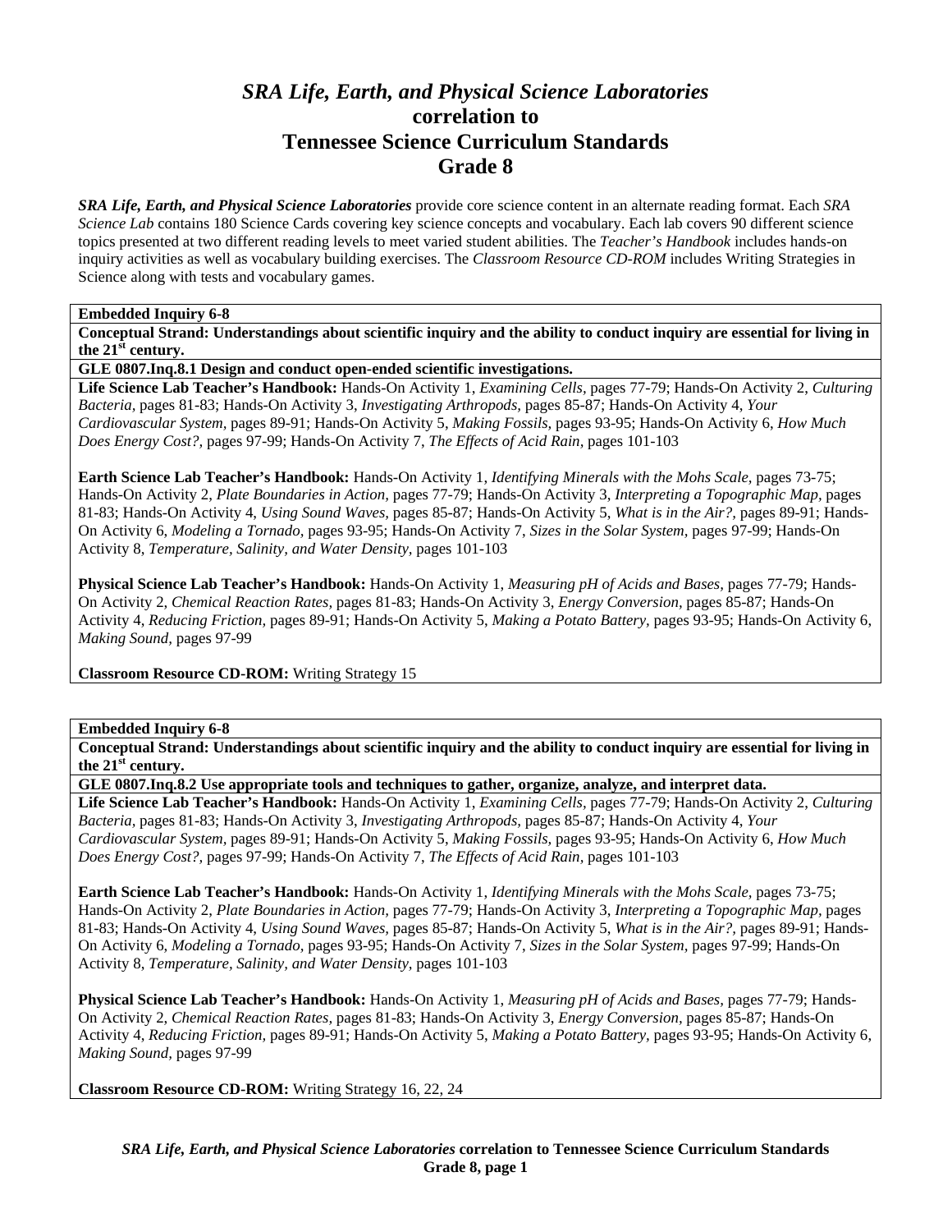# *SRA Life, Earth, and Physical Science Laboratories* correlation to Tennessee Science Curriculum Standards Grade 8

***SRA Life, Earth, and Physical Science Laboratories*** provide core science content in an alternate reading format. Each *SRA Science Lab* contains 180 Science Cards covering key science concepts and vocabulary. Each lab covers 90 different science topics presented at two different reading levels to meet varied student abilities. The *Teacher's Handbook* includes hands-on inquiry activities as well as vocabulary building exercises. The *Classroom Resource CD-ROM* includes Writing Strategies in Science along with tests and vocabulary games.

---

**Embedded Inquiry 6-8**

**Conceptual Strand: Understandings about scientific inquiry and the ability to conduct inquiry are essential for living in the 21st century.**

**GLE 0807.Inq.8.1 Design and conduct open-ended scientific investigations.**

**Life Science Lab Teacher's Handbook:** Hands-On Activity 1, *Examining Cells,* pages 77-79; Hands-On Activity 2, *Culturing Bacteria,* pages 81-83; Hands-On Activity 3, *Investigating Arthropods,* pages 85-87; Hands-On Activity 4, *Your Cardiovascular System,* pages 89-91; Hands-On Activity 5, *Making Fossils,* pages 93-95; Hands-On Activity 6, *How Much Does Energy Cost?,* pages 97-99; Hands-On Activity 7, *The Effects of Acid Rain,* pages 101-103

**Earth Science Lab Teacher's Handbook:** Hands-On Activity 1, *Identifying Minerals with the Mohs Scale,* pages 73-75; Hands-On Activity 2, *Plate Boundaries in Action,* pages 77-79; Hands-On Activity 3, *Interpreting a Topographic Map,* pages 81-83; Hands-On Activity 4, *Using Sound Waves,* pages 85-87; Hands-On Activity 5, *What is in the Air?,* pages 89-91; Hands-On Activity 6, *Modeling a Tornado,* pages 93-95; Hands-On Activity 7, *Sizes in the Solar System,* pages 97-99; Hands-On Activity 8, *Temperature, Salinity, and Water Density,* pages 101-103

**Physical Science Lab Teacher's Handbook:** Hands-On Activity 1, *Measuring pH of Acids and Bases,* pages 77-79; Hands-On Activity 2, *Chemical Reaction Rates,* pages 81-83; Hands-On Activity 3, *Energy Conversion,* pages 85-87; Hands-On Activity 4, *Reducing Friction,* pages 89-91; Hands-On Activity 5, *Making a Potato Battery,* pages 93-95; Hands-On Activity 6, *Making Sound,* pages 97-99

**Classroom Resource CD-ROM:** Writing Strategy 15

---

**Embedded Inquiry 6-8**

**Conceptual Strand: Understandings about scientific inquiry and the ability to conduct inquiry are essential for living in the 21st century.**

**GLE 0807.Inq.8.2 Use appropriate tools and techniques to gather, organize, analyze, and interpret data.**

**Life Science Lab Teacher's Handbook:** Hands-On Activity 1, *Examining Cells,* pages 77-79; Hands-On Activity 2, *Culturing Bacteria,* pages 81-83; Hands-On Activity 3, *Investigating Arthropods,* pages 85-87; Hands-On Activity 4, *Your Cardiovascular System,* pages 89-91; Hands-On Activity 5, *Making Fossils,* pages 93-95; Hands-On Activity 6, *How Much Does Energy Cost?,* pages 97-99; Hands-On Activity 7, *The Effects of Acid Rain,* pages 101-103

**Earth Science Lab Teacher's Handbook:** Hands-On Activity 1, *Identifying Minerals with the Mohs Scale,* pages 73-75; Hands-On Activity 2, *Plate Boundaries in Action,* pages 77-79; Hands-On Activity 3, *Interpreting a Topographic Map,* pages 81-83; Hands-On Activity 4, *Using Sound Waves,* pages 85-87; Hands-On Activity 5, *What is in the Air?,* pages 89-91; Hands-On Activity 6, *Modeling a Tornado,* pages 93-95; Hands-On Activity 7, *Sizes in the Solar System,* pages 97-99; Hands-On Activity 8, *Temperature, Salinity, and Water Density,* pages 101-103

**Physical Science Lab Teacher's Handbook:** Hands-On Activity 1, *Measuring pH of Acids and Bases,* pages 77-79; Hands-On Activity 2, *Chemical Reaction Rates,* pages 81-83; Hands-On Activity 3, *Energy Conversion,* pages 85-87; Hands-On Activity 4, *Reducing Friction,* pages 89-91; Hands-On Activity 5, *Making a Potato Battery,* pages 93-95; Hands-On Activity 6, *Making Sound,* pages 97-99

**Classroom Resource CD-ROM:** Writing Strategy 16, 22, 24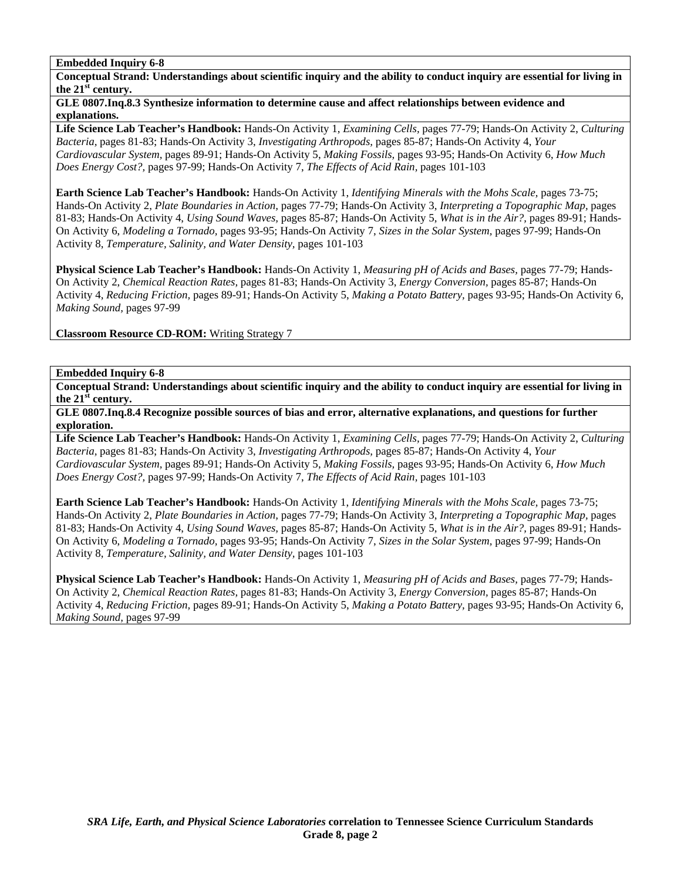**Embedded Inquiry 6-8**

**Conceptual Strand: Understandings about scientific inquiry and the ability to conduct inquiry are essential for living in the 21st century.**

**GLE 0807.Inq.8.3 Synthesize information to determine cause and affect relationships between evidence and explanations.**

**Life Science Lab Teacher's Handbook:** Hands-On Activity 1, *Examining Cells,* pages 77-79; Hands-On Activity 2, *Culturing Bacteria,* pages 81-83; Hands-On Activity 3, *Investigating Arthropods,* pages 85-87; Hands-On Activity 4, *Your Cardiovascular System,* pages 89-91; Hands-On Activity 5, *Making Fossils,* pages 93-95; Hands-On Activity 6, *How Much Does Energy Cost?,* pages 97-99; Hands-On Activity 7, *The Effects of Acid Rain,* pages 101-103

**Earth Science Lab Teacher's Handbook:** Hands-On Activity 1, *Identifying Minerals with the Mohs Scale,* pages 73-75; Hands-On Activity 2, *Plate Boundaries in Action,* pages 77-79; Hands-On Activity 3, *Interpreting a Topographic Map,* pages 81-83; Hands-On Activity 4, *Using Sound Waves,* pages 85-87; Hands-On Activity 5, *What is in the Air?,* pages 89-91; Hands-On Activity 6, *Modeling a Tornado,* pages 93-95; Hands-On Activity 7, *Sizes in the Solar System,* pages 97-99; Hands-On Activity 8, *Temperature, Salinity, and Water Density,* pages 101-103

**Physical Science Lab Teacher's Handbook:** Hands-On Activity 1, *Measuring pH of Acids and Bases,* pages 77-79; Hands-On Activity 2, *Chemical Reaction Rates,* pages 81-83; Hands-On Activity 3, *Energy Conversion,* pages 85-87; Hands-On Activity 4, *Reducing Friction,* pages 89-91; Hands-On Activity 5, *Making a Potato Battery,* pages 93-95; Hands-On Activity 6, *Making Sound,* pages 97-99

**Classroom Resource CD-ROM:** Writing Strategy 7

**Embedded Inquiry 6-8**

**Conceptual Strand: Understandings about scientific inquiry and the ability to conduct inquiry are essential for living in the 21st century.**

**GLE 0807.Inq.8.4 Recognize possible sources of bias and error, alternative explanations, and questions for further exploration.**

**Life Science Lab Teacher's Handbook:** Hands-On Activity 1, *Examining Cells,* pages 77-79; Hands-On Activity 2, *Culturing Bacteria,* pages 81-83; Hands-On Activity 3, *Investigating Arthropods,* pages 85-87; Hands-On Activity 4, *Your Cardiovascular System,* pages 89-91; Hands-On Activity 5, *Making Fossils,* pages 93-95; Hands-On Activity 6, *How Much Does Energy Cost?,* pages 97-99; Hands-On Activity 7, *The Effects of Acid Rain,* pages 101-103

**Earth Science Lab Teacher's Handbook:** Hands-On Activity 1, *Identifying Minerals with the Mohs Scale,* pages 73-75; Hands-On Activity 2, *Plate Boundaries in Action,* pages 77-79; Hands-On Activity 3, *Interpreting a Topographic Map,* pages 81-83; Hands-On Activity 4, *Using Sound Waves,* pages 85-87; Hands-On Activity 5, *What is in the Air?,* pages 89-91; Hands-On Activity 6, *Modeling a Tornado,* pages 93-95; Hands-On Activity 7, *Sizes in the Solar System,* pages 97-99; Hands-On Activity 8, *Temperature, Salinity, and Water Density,* pages 101-103

**Physical Science Lab Teacher's Handbook:** Hands-On Activity 1, *Measuring pH of Acids and Bases,* pages 77-79; Hands-On Activity 2, *Chemical Reaction Rates,* pages 81-83; Hands-On Activity 3, *Energy Conversion,* pages 85-87; Hands-On Activity 4, *Reducing Friction,* pages 89-91; Hands-On Activity 5, *Making a Potato Battery,* pages 93-95; Hands-On Activity 6, *Making Sound,* pages 97-99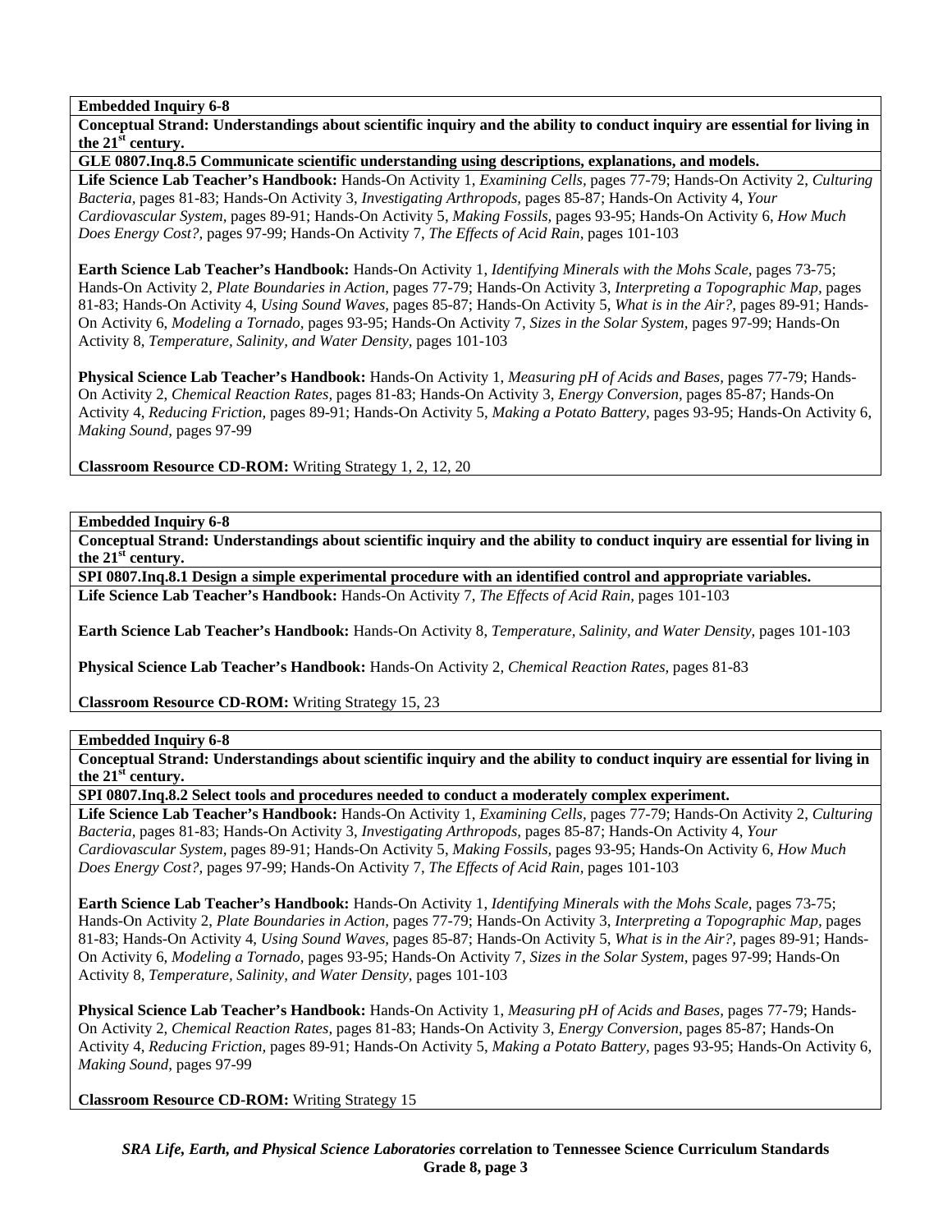**Embedded Inquiry 6-8**

**Conceptual Strand: Understandings about scientific inquiry and the ability to conduct inquiry are essential for living in the 21st century.**

**GLE 0807.Inq.8.5 Communicate scientific understanding using descriptions, explanations, and models.**

**Life Science Lab Teacher's Handbook:** Hands-On Activity 1, *Examining Cells,* pages 77-79; Hands-On Activity 2, *Culturing Bacteria,* pages 81-83; Hands-On Activity 3, *Investigating Arthropods,* pages 85-87; Hands-On Activity 4, *Your Cardiovascular System,* pages 89-91; Hands-On Activity 5, *Making Fossils,* pages 93-95; Hands-On Activity 6, *How Much Does Energy Cost?,* pages 97-99; Hands-On Activity 7, *The Effects of Acid Rain,* pages 101-103

**Earth Science Lab Teacher's Handbook:** Hands-On Activity 1, *Identifying Minerals with the Mohs Scale,* pages 73-75; Hands-On Activity 2, *Plate Boundaries in Action,* pages 77-79; Hands-On Activity 3, *Interpreting a Topographic Map,* pages 81-83; Hands-On Activity 4, *Using Sound Waves,* pages 85-87; Hands-On Activity 5, *What is in the Air?,* pages 89-91; Hands-On Activity 6, *Modeling a Tornado,* pages 93-95; Hands-On Activity 7, *Sizes in the Solar System,* pages 97-99; Hands-On Activity 8, *Temperature, Salinity, and Water Density,* pages 101-103

**Physical Science Lab Teacher's Handbook:** Hands-On Activity 1, *Measuring pH of Acids and Bases,* pages 77-79; Hands-On Activity 2, *Chemical Reaction Rates,* pages 81-83; Hands-On Activity 3, *Energy Conversion,* pages 85-87; Hands-On Activity 4, *Reducing Friction,* pages 89-91; Hands-On Activity 5, *Making a Potato Battery,* pages 93-95; Hands-On Activity 6, *Making Sound,* pages 97-99

**Classroom Resource CD-ROM:** Writing Strategy 1, 2, 12, 20

**Embedded Inquiry 6-8**

**Conceptual Strand: Understandings about scientific inquiry and the ability to conduct inquiry are essential for living in the 21st century.**

**SPI 0807.Inq.8.1 Design a simple experimental procedure with an identified control and appropriate variables.**

**Life Science Lab Teacher's Handbook:** Hands-On Activity 7, *The Effects of Acid Rain,* pages 101-103

**Earth Science Lab Teacher's Handbook:** Hands-On Activity 8, *Temperature, Salinity, and Water Density,* pages 101-103

**Physical Science Lab Teacher's Handbook:** Hands-On Activity 2, *Chemical Reaction Rates,* pages 81-83

**Classroom Resource CD-ROM:** Writing Strategy 15, 23

**Embedded Inquiry 6-8**

**Conceptual Strand: Understandings about scientific inquiry and the ability to conduct inquiry are essential for living in the 21st century.**

**SPI 0807.Inq.8.2 Select tools and procedures needed to conduct a moderately complex experiment.**

**Life Science Lab Teacher's Handbook:** Hands-On Activity 1, *Examining Cells,* pages 77-79; Hands-On Activity 2, *Culturing Bacteria,* pages 81-83; Hands-On Activity 3, *Investigating Arthropods,* pages 85-87; Hands-On Activity 4, *Your Cardiovascular System,* pages 89-91; Hands-On Activity 5, *Making Fossils,* pages 93-95; Hands-On Activity 6, *How Much Does Energy Cost?,* pages 97-99; Hands-On Activity 7, *The Effects of Acid Rain,* pages 101-103

**Earth Science Lab Teacher's Handbook:** Hands-On Activity 1, *Identifying Minerals with the Mohs Scale,* pages 73-75; Hands-On Activity 2, *Plate Boundaries in Action,* pages 77-79; Hands-On Activity 3, *Interpreting a Topographic Map,* pages 81-83; Hands-On Activity 4, *Using Sound Waves,* pages 85-87; Hands-On Activity 5, *What is in the Air?,* pages 89-91; Hands-On Activity 6, *Modeling a Tornado,* pages 93-95; Hands-On Activity 7, *Sizes in the Solar System,* pages 97-99; Hands-On Activity 8, *Temperature, Salinity, and Water Density,* pages 101-103

**Physical Science Lab Teacher's Handbook:** Hands-On Activity 1, *Measuring pH of Acids and Bases,* pages 77-79; Hands-On Activity 2, *Chemical Reaction Rates,* pages 81-83; Hands-On Activity 3, *Energy Conversion,* pages 85-87; Hands-On Activity 4, *Reducing Friction,* pages 89-91; Hands-On Activity 5, *Making a Potato Battery,* pages 93-95; Hands-On Activity 6, *Making Sound,* pages 97-99

**Classroom Resource CD-ROM:** Writing Strategy 15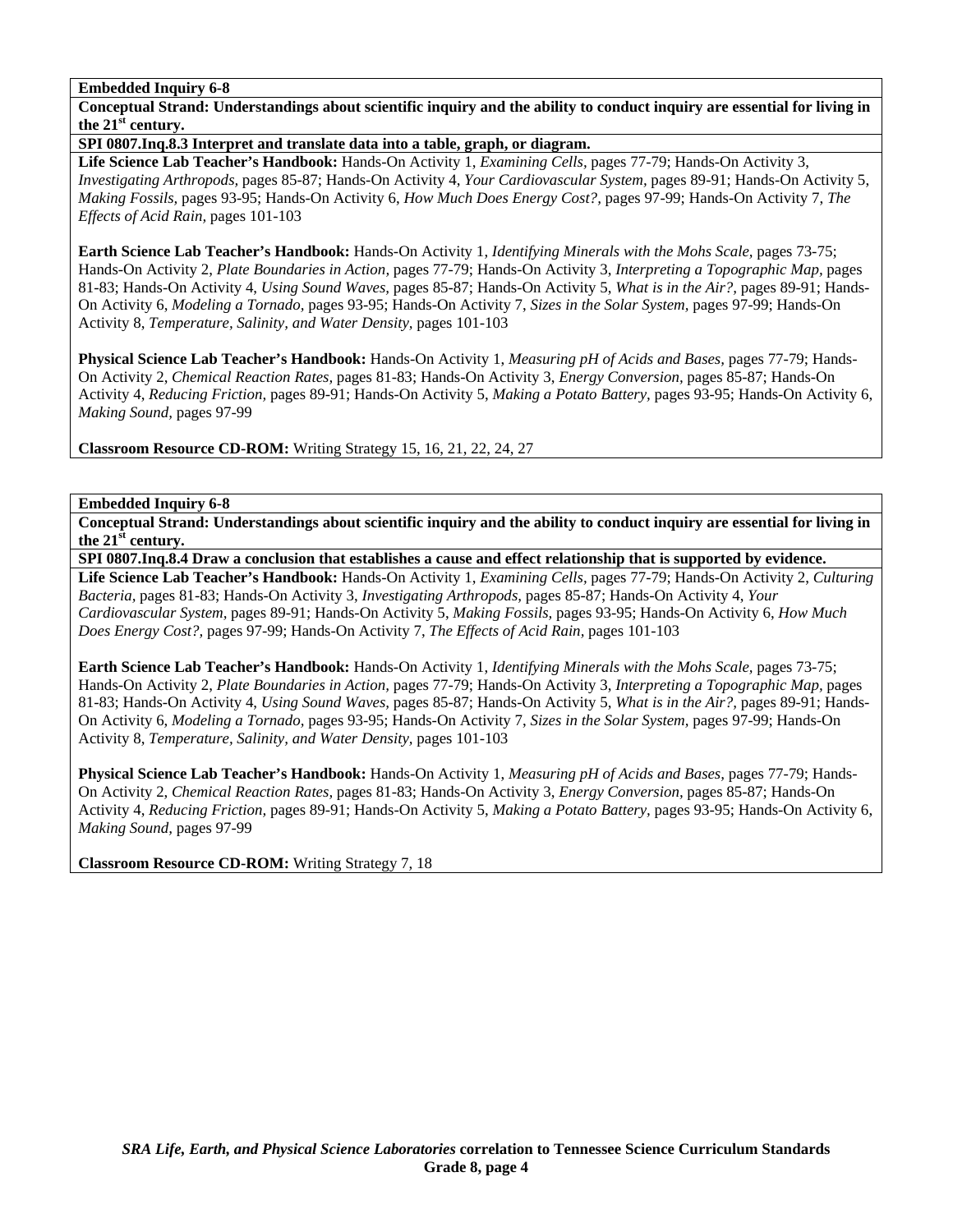**Embedded Inquiry 6-8**

**Conceptual Strand: Understandings about scientific inquiry and the ability to conduct inquiry are essential for living in the 21st century.**

**SPI 0807.Inq.8.3 Interpret and translate data into a table, graph, or diagram.**

**Life Science Lab Teacher's Handbook:** Hands-On Activity 1, *Examining Cells,* pages 77-79; Hands-On Activity 3, *Investigating Arthropods,* pages 85-87; Hands-On Activity 4, *Your Cardiovascular System,* pages 89-91; Hands-On Activity 5, *Making Fossils,* pages 93-95; Hands-On Activity 6, *How Much Does Energy Cost?,* pages 97-99; Hands-On Activity 7, *The Effects of Acid Rain,* pages 101-103

**Earth Science Lab Teacher's Handbook:** Hands-On Activity 1, *Identifying Minerals with the Mohs Scale,* pages 73-75; Hands-On Activity 2, *Plate Boundaries in Action,* pages 77-79; Hands-On Activity 3, *Interpreting a Topographic Map,* pages 81-83; Hands-On Activity 4, *Using Sound Waves,* pages 85-87; Hands-On Activity 5, *What is in the Air?,* pages 89-91; Hands-On Activity 6, *Modeling a Tornado,* pages 93-95; Hands-On Activity 7, *Sizes in the Solar System,* pages 97-99; Hands-On Activity 8, *Temperature, Salinity, and Water Density,* pages 101-103

**Physical Science Lab Teacher's Handbook:** Hands-On Activity 1, *Measuring pH of Acids and Bases,* pages 77-79; Hands-On Activity 2, *Chemical Reaction Rates,* pages 81-83; Hands-On Activity 3, *Energy Conversion,* pages 85-87; Hands-On Activity 4, *Reducing Friction,* pages 89-91; Hands-On Activity 5, *Making a Potato Battery,* pages 93-95; Hands-On Activity 6, *Making Sound,* pages 97-99

**Classroom Resource CD-ROM:** Writing Strategy 15, 16, 21, 22, 24, 27

**Embedded Inquiry 6-8**

**Conceptual Strand: Understandings about scientific inquiry and the ability to conduct inquiry are essential for living in the 21st century.**

**SPI 0807.Inq.8.4 Draw a conclusion that establishes a cause and effect relationship that is supported by evidence.**

**Life Science Lab Teacher's Handbook:** Hands-On Activity 1, *Examining Cells,* pages 77-79; Hands-On Activity 2, *Culturing Bacteria,* pages 81-83; Hands-On Activity 3, *Investigating Arthropods,* pages 85-87; Hands-On Activity 4, *Your Cardiovascular System,* pages 89-91; Hands-On Activity 5, *Making Fossils,* pages 93-95; Hands-On Activity 6, *How Much Does Energy Cost?,* pages 97-99; Hands-On Activity 7, *The Effects of Acid Rain,* pages 101-103

**Earth Science Lab Teacher's Handbook:** Hands-On Activity 1, *Identifying Minerals with the Mohs Scale,* pages 73-75; Hands-On Activity 2, *Plate Boundaries in Action,* pages 77-79; Hands-On Activity 3, *Interpreting a Topographic Map,* pages 81-83; Hands-On Activity 4, *Using Sound Waves,* pages 85-87; Hands-On Activity 5, *What is in the Air?,* pages 89-91; Hands-On Activity 6, *Modeling a Tornado,* pages 93-95; Hands-On Activity 7, *Sizes in the Solar System,* pages 97-99; Hands-On Activity 8, *Temperature, Salinity, and Water Density,* pages 101-103

**Physical Science Lab Teacher's Handbook:** Hands-On Activity 1, *Measuring pH of Acids and Bases,* pages 77-79; Hands-On Activity 2, *Chemical Reaction Rates,* pages 81-83; Hands-On Activity 3, *Energy Conversion,* pages 85-87; Hands-On Activity 4, *Reducing Friction,* pages 89-91; Hands-On Activity 5, *Making a Potato Battery,* pages 93-95; Hands-On Activity 6, *Making Sound,* pages 97-99

**Classroom Resource CD-ROM:** Writing Strategy 7, 18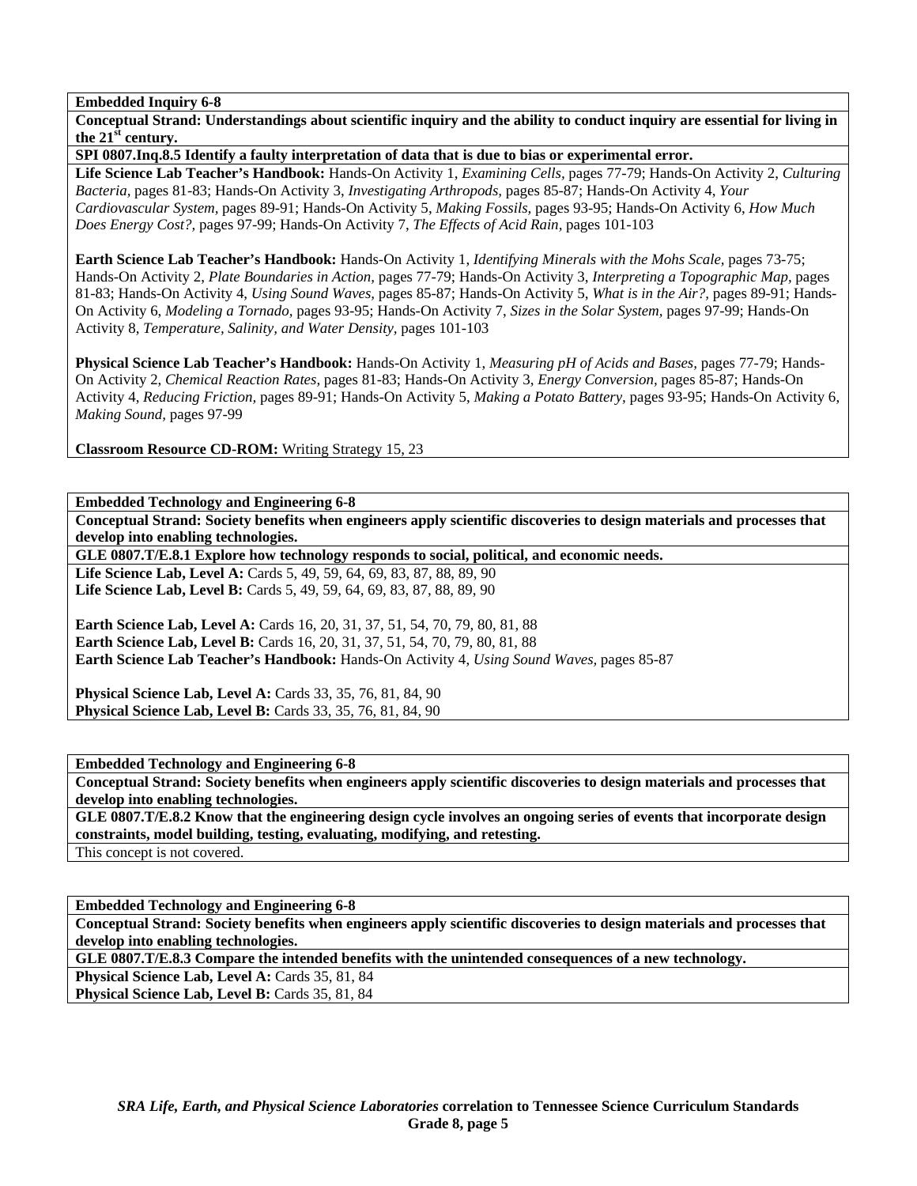**Embedded Inquiry 6-8**

**Conceptual Strand: Understandings about scientific inquiry and the ability to conduct inquiry are essential for living in the 21st century.**

**SPI 0807.Inq.8.5 Identify a faulty interpretation of data that is due to bias or experimental error.**

**Life Science Lab Teacher's Handbook:** Hands-On Activity 1, *Examining Cells,* pages 77-79; Hands-On Activity 2, *Culturing Bacteria,* pages 81-83; Hands-On Activity 3, *Investigating Arthropods,* pages 85-87; Hands-On Activity 4, *Your Cardiovascular System,* pages 89-91; Hands-On Activity 5, *Making Fossils,* pages 93-95; Hands-On Activity 6, *How Much Does Energy Cost?,* pages 97-99; Hands-On Activity 7, *The Effects of Acid Rain,* pages 101-103

**Earth Science Lab Teacher's Handbook:** Hands-On Activity 1, *Identifying Minerals with the Mohs Scale,* pages 73-75; Hands-On Activity 2, *Plate Boundaries in Action,* pages 77-79; Hands-On Activity 3, *Interpreting a Topographic Map,* pages 81-83; Hands-On Activity 4, *Using Sound Waves,* pages 85-87; Hands-On Activity 5, *What is in the Air?,* pages 89-91; Hands-On Activity 6, *Modeling a Tornado,* pages 93-95; Hands-On Activity 7, *Sizes in the Solar System,* pages 97-99; Hands-On Activity 8, *Temperature, Salinity, and Water Density,* pages 101-103

**Physical Science Lab Teacher's Handbook:** Hands-On Activity 1, *Measuring pH of Acids and Bases,* pages 77-79; Hands-On Activity 2, *Chemical Reaction Rates,* pages 81-83; Hands-On Activity 3, *Energy Conversion,* pages 85-87; Hands-On Activity 4, *Reducing Friction,* pages 89-91; Hands-On Activity 5, *Making a Potato Battery,* pages 93-95; Hands-On Activity 6, *Making Sound,* pages 97-99

**Classroom Resource CD-ROM:** Writing Strategy 15, 23

---

**Embedded Technology and Engineering 6-8**

**Conceptual Strand: Society benefits when engineers apply scientific discoveries to design materials and processes that develop into enabling technologies.**

**GLE 0807.T/E.8.1 Explore how technology responds to social, political, and economic needs.**

**Life Science Lab, Level A:** Cards 5, 49, 59, 64, 69, 83, 87, 88, 89, 90
**Life Science Lab, Level B:** Cards 5, 49, 59, 64, 69, 83, 87, 88, 89, 90

**Earth Science Lab, Level A:** Cards 16, 20, 31, 37, 51, 54, 70, 79, 80, 81, 88
**Earth Science Lab, Level B:** Cards 16, 20, 31, 37, 51, 54, 70, 79, 80, 81, 88
**Earth Science Lab Teacher's Handbook:** Hands-On Activity 4, *Using Sound Waves,* pages 85-87

**Physical Science Lab, Level A:** Cards 33, 35, 76, 81, 84, 90
**Physical Science Lab, Level B:** Cards 33, 35, 76, 81, 84, 90

---

**Embedded Technology and Engineering 6-8**

**Conceptual Strand: Society benefits when engineers apply scientific discoveries to design materials and processes that develop into enabling technologies.**

**GLE 0807.T/E.8.2 Know that the engineering design cycle involves an ongoing series of events that incorporate design constraints, model building, testing, evaluating, modifying, and retesting.**

This concept is not covered.

---

**Embedded Technology and Engineering 6-8**

**Conceptual Strand: Society benefits when engineers apply scientific discoveries to design materials and processes that develop into enabling technologies.**

**GLE 0807.T/E.8.3 Compare the intended benefits with the unintended consequences of a new technology.**

**Physical Science Lab, Level A:** Cards 35, 81, 84
**Physical Science Lab, Level B:** Cards 35, 81, 84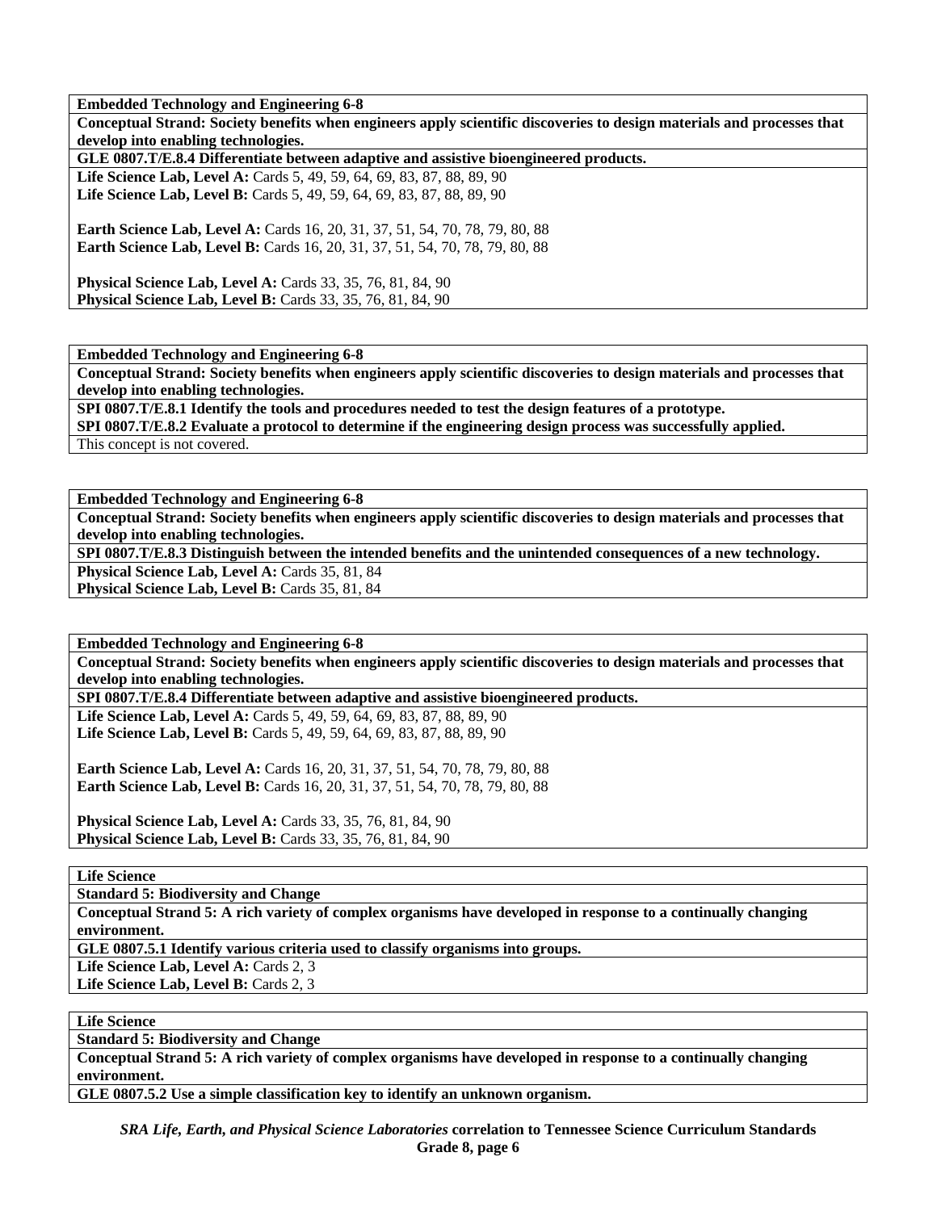**Embedded Technology and Engineering 6-8**

**Conceptual Strand: Society benefits when engineers apply scientific discoveries to design materials and processes that develop into enabling technologies.**

**GLE 0807.T/E.8.4 Differentiate between adaptive and assistive bioengineered products.**

**Life Science Lab, Level A:** Cards 5, 49, 59, 64, 69, 83, 87, 88, 89, 90
**Life Science Lab, Level B:** Cards 5, 49, 59, 64, 69, 83, 87, 88, 89, 90

**Earth Science Lab, Level A:** Cards 16, 20, 31, 37, 51, 54, 70, 78, 79, 80, 88
**Earth Science Lab, Level B:** Cards 16, 20, 31, 37, 51, 54, 70, 78, 79, 80, 88

**Physical Science Lab, Level A:** Cards 33, 35, 76, 81, 84, 90
**Physical Science Lab, Level B:** Cards 33, 35, 76, 81, 84, 90

**Embedded Technology and Engineering 6-8**

**Conceptual Strand: Society benefits when engineers apply scientific discoveries to design materials and processes that develop into enabling technologies.**

**SPI 0807.T/E.8.1 Identify the tools and procedures needed to test the design features of a prototype.**
**SPI 0807.T/E.8.2 Evaluate a protocol to determine if the engineering design process was successfully applied.**

This concept is not covered.

**Embedded Technology and Engineering 6-8**

**Conceptual Strand: Society benefits when engineers apply scientific discoveries to design materials and processes that develop into enabling technologies.**

**SPI 0807.T/E.8.3 Distinguish between the intended benefits and the unintended consequences of a new technology.**

**Physical Science Lab, Level A:** Cards 35, 81, 84
**Physical Science Lab, Level B:** Cards 35, 81, 84

**Embedded Technology and Engineering 6-8**

**Conceptual Strand: Society benefits when engineers apply scientific discoveries to design materials and processes that develop into enabling technologies.**

**SPI 0807.T/E.8.4 Differentiate between adaptive and assistive bioengineered products.**

**Life Science Lab, Level A:** Cards 5, 49, 59, 64, 69, 83, 87, 88, 89, 90
**Life Science Lab, Level B:** Cards 5, 49, 59, 64, 69, 83, 87, 88, 89, 90

**Earth Science Lab, Level A:** Cards 16, 20, 31, 37, 51, 54, 70, 78, 79, 80, 88
**Earth Science Lab, Level B:** Cards 16, 20, 31, 37, 51, 54, 70, 78, 79, 80, 88

**Physical Science Lab, Level A:** Cards 33, 35, 76, 81, 84, 90
**Physical Science Lab, Level B:** Cards 33, 35, 76, 81, 84, 90

**Life Science**

**Standard 5: Biodiversity and Change**

**Conceptual Strand 5: A rich variety of complex organisms have developed in response to a continually changing environment.**

**GLE 0807.5.1 Identify various criteria used to classify organisms into groups.**

**Life Science Lab, Level A:** Cards 2, 3
**Life Science Lab, Level B:** Cards 2, 3

**Life Science**

**Standard 5: Biodiversity and Change**

**Conceptual Strand 5: A rich variety of complex organisms have developed in response to a continually changing environment.**

**GLE 0807.5.2 Use a simple classification key to identify an unknown organism.**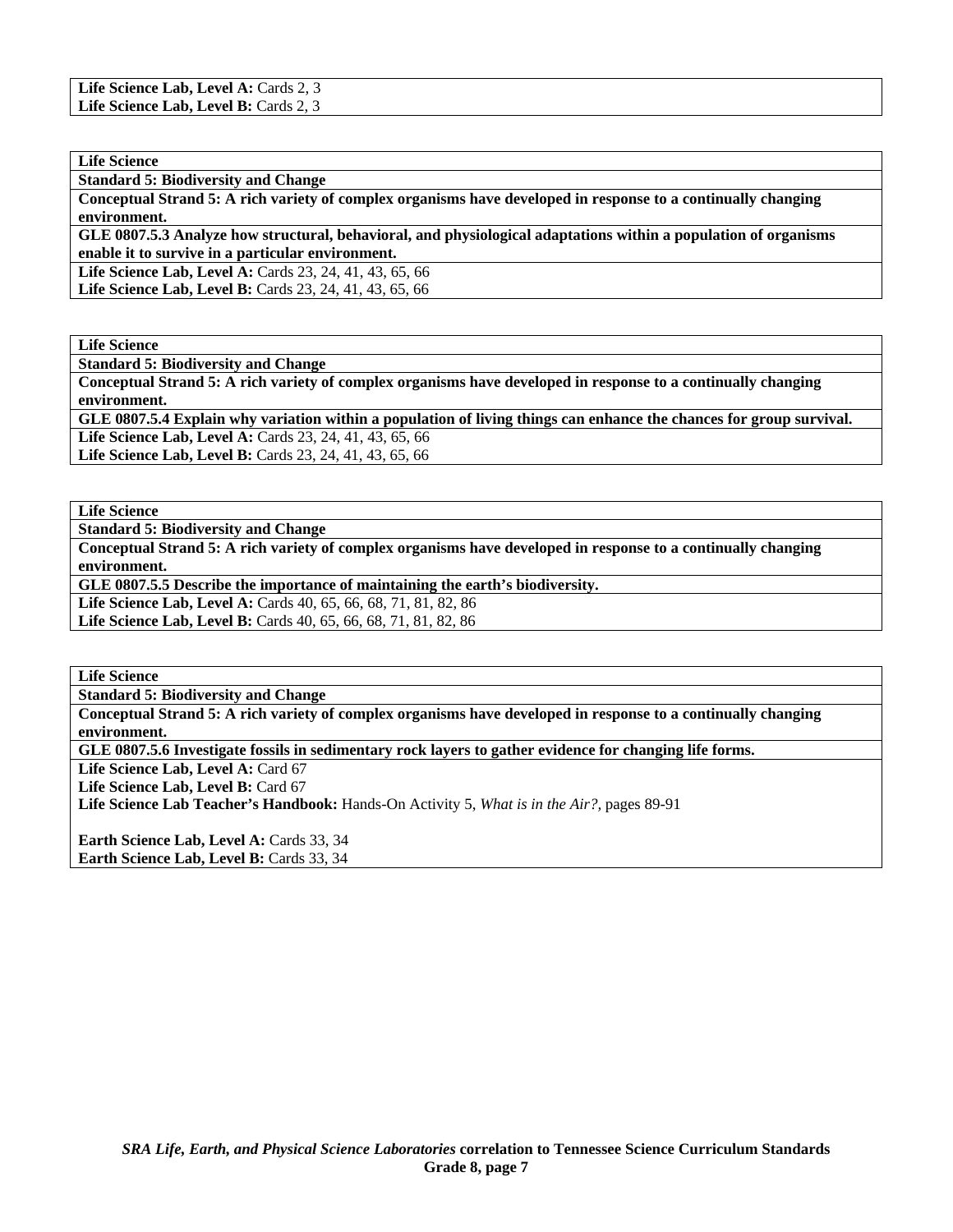**Life Science Lab, Level A:** Cards 2, 3
**Life Science Lab, Level B:** Cards 2, 3

**Life Science**

**Standard 5: Biodiversity and Change**

**Conceptual Strand 5: A rich variety of complex organisms have developed in response to a continually changing environment.**

**GLE 0807.5.3 Analyze how structural, behavioral, and physiological adaptations within a population of organisms enable it to survive in a particular environment.**

**Life Science Lab, Level A:** Cards 23, 24, 41, 43, 65, 66
**Life Science Lab, Level B:** Cards 23, 24, 41, 43, 65, 66

**Life Science**

**Standard 5: Biodiversity and Change**

**Conceptual Strand 5: A rich variety of complex organisms have developed in response to a continually changing environment.**

**GLE 0807.5.4 Explain why variation within a population of living things can enhance the chances for group survival.**

**Life Science Lab, Level A:** Cards 23, 24, 41, 43, 65, 66
**Life Science Lab, Level B:** Cards 23, 24, 41, 43, 65, 66

**Life Science**

**Standard 5: Biodiversity and Change**

**Conceptual Strand 5: A rich variety of complex organisms have developed in response to a continually changing environment.**

**GLE 0807.5.5 Describe the importance of maintaining the earth's biodiversity.**

**Life Science Lab, Level A:** Cards 40, 65, 66, 68, 71, 81, 82, 86
**Life Science Lab, Level B:** Cards 40, 65, 66, 68, 71, 81, 82, 86

**Life Science**

**Standard 5: Biodiversity and Change**

**Conceptual Strand 5: A rich variety of complex organisms have developed in response to a continually changing environment.**

**GLE 0807.5.6 Investigate fossils in sedimentary rock layers to gather evidence for changing life forms.**

**Life Science Lab, Level A:** Card 67
**Life Science Lab, Level B:** Card 67
**Life Science Lab Teacher's Handbook:** Hands-On Activity 5, *What is in the Air?,* pages 89-91

**Earth Science Lab, Level A:** Cards 33, 34
**Earth Science Lab, Level B:** Cards 33, 34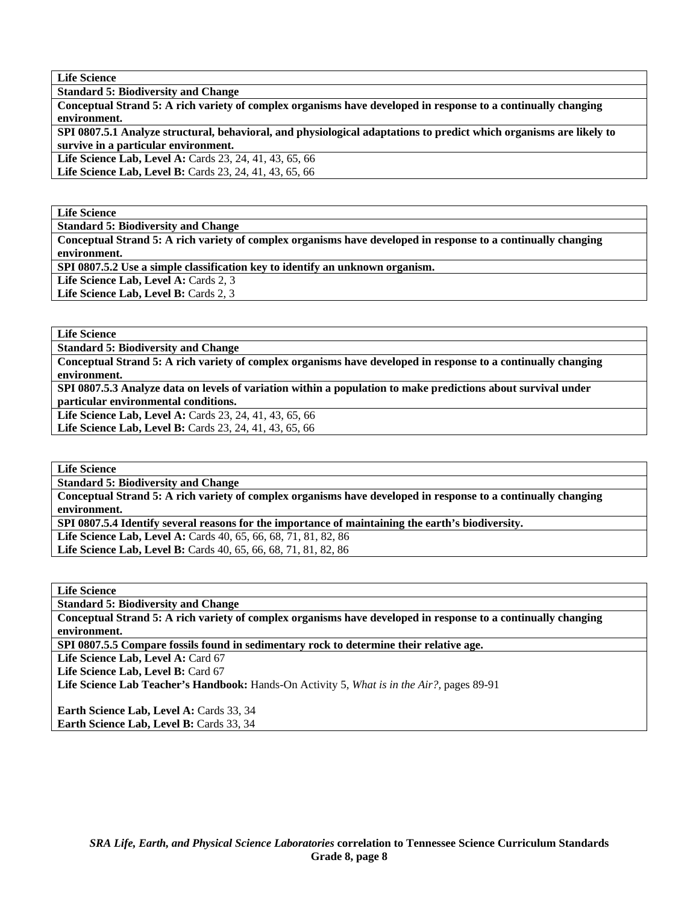| **Life Science** |
|---|
| **Standard 5: Biodiversity and Change** |
| **Conceptual Strand 5: A rich variety of complex organisms have developed in response to a continually changing environment.** |
| **SPI 0807.5.1 Analyze structural, behavioral, and physiological adaptations to predict which organisms are likely to survive in a particular environment.** |
| **Life Science Lab, Level A:** Cards 23, 24, 41, 43, 65, 66<br>**Life Science Lab, Level B:** Cards 23, 24, 41, 43, 65, 66 |

| **Life Science** |
|---|
| **Standard 5: Biodiversity and Change** |
| **Conceptual Strand 5: A rich variety of complex organisms have developed in response to a continually changing environment.** |
| **SPI 0807.5.2 Use a simple classification key to identify an unknown organism.** |
| **Life Science Lab, Level A:** Cards 2, 3<br>**Life Science Lab, Level B:** Cards 2, 3 |

| **Life Science** |
|---|
| **Standard 5: Biodiversity and Change** |
| **Conceptual Strand 5: A rich variety of complex organisms have developed in response to a continually changing environment.** |
| **SPI 0807.5.3 Analyze data on levels of variation within a population to make predictions about survival under particular environmental conditions.** |
| **Life Science Lab, Level A:** Cards 23, 24, 41, 43, 65, 66<br>**Life Science Lab, Level B:** Cards 23, 24, 41, 43, 65, 66 |

| **Life Science** |
|---|
| **Standard 5: Biodiversity and Change** |
| **Conceptual Strand 5: A rich variety of complex organisms have developed in response to a continually changing environment.** |
| **SPI 0807.5.4 Identify several reasons for the importance of maintaining the earth's biodiversity.** |
| **Life Science Lab, Level A:** Cards 40, 65, 66, 68, 71, 81, 82, 86<br>**Life Science Lab, Level B:** Cards 40, 65, 66, 68, 71, 81, 82, 86 |

| **Life Science** |
|---|
| **Standard 5: Biodiversity and Change** |
| **Conceptual Strand 5: A rich variety of complex organisms have developed in response to a continually changing environment.** |
| **SPI 0807.5.5 Compare fossils found in sedimentary rock to determine their relative age.** |
| **Life Science Lab, Level A:** Card 67<br>**Life Science Lab, Level B:** Card 67<br>**Life Science Lab Teacher's Handbook:** Hands-On Activity 5, *What is in the Air?,* pages 89-91<br><br>**Earth Science Lab, Level A:** Cards 33, 34<br>**Earth Science Lab, Level B:** Cards 33, 34 |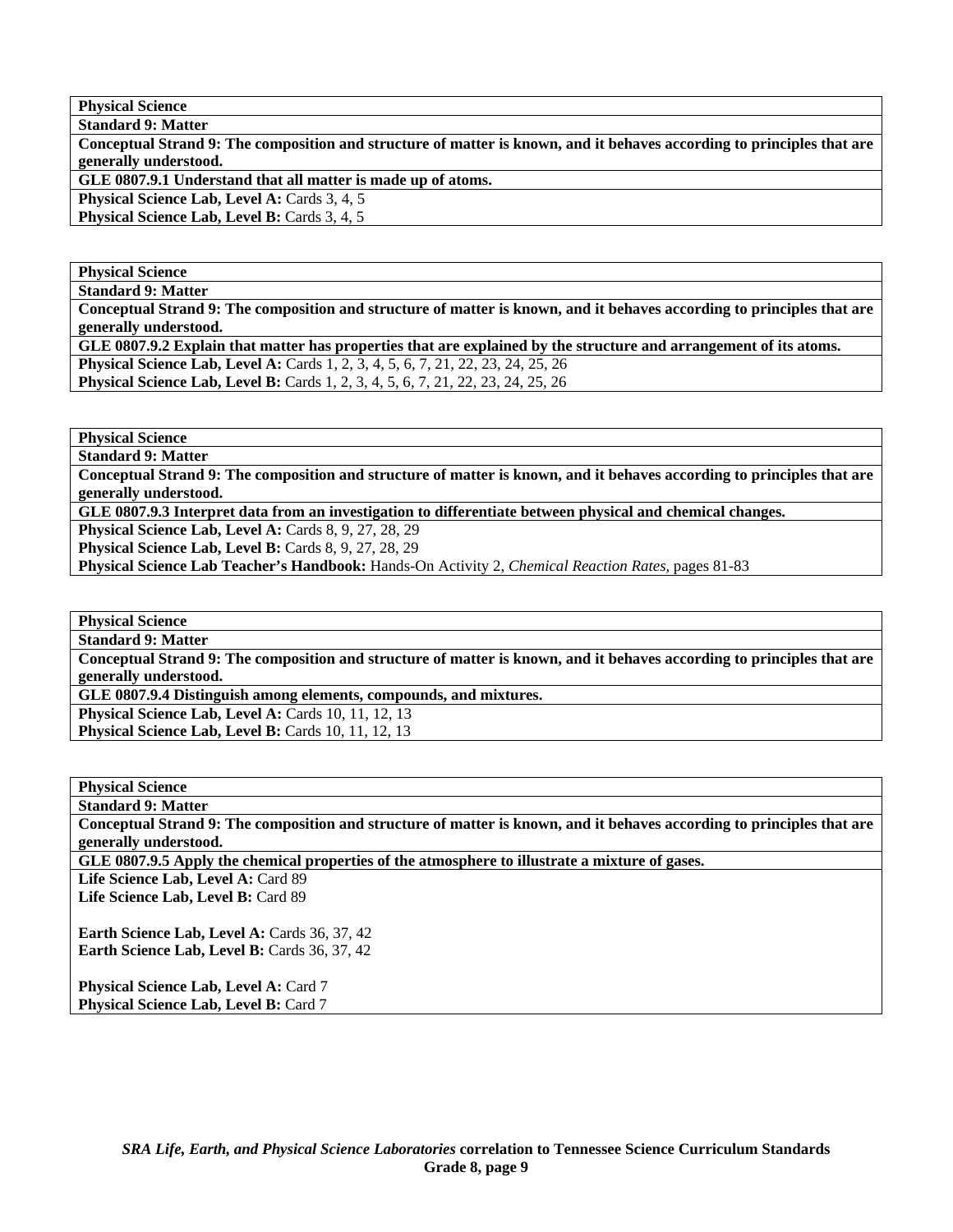| **Physical Science** |
|---|
| **Standard 9: Matter** |
| **Conceptual Strand 9: The composition and structure of matter is known, and it behaves according to principles that are generally understood.** |
| **GLE 0807.9.1 Understand that all matter is made up of atoms.** |
| **Physical Science Lab, Level A:** Cards 3, 4, 5<br>**Physical Science Lab, Level B:** Cards 3, 4, 5 |

| **Physical Science** |
|---|
| **Standard 9: Matter** |
| **Conceptual Strand 9: The composition and structure of matter is known, and it behaves according to principles that are generally understood.** |
| **GLE 0807.9.2 Explain that matter has properties that are explained by the structure and arrangement of its atoms.** |
| **Physical Science Lab, Level A:** Cards 1, 2, 3, 4, 5, 6, 7, 21, 22, 23, 24, 25, 26<br>**Physical Science Lab, Level B:** Cards 1, 2, 3, 4, 5, 6, 7, 21, 22, 23, 24, 25, 26 |

| **Physical Science** |
|---|
| **Standard 9: Matter** |
| **Conceptual Strand 9: The composition and structure of matter is known, and it behaves according to principles that are generally understood.** |
| **GLE 0807.9.3 Interpret data from an investigation to differentiate between physical and chemical changes.** |
| **Physical Science Lab, Level A:** Cards 8, 9, 27, 28, 29<br>**Physical Science Lab, Level B:** Cards 8, 9, 27, 28, 29<br>**Physical Science Lab Teacher's Handbook:** Hands-On Activity 2, *Chemical Reaction Rates,* pages 81-83 |

| **Physical Science** |
|---|
| **Standard 9: Matter** |
| **Conceptual Strand 9: The composition and structure of matter is known, and it behaves according to principles that are generally understood.** |
| **GLE 0807.9.4 Distinguish among elements, compounds, and mixtures.** |
| **Physical Science Lab, Level A:** Cards 10, 11, 12, 13<br>**Physical Science Lab, Level B:** Cards 10, 11, 12, 13 |

| **Physical Science** |
|---|
| **Standard 9: Matter** |
| **Conceptual Strand 9: The composition and structure of matter is known, and it behaves according to principles that are generally understood.** |
| **GLE 0807.9.5 Apply the chemical properties of the atmosphere to illustrate a mixture of gases.** |
| **Life Science Lab, Level A:** Card 89<br>**Life Science Lab, Level B:** Card 89<br><br>**Earth Science Lab, Level A:** Cards 36, 37, 42<br>**Earth Science Lab, Level B:** Cards 36, 37, 42<br><br>**Physical Science Lab, Level A:** Card 7<br>**Physical Science Lab, Level B:** Card 7 |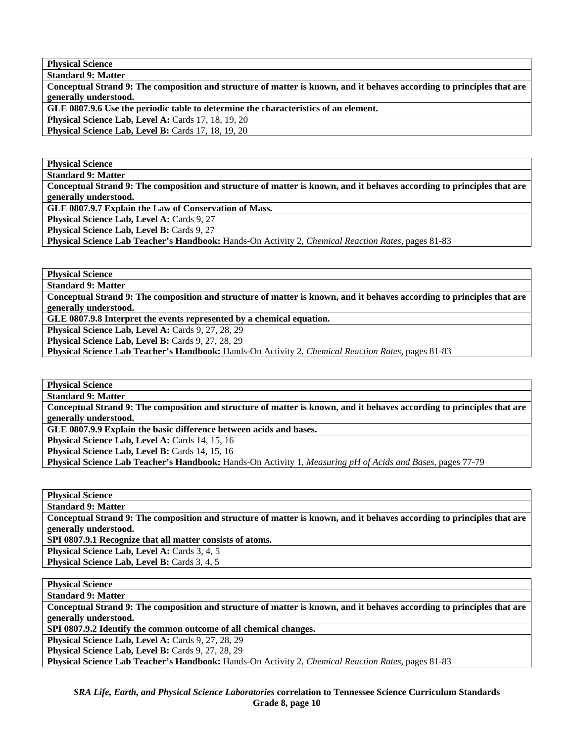| Physical Science |
|---|
| **Standard 9: Matter** |
| **Conceptual Strand 9: The composition and structure of matter is known, and it behaves according to principles that are generally understood.** |
| **GLE 0807.9.6 Use the periodic table to determine the characteristics of an element.** |
| **Physical Science Lab, Level A:** Cards 17, 18, 19, 20<br>**Physical Science Lab, Level B:** Cards 17, 18, 19, 20 |

| Physical Science |
|---|
| **Standard 9: Matter** |
| **Conceptual Strand 9: The composition and structure of matter is known, and it behaves according to principles that are generally understood.** |
| **GLE 0807.9.7 Explain the Law of Conservation of Mass.** |
| **Physical Science Lab, Level A:** Cards 9, 27<br>**Physical Science Lab, Level B:** Cards 9, 27<br>**Physical Science Lab Teacher's Handbook:** Hands-On Activity 2, *Chemical Reaction Rates,* pages 81-83 |

| Physical Science |
|---|
| **Standard 9: Matter** |
| **Conceptual Strand 9: The composition and structure of matter is known, and it behaves according to principles that are generally understood.** |
| **GLE 0807.9.8 Interpret the events represented by a chemical equation.** |
| **Physical Science Lab, Level A:** Cards 9, 27, 28, 29<br>**Physical Science Lab, Level B:** Cards 9, 27, 28, 29<br>**Physical Science Lab Teacher's Handbook:** Hands-On Activity 2, *Chemical Reaction Rates,* pages 81-83 |

| Physical Science |
|---|
| **Standard 9: Matter** |
| **Conceptual Strand 9: The composition and structure of matter is known, and it behaves according to principles that are generally understood.** |
| **GLE 0807.9.9 Explain the basic difference between acids and bases.** |
| **Physical Science Lab, Level A:** Cards 14, 15, 16<br>**Physical Science Lab, Level B:** Cards 14, 15, 16<br>**Physical Science Lab Teacher's Handbook:** Hands-On Activity 1, *Measuring pH of Acids and Bases,* pages 77-79 |

| Physical Science |
|---|
| **Standard 9: Matter** |
| **Conceptual Strand 9: The composition and structure of matter is known, and it behaves according to principles that are generally understood.** |
| **SPI 0807.9.1 Recognize that all matter consists of atoms.** |
| **Physical Science Lab, Level A:** Cards 3, 4, 5<br>**Physical Science Lab, Level B:** Cards 3, 4, 5 |

| Physical Science |
|---|
| **Standard 9: Matter** |
| **Conceptual Strand 9: The composition and structure of matter is known, and it behaves according to principles that are generally understood.** |
| **SPI 0807.9.2 Identify the common outcome of all chemical changes.** |
| **Physical Science Lab, Level A:** Cards 9, 27, 28, 29<br>**Physical Science Lab, Level B:** Cards 9, 27, 28, 29<br>**Physical Science Lab Teacher's Handbook:** Hands-On Activity 2, *Chemical Reaction Rates,* pages 81-83 |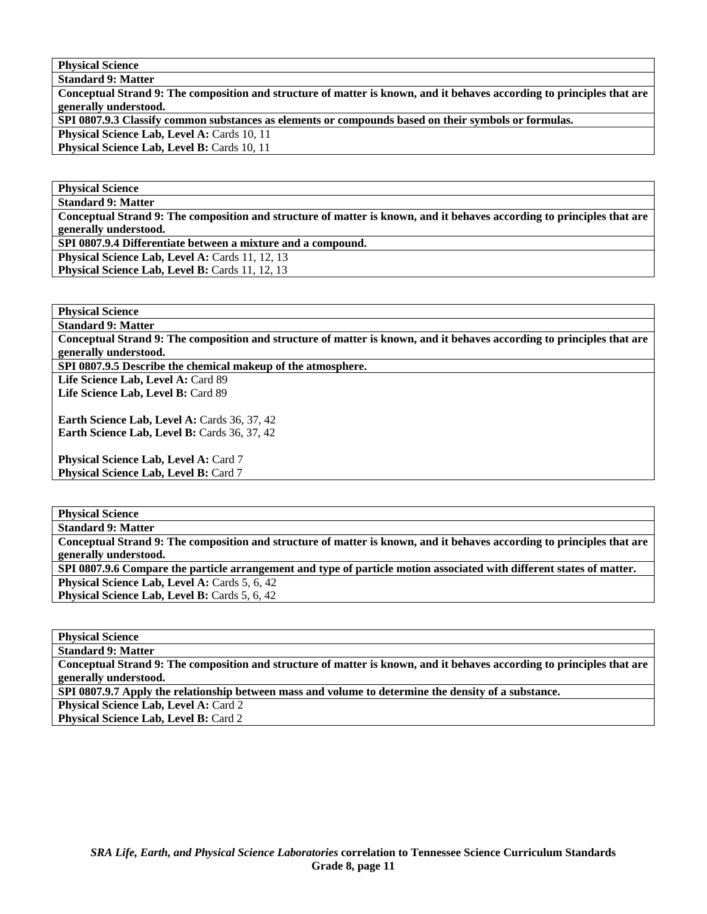| **Physical Science** |
|---|
| **Standard 9: Matter** |
| **Conceptual Strand 9: The composition and structure of matter is known, and it behaves according to principles that are generally understood.** |
| **SPI 0807.9.3 Classify common substances as elements or compounds based on their symbols or formulas.** |
| **Physical Science Lab, Level A:** Cards 10, 11 |
| **Physical Science Lab, Level B:** Cards 10, 11 |

| **Physical Science** |
|---|
| **Standard 9: Matter** |
| **Conceptual Strand 9: The composition and structure of matter is known, and it behaves according to principles that are generally understood.** |
| **SPI 0807.9.4 Differentiate between a mixture and a compound.** |
| **Physical Science Lab, Level A:** Cards 11, 12, 13 |
| **Physical Science Lab, Level B:** Cards 11, 12, 13 |

| **Physical Science** |
|---|
| **Standard 9: Matter** |
| **Conceptual Strand 9: The composition and structure of matter is known, and it behaves according to principles that are generally understood.** |
| **SPI 0807.9.5 Describe the chemical makeup of the atmosphere.** |
| **Life Science Lab, Level A:** Card 89<br>**Life Science Lab, Level B:** Card 89<br><br>**Earth Science Lab, Level A:** Cards 36, 37, 42<br>**Earth Science Lab, Level B:** Cards 36, 37, 42<br><br>**Physical Science Lab, Level A:** Card 7<br>**Physical Science Lab, Level B:** Card 7 |

| **Physical Science** |
|---|
| **Standard 9: Matter** |
| **Conceptual Strand 9: The composition and structure of matter is known, and it behaves according to principles that are generally understood.** |
| **SPI 0807.9.6 Compare the particle arrangement and type of particle motion associated with different states of matter.** |
| **Physical Science Lab, Level A:** Cards 5, 6, 42 |
| **Physical Science Lab, Level B:** Cards 5, 6, 42 |

| **Physical Science** |
|---|
| **Standard 9: Matter** |
| **Conceptual Strand 9: The composition and structure of matter is known, and it behaves according to principles that are generally understood.** |
| **SPI 0807.9.7 Apply the relationship between mass and volume to determine the density of a substance.** |
| **Physical Science Lab, Level A:** Card 2 |
| **Physical Science Lab, Level B:** Card 2 |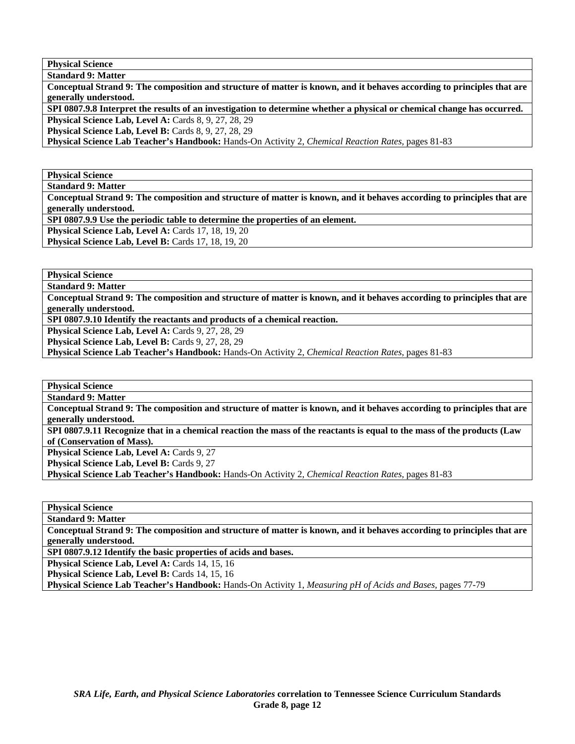| Physical Science |
|---|
| **Standard 9: Matter** |
| **Conceptual Strand 9: The composition and structure of matter is known, and it behaves according to principles that are generally understood.** |
| **SPI 0807.9.8 Interpret the results of an investigation to determine whether a physical or chemical change has occurred.** |
| **Physical Science Lab, Level A:** Cards 8, 9, 27, 28, 29<br>**Physical Science Lab, Level B:** Cards 8, 9, 27, 28, 29<br>**Physical Science Lab Teacher's Handbook:** Hands-On Activity 2, *Chemical Reaction Rates,* pages 81-83 |

| Physical Science |
|---|
| **Standard 9: Matter** |
| **Conceptual Strand 9: The composition and structure of matter is known, and it behaves according to principles that are generally understood.** |
| **SPI 0807.9.9 Use the periodic table to determine the properties of an element.** |
| **Physical Science Lab, Level A:** Cards 17, 18, 19, 20<br>**Physical Science Lab, Level B:** Cards 17, 18, 19, 20 |

| Physical Science |
|---|
| **Standard 9: Matter** |
| **Conceptual Strand 9: The composition and structure of matter is known, and it behaves according to principles that are generally understood.** |
| **SPI 0807.9.10 Identify the reactants and products of a chemical reaction.** |
| **Physical Science Lab, Level A:** Cards 9, 27, 28, 29<br>**Physical Science Lab, Level B:** Cards 9, 27, 28, 29<br>**Physical Science Lab Teacher's Handbook:** Hands-On Activity 2, *Chemical Reaction Rates,* pages 81-83 |

| Physical Science |
|---|
| **Standard 9: Matter** |
| **Conceptual Strand 9: The composition and structure of matter is known, and it behaves according to principles that are generally understood.** |
| **SPI 0807.9.11 Recognize that in a chemical reaction the mass of the reactants is equal to the mass of the products (Law of (Conservation of Mass).** |
| **Physical Science Lab, Level A:** Cards 9, 27<br>**Physical Science Lab, Level B:** Cards 9, 27<br>**Physical Science Lab Teacher's Handbook:** Hands-On Activity 2, *Chemical Reaction Rates,* pages 81-83 |

| Physical Science |
|---|
| **Standard 9: Matter** |
| **Conceptual Strand 9: The composition and structure of matter is known, and it behaves according to principles that are generally understood.** |
| **SPI 0807.9.12 Identify the basic properties of acids and bases.** |
| **Physical Science Lab, Level A:** Cards 14, 15, 16<br>**Physical Science Lab, Level B:** Cards 14, 15, 16<br>**Physical Science Lab Teacher's Handbook:** Hands-On Activity 1, *Measuring pH of Acids and Bases,* pages 77-79 |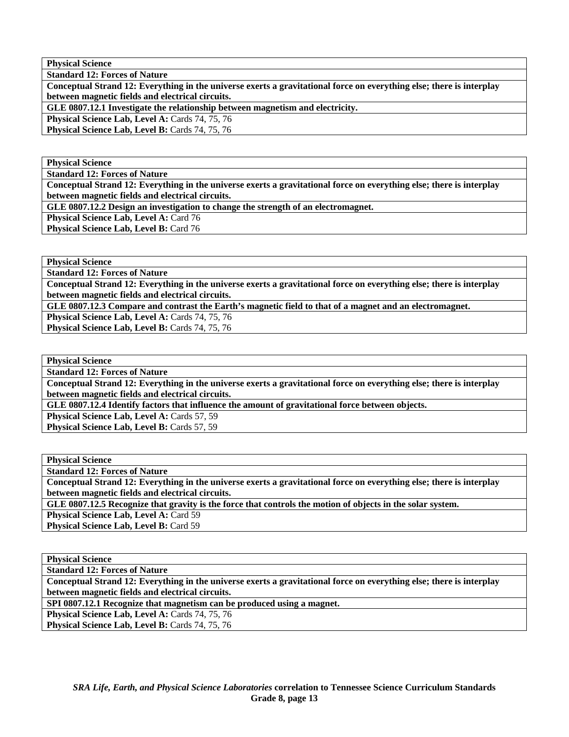| **Physical Science** |
|---|
| **Standard 12: Forces of Nature** |
| **Conceptual Strand 12: Everything in the universe exerts a gravitational force on everything else; there is interplay between magnetic fields and electrical circuits.** |
| **GLE 0807.12.1 Investigate the relationship between magnetism and electricity.** |
| **Physical Science Lab, Level A:** Cards 74, 75, 76 |
| **Physical Science Lab, Level B:** Cards 74, 75, 76 |

| **Physical Science** |
|---|
| **Standard 12: Forces of Nature** |
| **Conceptual Strand 12: Everything in the universe exerts a gravitational force on everything else; there is interplay between magnetic fields and electrical circuits.** |
| **GLE 0807.12.2 Design an investigation to change the strength of an electromagnet.** |
| **Physical Science Lab, Level A:** Card 76 |
| **Physical Science Lab, Level B:** Card 76 |

| **Physical Science** |
|---|
| **Standard 12: Forces of Nature** |
| **Conceptual Strand 12: Everything in the universe exerts a gravitational force on everything else; there is interplay between magnetic fields and electrical circuits.** |
| **GLE 0807.12.3 Compare and contrast the Earth's magnetic field to that of a magnet and an electromagnet.** |
| **Physical Science Lab, Level A:** Cards 74, 75, 76 |
| **Physical Science Lab, Level B:** Cards 74, 75, 76 |

| **Physical Science** |
|---|
| **Standard 12: Forces of Nature** |
| **Conceptual Strand 12: Everything in the universe exerts a gravitational force on everything else; there is interplay between magnetic fields and electrical circuits.** |
| **GLE 0807.12.4 Identify factors that influence the amount of gravitational force between objects.** |
| **Physical Science Lab, Level A:** Cards 57, 59 |
| **Physical Science Lab, Level B:** Cards 57, 59 |

| **Physical Science** |
|---|
| **Standard 12: Forces of Nature** |
| **Conceptual Strand 12: Everything in the universe exerts a gravitational force on everything else; there is interplay between magnetic fields and electrical circuits.** |
| **GLE 0807.12.5 Recognize that gravity is the force that controls the motion of objects in the solar system.** |
| **Physical Science Lab, Level A:** Card 59 |
| **Physical Science Lab, Level B:** Card 59 |

| **Physical Science** |
|---|
| **Standard 12: Forces of Nature** |
| **Conceptual Strand 12: Everything in the universe exerts a gravitational force on everything else; there is interplay between magnetic fields and electrical circuits.** |
| **SPI 0807.12.1 Recognize that magnetism can be produced using a magnet.** |
| **Physical Science Lab, Level A:** Cards 74, 75, 76 |
| **Physical Science Lab, Level B:** Cards 74, 75, 76 |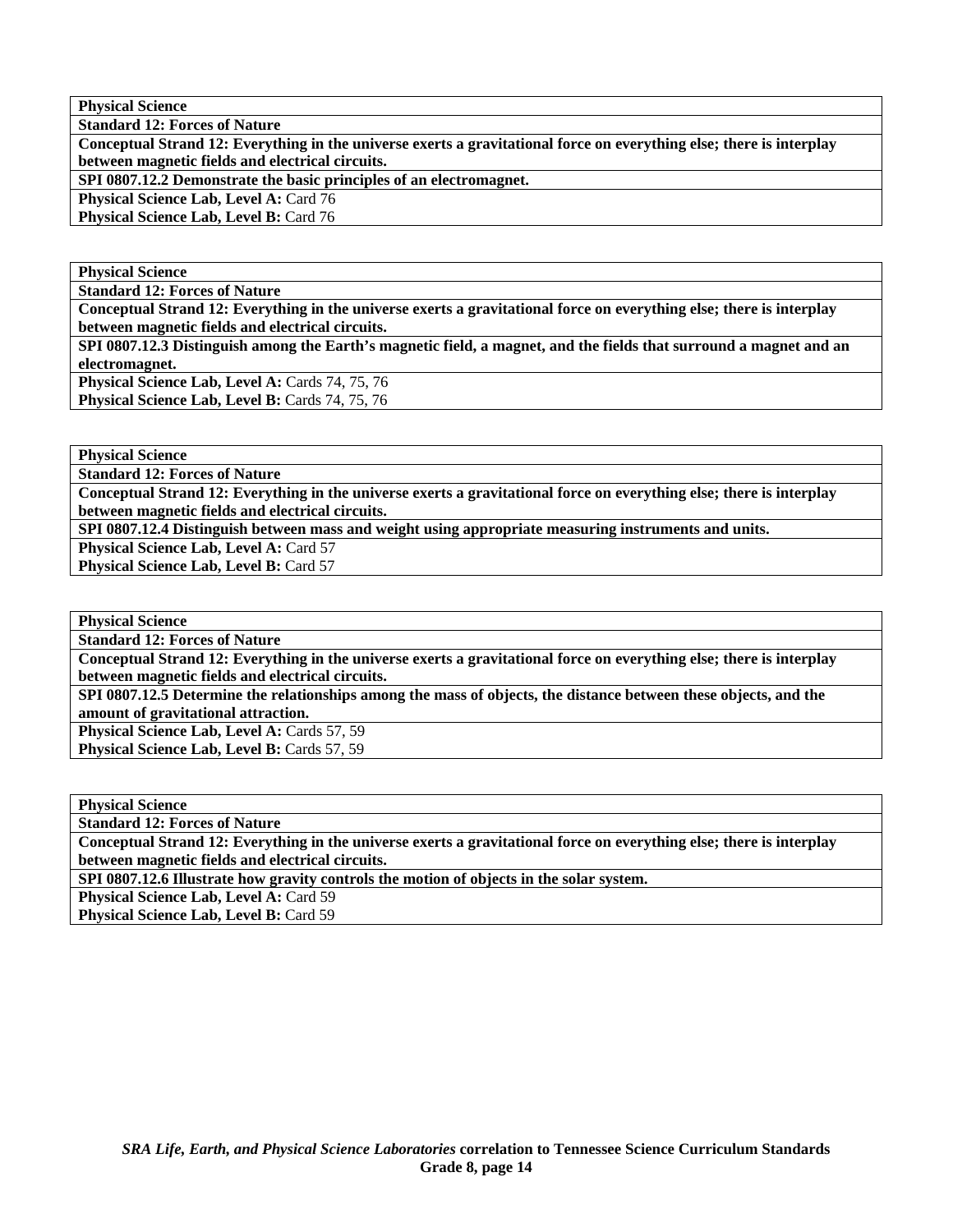| **Physical Science** |
|---|
| **Standard 12: Forces of Nature** |
| **Conceptual Strand 12: Everything in the universe exerts a gravitational force on everything else; there is interplay between magnetic fields and electrical circuits.** |
| **SPI 0807.12.2 Demonstrate the basic principles of an electromagnet.** |
| **Physical Science Lab, Level A:** Card 76<br>**Physical Science Lab, Level B:** Card 76 |

| **Physical Science** |
|---|
| **Standard 12: Forces of Nature** |
| **Conceptual Strand 12: Everything in the universe exerts a gravitational force on everything else; there is interplay between magnetic fields and electrical circuits.** |
| **SPI 0807.12.3 Distinguish among the Earth's magnetic field, a magnet, and the fields that surround a magnet and an electromagnet.** |
| **Physical Science Lab, Level A:** Cards 74, 75, 76<br>**Physical Science Lab, Level B:** Cards 74, 75, 76 |

| **Physical Science** |
|---|
| **Standard 12: Forces of Nature** |
| **Conceptual Strand 12: Everything in the universe exerts a gravitational force on everything else; there is interplay between magnetic fields and electrical circuits.** |
| **SPI 0807.12.4 Distinguish between mass and weight using appropriate measuring instruments and units.** |
| **Physical Science Lab, Level A:** Card 57<br>**Physical Science Lab, Level B:** Card 57 |

| **Physical Science** |
|---|
| **Standard 12: Forces of Nature** |
| **Conceptual Strand 12: Everything in the universe exerts a gravitational force on everything else; there is interplay between magnetic fields and electrical circuits.** |
| **SPI 0807.12.5 Determine the relationships among the mass of objects, the distance between these objects, and the amount of gravitational attraction.** |
| **Physical Science Lab, Level A:** Cards 57, 59<br>**Physical Science Lab, Level B:** Cards 57, 59 |

| **Physical Science** |
|---|
| **Standard 12: Forces of Nature** |
| **Conceptual Strand 12: Everything in the universe exerts a gravitational force on everything else; there is interplay between magnetic fields and electrical circuits.** |
| **SPI 0807.12.6 Illustrate how gravity controls the motion of objects in the solar system.** |
| **Physical Science Lab, Level A:** Card 59<br>**Physical Science Lab, Level B:** Card 59 |